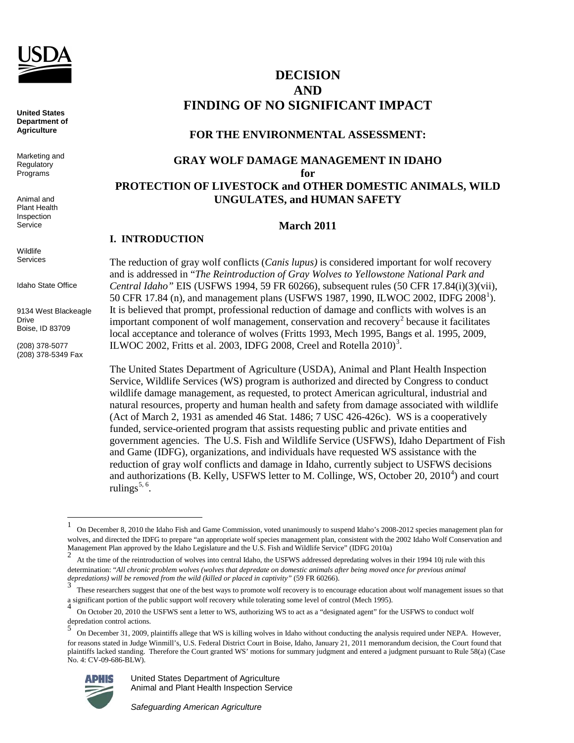**United States Department of Agriculture**

Marketing and Regulatory Programs

Animal and Plant Health Inspection Service

Wildlife Services

Idaho State Office

9134 West Blackeagle Drive
Boise, ID 83709

(208) 378-5077
(208) 378-5349 Fax

# DECISION AND FINDING OF NO SIGNIFICANT IMPACT

## FOR THE ENVIRONMENTAL ASSESSMENT:

## GRAY WOLF DAMAGE MANAGEMENT IN IDAHO for PROTECTION OF LIVESTOCK and OTHER DOMESTIC ANIMALS, WILD UNGULATES, and HUMAN SAFETY

**March 2011**

## I. INTRODUCTION

The reduction of gray wolf conflicts (*Canis lupus)* is considered important for wolf recovery and is addressed in "*The Reintroduction of Gray Wolves to Yellowstone National Park and Central Idaho"* EIS (USFWS 1994, 59 FR 60266), subsequent rules (50 CFR 17.84(i)(3)(vii), 50 CFR 17.84 (n), and management plans (USFWS 1987, 1990, ILWOC 2002, IDFG 2008[1]). It is believed that prompt, professional reduction of damage and conflicts with wolves is an important component of wolf management, conservation and recovery[2] because it facilitates local acceptance and tolerance of wolves (Fritts 1993, Mech 1995, Bangs et al. 1995, 2009, ILWOC 2002, Fritts et al. 2003, IDFG 2008, Creel and Rotella 2010)[3].

The United States Department of Agriculture (USDA), Animal and Plant Health Inspection Service, Wildlife Services (WS) program is authorized and directed by Congress to conduct wildlife damage management, as requested, to protect American agricultural, industrial and natural resources, property and human health and safety from damage associated with wildlife (Act of March 2, 1931 as amended 46 Stat. 1486; 7 USC 426-426c). WS is a cooperatively funded, service-oriented program that assists requesting public and private entities and government agencies. The U.S. Fish and Wildlife Service (USFWS), Idaho Department of Fish and Game (IDFG), organizations, and individuals have requested WS assistance with the reduction of gray wolf conflicts and damage in Idaho, currently subject to USFWS decisions and authorizations (B. Kelly, USFWS letter to M. Collinge, WS, October 20, 2010[4]) and court rulings[5, 6].

---

[1] On December 8, 2010 the Idaho Fish and Game Commission, voted unanimously to suspend Idaho's 2008-2012 species management plan for wolves, and directed the IDFG to prepare "an appropriate wolf species management plan, consistent with the 2002 Idaho Wolf Conservation and Management Plan approved by the Idaho Legislature and the U.S. Fish and Wildlife Service" (IDFG 2010a)

[2] At the time of the reintroduction of wolves into central Idaho, the USFWS addressed depredating wolves in their 1994 10j rule with this determination: "*All chronic problem wolves (wolves that depredate on domestic animals after being moved once for previous animal depredations) will be removed from the wild (killed or placed in captivity"* (59 FR 60266).

[3] These researchers suggest that one of the best ways to promote wolf recovery is to encourage education about wolf management issues so that a significant portion of the public support wolf recovery while tolerating some level of control (Mech 1995).

[4] On October 20, 2010 the USFWS sent a letter to WS, authorizing WS to act as a "designated agent" for the USFWS to conduct wolf depredation control actions.

[5] On December 31, 2009, plaintiffs allege that WS is killing wolves in Idaho without conducting the analysis required under NEPA. However, for reasons stated in Judge Winmill's, U.S. Federal District Court in Boise, Idaho, January 21, 2011 memorandum decision, the Court found that plaintiffs lacked standing. Therefore the Court granted WS' motions for summary judgment and entered a judgment pursuant to Rule 58(a) (Case No. 4: CV-09-686-BLW).

United States Department of Agriculture
Animal and Plant Health Inspection Service

*Safeguarding American Agriculture*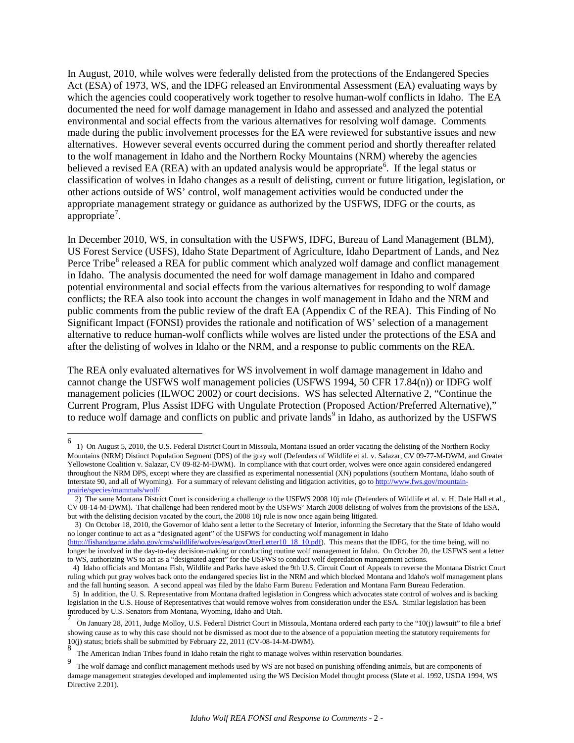In August, 2010, while wolves were federally delisted from the protections of the Endangered Species Act (ESA) of 1973, WS, and the IDFG released an Environmental Assessment (EA) evaluating ways by which the agencies could cooperatively work together to resolve human-wolf conflicts in Idaho. The EA documented the need for wolf damage management in Idaho and assessed and analyzed the potential environmental and social effects from the various alternatives for resolving wolf damage. Comments made during the public involvement processes for the EA were reviewed for substantive issues and new alternatives. However several events occurred during the comment period and shortly thereafter related to the wolf management in Idaho and the Northern Rocky Mountains (NRM) whereby the agencies believed a revised EA (REA) with an updated analysis would be appropriate[6]. If the legal status or classification of wolves in Idaho changes as a result of delisting, current or future litigation, legislation, or other actions outside of WS' control, wolf management activities would be conducted under the appropriate management strategy or guidance as authorized by the USFWS, IDFG or the courts, as appropriate[7].

In December 2010, WS, in consultation with the USFWS, IDFG, Bureau of Land Management (BLM), US Forest Service (USFS), Idaho State Department of Agriculture, Idaho Department of Lands, and Nez Perce Tribe[8] released a REA for public comment which analyzed wolf damage and conflict management in Idaho. The analysis documented the need for wolf damage management in Idaho and compared potential environmental and social effects from the various alternatives for responding to wolf damage conflicts; the REA also took into account the changes in wolf management in Idaho and the NRM and public comments from the public review of the draft EA (Appendix C of the REA). This Finding of No Significant Impact (FONSI) provides the rationale and notification of WS' selection of a management alternative to reduce human-wolf conflicts while wolves are listed under the protections of the ESA and after the delisting of wolves in Idaho or the NRM, and a response to public comments on the REA.

The REA only evaluated alternatives for WS involvement in wolf damage management in Idaho and cannot change the USFWS wolf management policies (USFWS 1994, 50 CFR 17.84(n)) or IDFG wolf management policies (ILWOC 2002) or court decisions. WS has selected Alternative 2, "Continue the Current Program, Plus Assist IDFG with Ungulate Protection (Proposed Action/Preferred Alternative)," to reduce wolf damage and conflicts on public and private lands[9] in Idaho, as authorized by the USFWS

---

[6] 1) On August 5, 2010, the U.S. Federal District Court in Missoula, Montana issued an order vacating the delisting of the Northern Rocky Mountains (NRM) Distinct Population Segment (DPS) of the gray wolf (Defenders of Wildlife et al. v. Salazar, CV 09-77-M-DWM, and Greater Yellowstone Coalition v. Salazar, CV 09-82-M-DWM). In compliance with that court order, wolves were once again considered endangered throughout the NRM DPS, except where they are classified as experimental nonessential (XN) populations (southern Montana, Idaho south of Interstate 90, and all of Wyoming). For a summary of relevant delisting and litigation activities, go to http://www.fws.gov/mountain-prairie/species/mammals/wolf/

2) The same Montana District Court is considering a challenge to the USFWS 2008 10j rule (Defenders of Wildlife et al. v. H. Dale Hall et al., CV 08-14-M-DWM). That challenge had been rendered moot by the USFWS' March 2008 delisting of wolves from the provisions of the ESA, but with the delisting decision vacated by the court, the 2008 10j rule is now once again being litigated.

3) On October 18, 2010, the Governor of Idaho sent a letter to the Secretary of Interior, informing the Secretary that the State of Idaho would no longer continue to act as a "designated agent" of the USFWS for conducting wolf management in Idaho (http://fishandgame.idaho.gov/cms/wildlife/wolves/esa/govOtterLetter10_18_10.pdf). This means that the IDFG, for the time being, will no longer be involved in the day-to-day decision-making or conducting routine wolf management in Idaho. On October 20, the USFWS sent a letter to WS, authorizing WS to act as a "designated agent" for the USFWS to conduct wolf depredation management actions.

4) Idaho officials and Montana Fish, Wildlife and Parks have asked the 9th U.S. Circuit Court of Appeals to reverse the Montana District Court ruling which put gray wolves back onto the endangered species list in the NRM and which blocked Montana and Idaho's wolf management plans and the fall hunting season. A second appeal was filed by the Idaho Farm Bureau Federation and Montana Farm Bureau Federation.

5) In addition, the U. S. Representative from Montana drafted legislation in Congress which advocates state control of wolves and is backing legislation in the U.S. House of Representatives that would remove wolves from consideration under the ESA. Similar legislation has been introduced by U.S. Senators from Montana, Wyoming, Idaho and Utah.

[7] On January 28, 2011, Judge Molloy, U.S. Federal District Court in Missoula, Montana ordered each party to the "10(j) lawsuit" to file a brief showing cause as to why this case should not be dismissed as moot due to the absence of a population meeting the statutory requirements for 10(j) status; briefs shall be submitted by February 22, 2011 (CV-08-14-M-DWM).

[8] The American Indian Tribes found in Idaho retain the right to manage wolves within reservation boundaries.

[9] The wolf damage and conflict management methods used by WS are not based on punishing offending animals, but are components of damage management strategies developed and implemented using the WS Decision Model thought process (Slate et al. 1992, USDA 1994, WS Directive 2.201).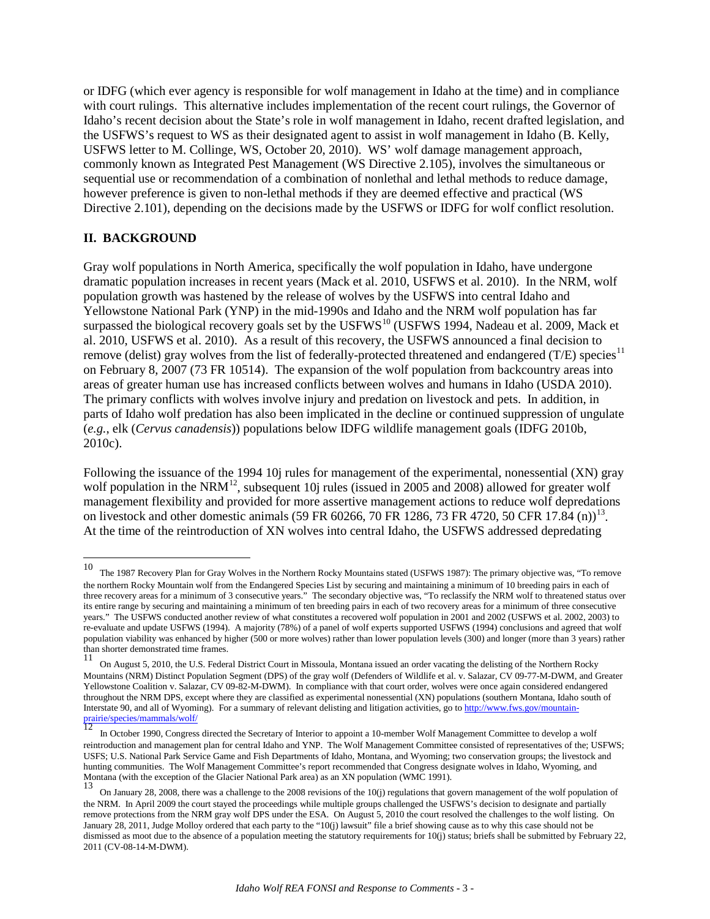or IDFG (which ever agency is responsible for wolf management in Idaho at the time) and in compliance with court rulings. This alternative includes implementation of the recent court rulings, the Governor of Idaho's recent decision about the State's role in wolf management in Idaho, recent drafted legislation, and the USFWS's request to WS as their designated agent to assist in wolf management in Idaho (B. Kelly, USFWS letter to M. Collinge, WS, October 20, 2010). WS' wolf damage management approach, commonly known as Integrated Pest Management (WS Directive 2.105), involves the simultaneous or sequential use or recommendation of a combination of nonlethal and lethal methods to reduce damage, however preference is given to non-lethal methods if they are deemed effective and practical (WS Directive 2.101), depending on the decisions made by the USFWS or IDFG for wolf conflict resolution.

## II. BACKGROUND

Gray wolf populations in North America, specifically the wolf population in Idaho, have undergone dramatic population increases in recent years (Mack et al. 2010, USFWS et al. 2010). In the NRM, wolf population growth was hastened by the release of wolves by the USFWS into central Idaho and Yellowstone National Park (YNP) in the mid-1990s and Idaho and the NRM wolf population has far surpassed the biological recovery goals set by the USFWS[10] (USFWS 1994, Nadeau et al. 2009, Mack et al. 2010, USFWS et al. 2010). As a result of this recovery, the USFWS announced a final decision to remove (delist) gray wolves from the list of federally-protected threatened and endangered (T/E) species[11] on February 8, 2007 (73 FR 10514). The expansion of the wolf population from backcountry areas into areas of greater human use has increased conflicts between wolves and humans in Idaho (USDA 2010). The primary conflicts with wolves involve injury and predation on livestock and pets. In addition, in parts of Idaho wolf predation has also been implicated in the decline or continued suppression of ungulate (*e.g.*, elk (*Cervus canadensis*)) populations below IDFG wildlife management goals (IDFG 2010b, 2010c).

Following the issuance of the 1994 10j rules for management of the experimental, nonessential (XN) gray wolf population in the NRM[12], subsequent 10j rules (issued in 2005 and 2008) allowed for greater wolf management flexibility and provided for more assertive management actions to reduce wolf depredations on livestock and other domestic animals (59 FR 60266, 70 FR 1286, 73 FR 4720, 50 CFR 17.84 (n))[13]. At the time of the reintroduction of XN wolves into central Idaho, the USFWS addressed depredating

---

[10] The 1987 Recovery Plan for Gray Wolves in the Northern Rocky Mountains stated (USFWS 1987): The primary objective was, "To remove the northern Rocky Mountain wolf from the Endangered Species List by securing and maintaining a minimum of 10 breeding pairs in each of three recovery areas for a minimum of 3 consecutive years." The secondary objective was, "To reclassify the NRM wolf to threatened status over its entire range by securing and maintaining a minimum of ten breeding pairs in each of two recovery areas for a minimum of three consecutive years." The USFWS conducted another review of what constitutes a recovered wolf population in 2001 and 2002 (USFWS et al. 2002, 2003) to re-evaluate and update USFWS (1994). A majority (78%) of a panel of wolf experts supported USFWS (1994) conclusions and agreed that wolf population viability was enhanced by higher (500 or more wolves) rather than lower population levels (300) and longer (more than 3 years) rather than shorter demonstrated time frames.

[11] On August 5, 2010, the U.S. Federal District Court in Missoula, Montana issued an order vacating the delisting of the Northern Rocky Mountains (NRM) Distinct Population Segment (DPS) of the gray wolf (Defenders of Wildlife et al. v. Salazar, CV 09-77-M-DWM, and Greater Yellowstone Coalition v. Salazar, CV 09-82-M-DWM). In compliance with that court order, wolves were once again considered endangered throughout the NRM DPS, except where they are classified as experimental nonessential (XN) populations (southern Montana, Idaho south of Interstate 90, and all of Wyoming). For a summary of relevant delisting and litigation activities, go to http://www.fws.gov/mountain-prairie/species/mammals/wolf/

[12] In October 1990, Congress directed the Secretary of Interior to appoint a 10-member Wolf Management Committee to develop a wolf reintroduction and management plan for central Idaho and YNP. The Wolf Management Committee consisted of representatives of the; USFWS; USFS; U.S. National Park Service Game and Fish Departments of Idaho, Montana, and Wyoming; two conservation groups; the livestock and hunting communities. The Wolf Management Committee's report recommended that Congress designate wolves in Idaho, Wyoming, and Montana (with the exception of the Glacier National Park area) as an XN population (WMC 1991).

[13] On January 28, 2008, there was a challenge to the 2008 revisions of the 10(j) regulations that govern management of the wolf population of the NRM. In April 2009 the court stayed the proceedings while multiple groups challenged the USFWS's decision to designate and partially remove protections from the NRM gray wolf DPS under the ESA. On August 5, 2010 the court resolved the challenges to the wolf listing. On January 28, 2011, Judge Molloy ordered that each party to the "10(j) lawsuit" file a brief showing cause as to why this case should not be dismissed as moot due to the absence of a population meeting the statutory requirements for 10(j) status; briefs shall be submitted by February 22, 2011 (CV-08-14-M-DWM).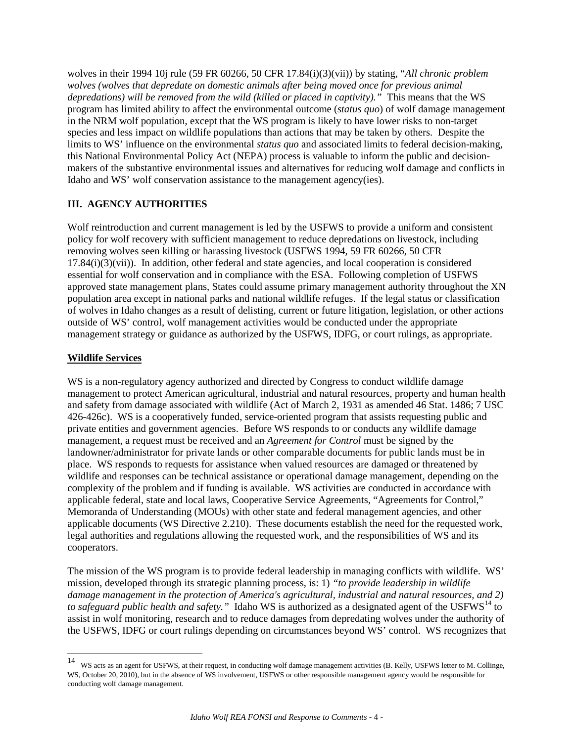wolves in their 1994 10j rule (59 FR 60266, 50 CFR 17.84(i)(3)(vii)) by stating, "*All chronic problem wolves (wolves that depredate on domestic animals after being moved once for previous animal depredations) will be removed from the wild (killed or placed in captivity).*" This means that the WS program has limited ability to affect the environmental outcome (*status quo*) of wolf damage management in the NRM wolf population, except that the WS program is likely to have lower risks to non-target species and less impact on wildlife populations than actions that may be taken by others. Despite the limits to WS' influence on the environmental *status quo* and associated limits to federal decision-making, this National Environmental Policy Act (NEPA) process is valuable to inform the public and decision-makers of the substantive environmental issues and alternatives for reducing wolf damage and conflicts in Idaho and WS' wolf conservation assistance to the management agency(ies).

## III. AGENCY AUTHORITIES

Wolf reintroduction and current management is led by the USFWS to provide a uniform and consistent policy for wolf recovery with sufficient management to reduce depredations on livestock, including removing wolves seen killing or harassing livestock (USFWS 1994, 59 FR 60266, 50 CFR 17.84(i)(3)(vii)). In addition, other federal and state agencies, and local cooperation is considered essential for wolf conservation and in compliance with the ESA. Following completion of USFWS approved state management plans, States could assume primary management authority throughout the XN population area except in national parks and national wildlife refuges. If the legal status or classification of wolves in Idaho changes as a result of delisting, current or future litigation, legislation, or other actions outside of WS' control, wolf management activities would be conducted under the appropriate management strategy or guidance as authorized by the USFWS, IDFG, or court rulings, as appropriate.

### Wildlife Services

WS is a non-regulatory agency authorized and directed by Congress to conduct wildlife damage management to protect American agricultural, industrial and natural resources, property and human health and safety from damage associated with wildlife (Act of March 2, 1931 as amended 46 Stat. 1486; 7 USC 426-426c). WS is a cooperatively funded, service-oriented program that assists requesting public and private entities and government agencies. Before WS responds to or conducts any wildlife damage management, a request must be received and an *Agreement for Control* must be signed by the landowner/administrator for private lands or other comparable documents for public lands must be in place. WS responds to requests for assistance when valued resources are damaged or threatened by wildlife and responses can be technical assistance or operational damage management, depending on the complexity of the problem and if funding is available. WS activities are conducted in accordance with applicable federal, state and local laws, Cooperative Service Agreements, "Agreements for Control," Memoranda of Understanding (MOUs) with other state and federal management agencies, and other applicable documents (WS Directive 2.210). These documents establish the need for the requested work, legal authorities and regulations allowing the requested work, and the responsibilities of WS and its cooperators.

The mission of the WS program is to provide federal leadership in managing conflicts with wildlife. WS' mission, developed through its strategic planning process, is: 1) *"to provide leadership in wildlife damage management in the protection of America's agricultural, industrial and natural resources, and 2) to safeguard public health and safety."* Idaho WS is authorized as a designated agent of the USFWS[14] to assist in wolf monitoring, research and to reduce damages from depredating wolves under the authority of the USFWS, IDFG or court rulings depending on circumstances beyond WS' control. WS recognizes that

---

[14] WS acts as an agent for USFWS, at their request, in conducting wolf damage management activities (B. Kelly, USFWS letter to M. Collinge, WS, October 20, 2010), but in the absence of WS involvement, USFWS or other responsible management agency would be responsible for conducting wolf damage management.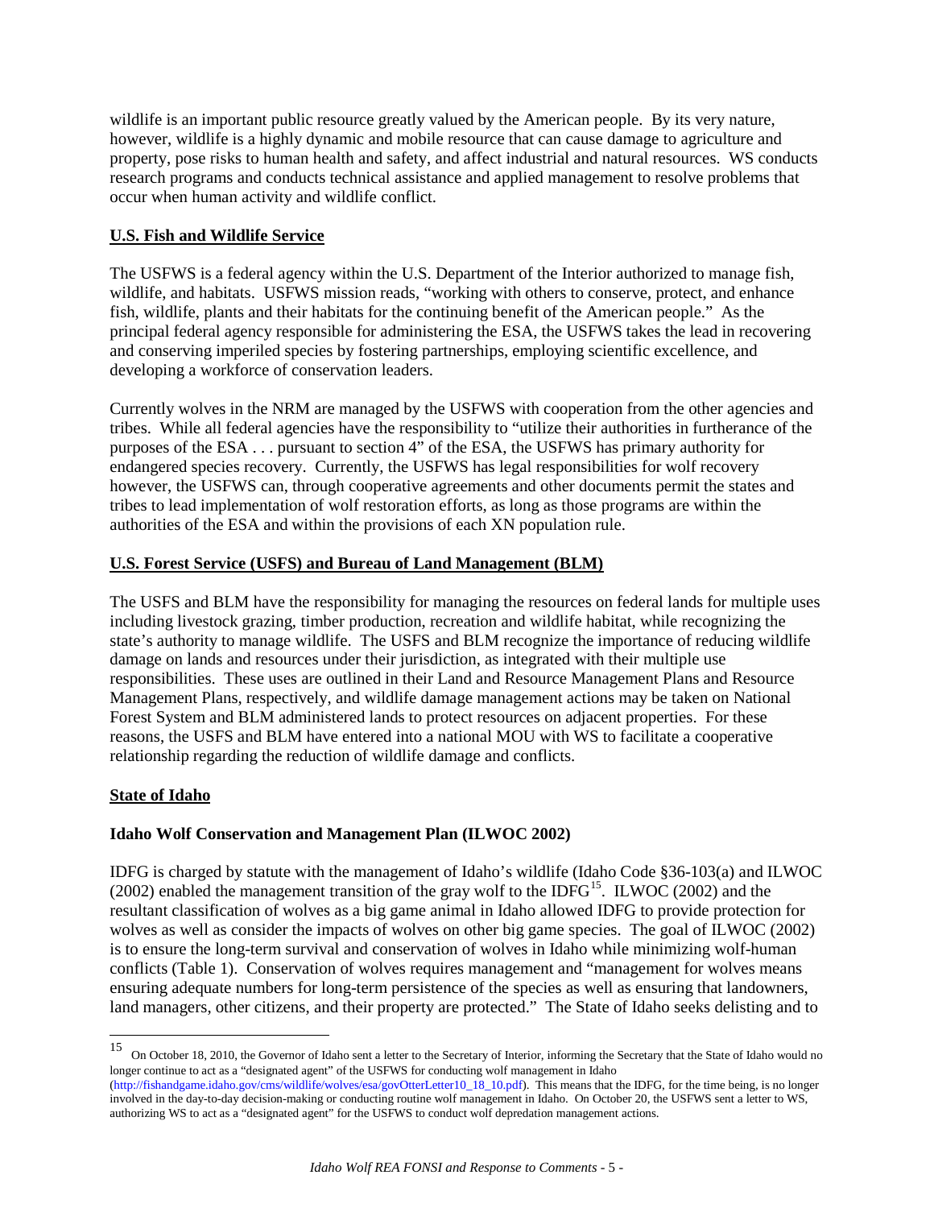wildlife is an important public resource greatly valued by the American people. By its very nature, however, wildlife is a highly dynamic and mobile resource that can cause damage to agriculture and property, pose risks to human health and safety, and affect industrial and natural resources. WS conducts research programs and conducts technical assistance and applied management to resolve problems that occur when human activity and wildlife conflict.

**U.S. Fish and Wildlife Service**

The USFWS is a federal agency within the U.S. Department of the Interior authorized to manage fish, wildlife, and habitats. USFWS mission reads, "working with others to conserve, protect, and enhance fish, wildlife, plants and their habitats for the continuing benefit of the American people." As the principal federal agency responsible for administering the ESA, the USFWS takes the lead in recovering and conserving imperiled species by fostering partnerships, employing scientific excellence, and developing a workforce of conservation leaders.

Currently wolves in the NRM are managed by the USFWS with cooperation from the other agencies and tribes. While all federal agencies have the responsibility to "utilize their authorities in furtherance of the purposes of the ESA . . . pursuant to section 4" of the ESA, the USFWS has primary authority for endangered species recovery. Currently, the USFWS has legal responsibilities for wolf recovery however, the USFWS can, through cooperative agreements and other documents permit the states and tribes to lead implementation of wolf restoration efforts, as long as those programs are within the authorities of the ESA and within the provisions of each XN population rule.

**U.S. Forest Service (USFS) and Bureau of Land Management (BLM)**

The USFS and BLM have the responsibility for managing the resources on federal lands for multiple uses including livestock grazing, timber production, recreation and wildlife habitat, while recognizing the state's authority to manage wildlife. The USFS and BLM recognize the importance of reducing wildlife damage on lands and resources under their jurisdiction, as integrated with their multiple use responsibilities. These uses are outlined in their Land and Resource Management Plans and Resource Management Plans, respectively, and wildlife damage management actions may be taken on National Forest System and BLM administered lands to protect resources on adjacent properties. For these reasons, the USFS and BLM have entered into a national MOU with WS to facilitate a cooperative relationship regarding the reduction of wildlife damage and conflicts.

**State of Idaho**

**Idaho Wolf Conservation and Management Plan (ILWOC 2002)**

IDFG is charged by statute with the management of Idaho's wildlife (Idaho Code §36-103(a) and ILWOC (2002) enabled the management transition of the gray wolf to the IDFG[15]. ILWOC (2002) and the resultant classification of wolves as a big game animal in Idaho allowed IDFG to provide protection for wolves as well as consider the impacts of wolves on other big game species. The goal of ILWOC (2002) is to ensure the long-term survival and conservation of wolves in Idaho while minimizing wolf-human conflicts (Table 1). Conservation of wolves requires management and "management for wolves means ensuring adequate numbers for long-term persistence of the species as well as ensuring that landowners, land managers, other citizens, and their property are protected." The State of Idaho seeks delisting and to

---

[15] On October 18, 2010, the Governor of Idaho sent a letter to the Secretary of Interior, informing the Secretary that the State of Idaho would no longer continue to act as a "designated agent" of the USFWS for conducting wolf management in Idaho (http://fishandgame.idaho.gov/cms/wildlife/wolves/esa/govOtterLetter10_18_10.pdf). This means that the IDFG, for the time being, is no longer involved in the day-to-day decision-making or conducting routine wolf management in Idaho. On October 20, the USFWS sent a letter to WS, authorizing WS to act as a "designated agent" for the USFWS to conduct wolf depredation management actions.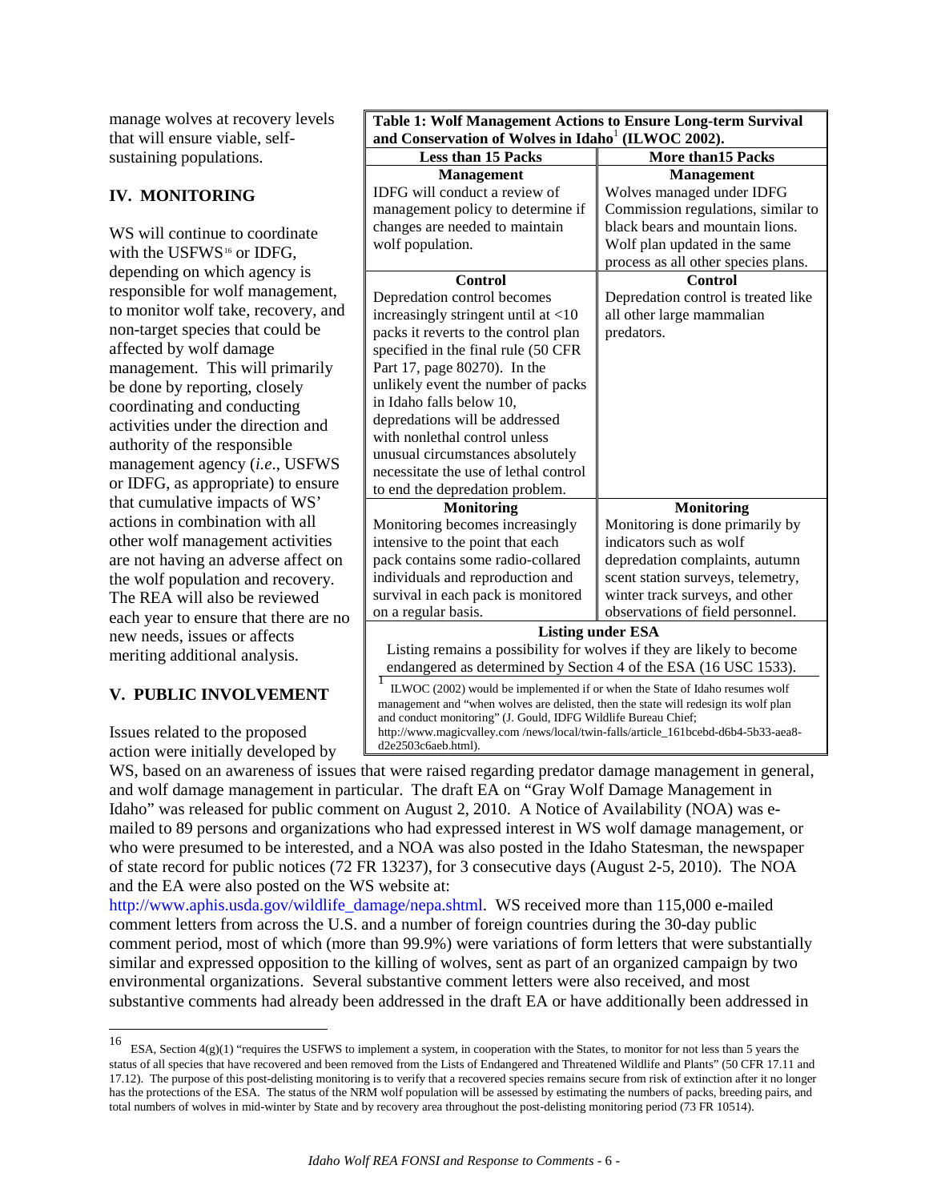manage wolves at recovery levels that will ensure viable, self-sustaining populations.

## IV. MONITORING

WS will continue to coordinate with the USFWS[16] or IDFG, depending on which agency is responsible for wolf management, to monitor wolf take, recovery, and non-target species that could be affected by wolf damage management. This will primarily be done by reporting, closely coordinating and conducting activities under the direction and authority of the responsible management agency (*i.e*., USFWS or IDFG, as appropriate) to ensure that cumulative impacts of WS' actions in combination with all other wolf management activities are not having an adverse affect on the wolf population and recovery. The REA will also be reviewed each year to ensure that there are no new needs, issues or affects meriting additional analysis.

**Table 1: Wolf Management Actions to Ensure Long-term Survival and Conservation of Wolves in Idaho[1] (ILWOC 2002).**

| Less than 15 Packs | More than15 Packs |
|---|---|
| **Management** | **Management** |
| IDFG will conduct a review of management policy to determine if changes are needed to maintain wolf population. | Wolves managed under IDFG Commission regulations, similar to black bears and mountain lions. Wolf plan updated in the same process as all other species plans. |
| **Control** | **Control** |
| Depredation control becomes increasingly stringent until at <10 packs it reverts to the control plan specified in the final rule (50 CFR Part 17, page 80270). In the unlikely event the number of packs in Idaho falls below 10, depredations will be addressed with nonlethal control unless unusual circumstances absolutely necessitate the use of lethal control to end the depredation problem. | Depredation control is treated like all other large mammalian predators. |
| **Monitoring** | **Monitoring** |
| Monitoring becomes increasingly intensive to the point that each pack contains some radio-collared individuals and reproduction and survival in each pack is monitored on a regular basis. | Monitoring is done primarily by indicators such as wolf depredation complaints, autumn scent station surveys, telemetry, winter track surveys, and other observations of field personnel. |
| **Listing under ESA** | |
| Listing remains a possibility for wolves if they are likely to become endangered as determined by Section 4 of the ESA (16 USC 1533). | |

[1] ILWOC (2002) would be implemented if or when the State of Idaho resumes wolf management and "when wolves are delisted, then the state will redesign its wolf plan and conduct monitoring" (J. Gould, IDFG Wildlife Bureau Chief; http://www.magicvalley.com /news/local/twin-falls/article_161bcebd-d6b4-5b33-aea8-d2e2503c6aeb.html).

## V. PUBLIC INVOLVEMENT

Issues related to the proposed action were initially developed by WS, based on an awareness of issues that were raised regarding predator damage management in general, and wolf damage management in particular. The draft EA on "Gray Wolf Damage Management in Idaho" was released for public comment on August 2, 2010. A Notice of Availability (NOA) was e-mailed to 89 persons and organizations who had expressed interest in WS wolf damage management, or who were presumed to be interested, and a NOA was also posted in the Idaho Statesman, the newspaper of state record for public notices (72 FR 13237), for 3 consecutive days (August 2-5, 2010). The NOA and the EA were also posted on the WS website at: http://www.aphis.usda.gov/wildlife_damage/nepa.shtml. WS received more than 115,000 e-mailed comment letters from across the U.S. and a number of foreign countries during the 30-day public comment period, most of which (more than 99.9%) were variations of form letters that were substantially similar and expressed opposition to the killing of wolves, sent as part of an organized campaign by two environmental organizations. Several substantive comment letters were also received, and most substantive comments had already been addressed in the draft EA or have additionally been addressed in

[16] ESA, Section 4(g)(1) "requires the USFWS to implement a system, in cooperation with the States, to monitor for not less than 5 years the status of all species that have recovered and been removed from the Lists of Endangered and Threatened Wildlife and Plants" (50 CFR 17.11 and 17.12). The purpose of this post-delisting monitoring is to verify that a recovered species remains secure from risk of extinction after it no longer has the protections of the ESA. The status of the NRM wolf population will be assessed by estimating the numbers of packs, breeding pairs, and total numbers of wolves in mid-winter by State and by recovery area throughout the post-delisting monitoring period (73 FR 10514).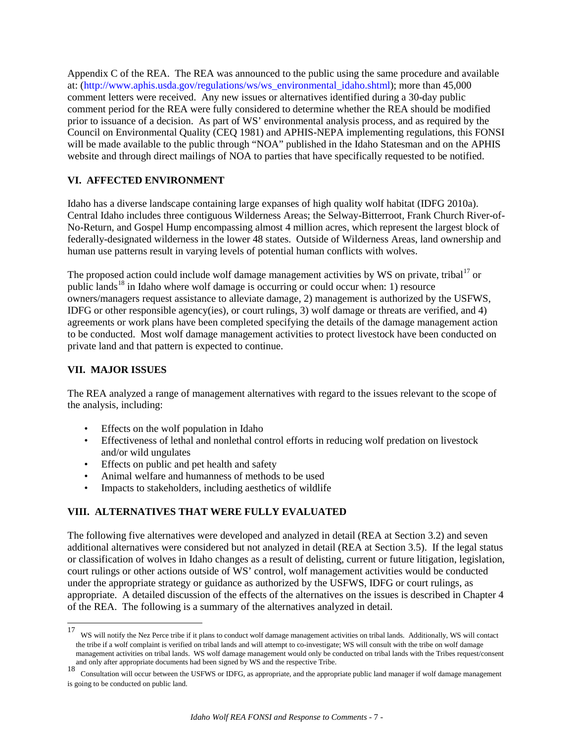Appendix C of the REA. The REA was announced to the public using the same procedure and available at: (http://www.aphis.usda.gov/regulations/ws/ws_environmental_idaho.shtml); more than 45,000 comment letters were received. Any new issues or alternatives identified during a 30-day public comment period for the REA were fully considered to determine whether the REA should be modified prior to issuance of a decision. As part of WS' environmental analysis process, and as required by the Council on Environmental Quality (CEQ 1981) and APHIS-NEPA implementing regulations, this FONSI will be made available to the public through "NOA" published in the Idaho Statesman and on the APHIS website and through direct mailings of NOA to parties that have specifically requested to be notified.

## VI. AFFECTED ENVIRONMENT

Idaho has a diverse landscape containing large expanses of high quality wolf habitat (IDFG 2010a). Central Idaho includes three contiguous Wilderness Areas; the Selway-Bitterroot, Frank Church River-of-No-Return, and Gospel Hump encompassing almost 4 million acres, which represent the largest block of federally-designated wilderness in the lower 48 states. Outside of Wilderness Areas, land ownership and human use patterns result in varying levels of potential human conflicts with wolves.

The proposed action could include wolf damage management activities by WS on private, tribal[17] or public lands[18] in Idaho where wolf damage is occurring or could occur when: 1) resource owners/managers request assistance to alleviate damage, 2) management is authorized by the USFWS, IDFG or other responsible agency(ies), or court rulings, 3) wolf damage or threats are verified, and 4) agreements or work plans have been completed specifying the details of the damage management action to be conducted. Most wolf damage management activities to protect livestock have been conducted on private land and that pattern is expected to continue.

## VII. MAJOR ISSUES

The REA analyzed a range of management alternatives with regard to the issues relevant to the scope of the analysis, including:

- Effects on the wolf population in Idaho
- Effectiveness of lethal and nonlethal control efforts in reducing wolf predation on livestock and/or wild ungulates
- Effects on public and pet health and safety
- Animal welfare and humanness of methods to be used
- Impacts to stakeholders, including aesthetics of wildlife

## VIII. ALTERNATIVES THAT WERE FULLY EVALUATED

The following five alternatives were developed and analyzed in detail (REA at Section 3.2) and seven additional alternatives were considered but not analyzed in detail (REA at Section 3.5). If the legal status or classification of wolves in Idaho changes as a result of delisting, current or future litigation, legislation, court rulings or other actions outside of WS' control, wolf management activities would be conducted under the appropriate strategy or guidance as authorized by the USFWS, IDFG or court rulings, as appropriate. A detailed discussion of the effects of the alternatives on the issues is described in Chapter 4 of the REA. The following is a summary of the alternatives analyzed in detail.

---

[17] WS will notify the Nez Perce tribe if it plans to conduct wolf damage management activities on tribal lands. Additionally, WS will contact the tribe if a wolf complaint is verified on tribal lands and will attempt to co-investigate; WS will consult with the tribe on wolf damage management activities on tribal lands. WS wolf damage management would only be conducted on tribal lands with the Tribes request/consent and only after appropriate documents had been signed by WS and the respective Tribe.

[18] Consultation will occur between the USFWS or IDFG, as appropriate, and the appropriate public land manager if wolf damage management is going to be conducted on public land.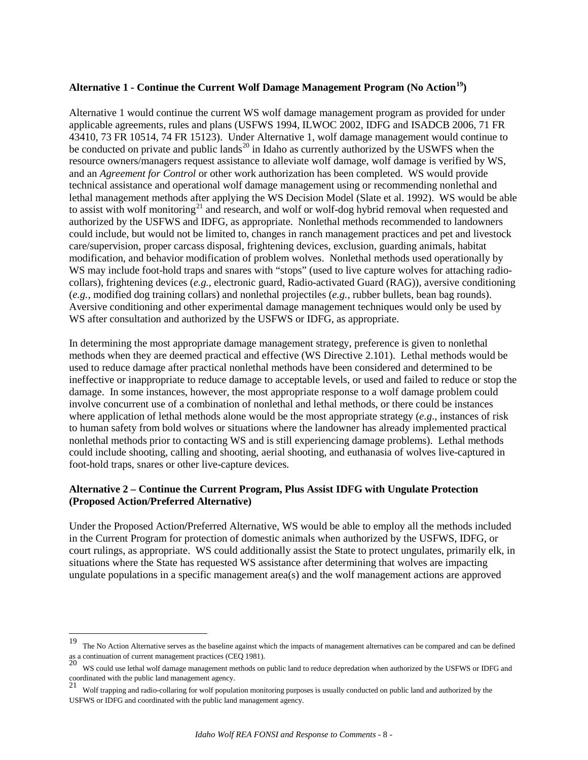### Alternative 1 - Continue the Current Wolf Damage Management Program (No Action[19])

Alternative 1 would continue the current WS wolf damage management program as provided for under applicable agreements, rules and plans (USFWS 1994, ILWOC 2002, IDFG and ISADCB 2006, 71 FR 43410, 73 FR 10514, 74 FR 15123). Under Alternative 1, wolf damage management would continue to be conducted on private and public lands[20] in Idaho as currently authorized by the USWFS when the resource owners/managers request assistance to alleviate wolf damage, wolf damage is verified by WS, and an *Agreement for Control* or other work authorization has been completed. WS would provide technical assistance and operational wolf damage management using or recommending nonlethal and lethal management methods after applying the WS Decision Model (Slate et al. 1992). WS would be able to assist with wolf monitoring[21] and research, and wolf or wolf-dog hybrid removal when requested and authorized by the USFWS and IDFG, as appropriate. Nonlethal methods recommended to landowners could include, but would not be limited to, changes in ranch management practices and pet and livestock care/supervision, proper carcass disposal, frightening devices, exclusion, guarding animals, habitat modification, and behavior modification of problem wolves. Nonlethal methods used operationally by WS may include foot-hold traps and snares with "stops" (used to live capture wolves for attaching radio-collars), frightening devices (*e.g.*, electronic guard, Radio-activated Guard (RAG)), aversive conditioning (*e.g.*, modified dog training collars) and nonlethal projectiles (*e.g.*, rubber bullets, bean bag rounds). Aversive conditioning and other experimental damage management techniques would only be used by WS after consultation and authorized by the USFWS or IDFG, as appropriate.

In determining the most appropriate damage management strategy, preference is given to nonlethal methods when they are deemed practical and effective (WS Directive 2.101). Lethal methods would be used to reduce damage after practical nonlethal methods have been considered and determined to be ineffective or inappropriate to reduce damage to acceptable levels, or used and failed to reduce or stop the damage. In some instances, however, the most appropriate response to a wolf damage problem could involve concurrent use of a combination of nonlethal and lethal methods, or there could be instances where application of lethal methods alone would be the most appropriate strategy (*e.g*., instances of risk to human safety from bold wolves or situations where the landowner has already implemented practical nonlethal methods prior to contacting WS and is still experiencing damage problems). Lethal methods could include shooting, calling and shooting, aerial shooting, and euthanasia of wolves live-captured in foot-hold traps, snares or other live-capture devices.

### Alternative 2 – Continue the Current Program, Plus Assist IDFG with Ungulate Protection (Proposed Action/Preferred Alternative)

Under the Proposed Action/Preferred Alternative, WS would be able to employ all the methods included in the Current Program for protection of domestic animals when authorized by the USFWS, IDFG, or court rulings, as appropriate. WS could additionally assist the State to protect ungulates, primarily elk, in situations where the State has requested WS assistance after determining that wolves are impacting ungulate populations in a specific management area(s) and the wolf management actions are approved

---

[19] The No Action Alternative serves as the baseline against which the impacts of management alternatives can be compared and can be defined as a continuation of current management practices (CEQ 1981).

[20] WS could use lethal wolf damage management methods on public land to reduce depredation when authorized by the USFWS or IDFG and coordinated with the public land management agency.

[21] Wolf trapping and radio-collaring for wolf population monitoring purposes is usually conducted on public land and authorized by the USFWS or IDFG and coordinated with the public land management agency.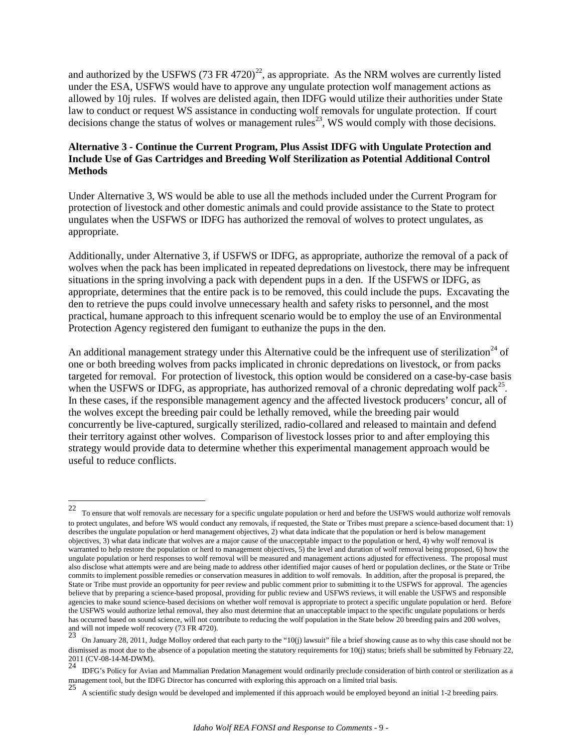and authorized by the USFWS (73 FR 4720)[22], as appropriate. As the NRM wolves are currently listed under the ESA, USFWS would have to approve any ungulate protection wolf management actions as allowed by 10j rules. If wolves are delisted again, then IDFG would utilize their authorities under State law to conduct or request WS assistance in conducting wolf removals for ungulate protection. If court decisions change the status of wolves or management rules[23], WS would comply with those decisions.

**Alternative 3 - Continue the Current Program, Plus Assist IDFG with Ungulate Protection and Include Use of Gas Cartridges and Breeding Wolf Sterilization as Potential Additional Control Methods**

Under Alternative 3, WS would be able to use all the methods included under the Current Program for protection of livestock and other domestic animals and could provide assistance to the State to protect ungulates when the USFWS or IDFG has authorized the removal of wolves to protect ungulates, as appropriate.

Additionally, under Alternative 3, if USFWS or IDFG, as appropriate, authorize the removal of a pack of wolves when the pack has been implicated in repeated depredations on livestock, there may be infrequent situations in the spring involving a pack with dependent pups in a den. If the USFWS or IDFG, as appropriate, determines that the entire pack is to be removed, this could include the pups. Excavating the den to retrieve the pups could involve unnecessary health and safety risks to personnel, and the most practical, humane approach to this infrequent scenario would be to employ the use of an Environmental Protection Agency registered den fumigant to euthanize the pups in the den.

An additional management strategy under this Alternative could be the infrequent use of sterilization[24] of one or both breeding wolves from packs implicated in chronic depredations on livestock, or from packs targeted for removal. For protection of livestock, this option would be considered on a case-by-case basis when the USFWS or IDFG, as appropriate, has authorized removal of a chronic depredating wolf pack[25]. In these cases, if the responsible management agency and the affected livestock producers' concur, all of the wolves except the breeding pair could be lethally removed, while the breeding pair would concurrently be live-captured, surgically sterilized, radio-collared and released to maintain and defend their territory against other wolves. Comparison of livestock losses prior to and after employing this strategy would provide data to determine whether this experimental management approach would be useful to reduce conflicts.

---

[22] To ensure that wolf removals are necessary for a specific ungulate population or herd and before the USFWS would authorize wolf removals to protect ungulates, and before WS would conduct any removals, if requested, the State or Tribes must prepare a science-based document that: 1) describes the ungulate population or herd management objectives, 2) what data indicate that the population or herd is below management objectives, 3) what data indicate that wolves are a major cause of the unacceptable impact to the population or herd, 4) why wolf removal is warranted to help restore the population or herd to management objectives, 5) the level and duration of wolf removal being proposed, 6) how the ungulate population or herd responses to wolf removal will be measured and management actions adjusted for effectiveness. The proposal must also disclose what attempts were and are being made to address other identified major causes of herd or population declines, or the State or Tribe commits to implement possible remedies or conservation measures in addition to wolf removals. In addition, after the proposal is prepared, the State or Tribe must provide an opportunity for peer review and public comment prior to submitting it to the USFWS for approval. The agencies believe that by preparing a science-based proposal, providing for public review and USFWS reviews, it will enable the USFWS and responsible agencies to make sound science-based decisions on whether wolf removal is appropriate to protect a specific ungulate population or herd. Before the USFWS would authorize lethal removal, they also must determine that an unacceptable impact to the specific ungulate populations or herds has occurred based on sound science, will not contribute to reducing the wolf population in the State below 20 breeding pairs and 200 wolves, and will not impede wolf recovery (73 FR 4720).

[23] On January 28, 2011, Judge Molloy ordered that each party to the "10(j) lawsuit" file a brief showing cause as to why this case should not be dismissed as moot due to the absence of a population meeting the statutory requirements for 10(j) status; briefs shall be submitted by February 22, 2011 (CV-08-14-M-DWM).

[24] IDFG's Policy for Avian and Mammalian Predation Management would ordinarily preclude consideration of birth control or sterilization as a management tool, but the IDFG Director has concurred with exploring this approach on a limited trial basis.

[25] A scientific study design would be developed and implemented if this approach would be employed beyond an initial 1-2 breeding pairs.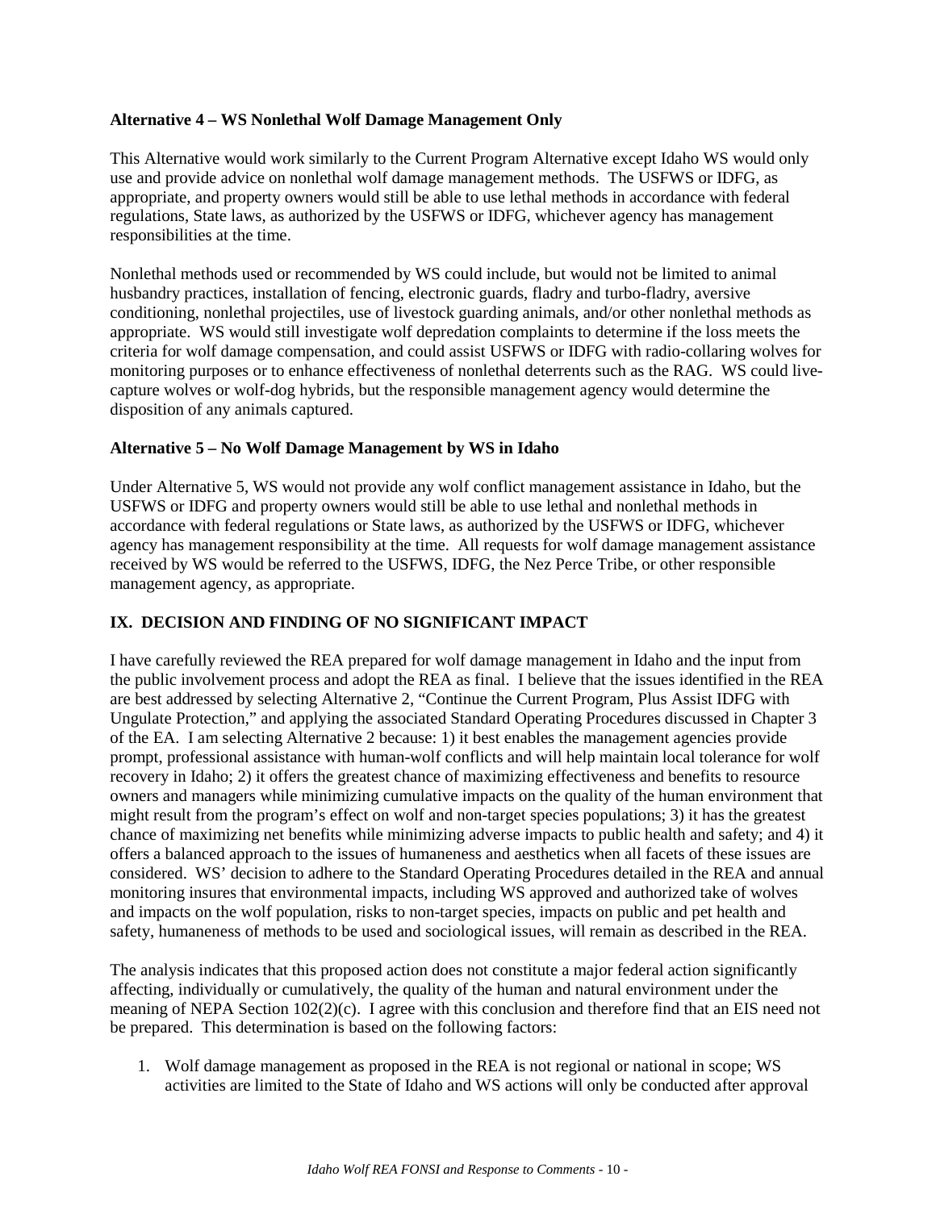**Alternative 4 – WS Nonlethal Wolf Damage Management Only**

This Alternative would work similarly to the Current Program Alternative except Idaho WS would only use and provide advice on nonlethal wolf damage management methods. The USFWS or IDFG, as appropriate, and property owners would still be able to use lethal methods in accordance with federal regulations, State laws, as authorized by the USFWS or IDFG, whichever agency has management responsibilities at the time.

Nonlethal methods used or recommended by WS could include, but would not be limited to animal husbandry practices, installation of fencing, electronic guards, fladry and turbo-fladry, aversive conditioning, nonlethal projectiles, use of livestock guarding animals, and/or other nonlethal methods as appropriate. WS would still investigate wolf depredation complaints to determine if the loss meets the criteria for wolf damage compensation, and could assist USFWS or IDFG with radio-collaring wolves for monitoring purposes or to enhance effectiveness of nonlethal deterrents such as the RAG. WS could live-capture wolves or wolf-dog hybrids, but the responsible management agency would determine the disposition of any animals captured.

**Alternative 5 – No Wolf Damage Management by WS in Idaho**

Under Alternative 5, WS would not provide any wolf conflict management assistance in Idaho, but the USFWS or IDFG and property owners would still be able to use lethal and nonlethal methods in accordance with federal regulations or State laws, as authorized by the USFWS or IDFG, whichever agency has management responsibility at the time. All requests for wolf damage management assistance received by WS would be referred to the USFWS, IDFG, the Nez Perce Tribe, or other responsible management agency, as appropriate.

## IX. DECISION AND FINDING OF NO SIGNIFICANT IMPACT

I have carefully reviewed the REA prepared for wolf damage management in Idaho and the input from the public involvement process and adopt the REA as final. I believe that the issues identified in the REA are best addressed by selecting Alternative 2, "Continue the Current Program, Plus Assist IDFG with Ungulate Protection," and applying the associated Standard Operating Procedures discussed in Chapter 3 of the EA. I am selecting Alternative 2 because: 1) it best enables the management agencies provide prompt, professional assistance with human-wolf conflicts and will help maintain local tolerance for wolf recovery in Idaho; 2) it offers the greatest chance of maximizing effectiveness and benefits to resource owners and managers while minimizing cumulative impacts on the quality of the human environment that might result from the program's effect on wolf and non-target species populations; 3) it has the greatest chance of maximizing net benefits while minimizing adverse impacts to public health and safety; and 4) it offers a balanced approach to the issues of humaneness and aesthetics when all facets of these issues are considered. WS' decision to adhere to the Standard Operating Procedures detailed in the REA and annual monitoring insures that environmental impacts, including WS approved and authorized take of wolves and impacts on the wolf population, risks to non-target species, impacts on public and pet health and safety, humaneness of methods to be used and sociological issues, will remain as described in the REA.

The analysis indicates that this proposed action does not constitute a major federal action significantly affecting, individually or cumulatively, the quality of the human and natural environment under the meaning of NEPA Section 102(2)(c). I agree with this conclusion and therefore find that an EIS need not be prepared. This determination is based on the following factors:

1. Wolf damage management as proposed in the REA is not regional or national in scope; WS activities are limited to the State of Idaho and WS actions will only be conducted after approval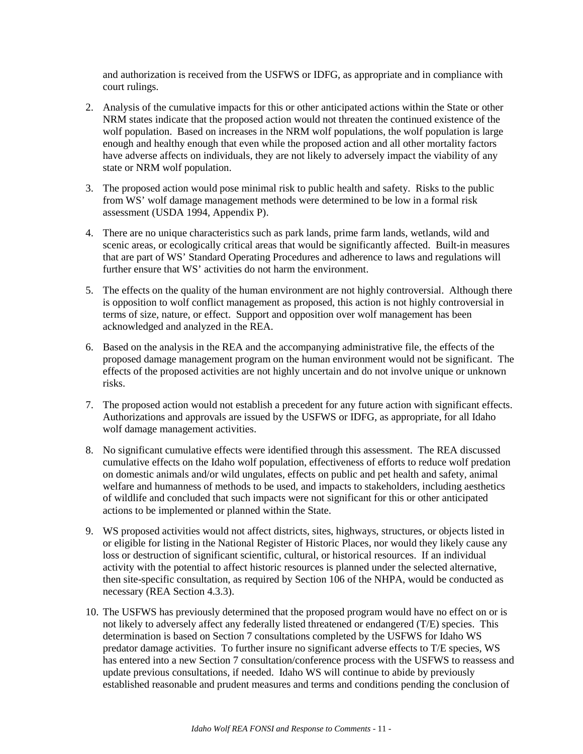and authorization is received from the USFWS or IDFG, as appropriate and in compliance with court rulings.

2. Analysis of the cumulative impacts for this or other anticipated actions within the State or other NRM states indicate that the proposed action would not threaten the continued existence of the wolf population. Based on increases in the NRM wolf populations, the wolf population is large enough and healthy enough that even while the proposed action and all other mortality factors have adverse affects on individuals, they are not likely to adversely impact the viability of any state or NRM wolf population.

3. The proposed action would pose minimal risk to public health and safety. Risks to the public from WS' wolf damage management methods were determined to be low in a formal risk assessment (USDA 1994, Appendix P).

4. There are no unique characteristics such as park lands, prime farm lands, wetlands, wild and scenic areas, or ecologically critical areas that would be significantly affected. Built-in measures that are part of WS' Standard Operating Procedures and adherence to laws and regulations will further ensure that WS' activities do not harm the environment.

5. The effects on the quality of the human environment are not highly controversial. Although there is opposition to wolf conflict management as proposed, this action is not highly controversial in terms of size, nature, or effect. Support and opposition over wolf management has been acknowledged and analyzed in the REA.

6. Based on the analysis in the REA and the accompanying administrative file, the effects of the proposed damage management program on the human environment would not be significant. The effects of the proposed activities are not highly uncertain and do not involve unique or unknown risks.

7. The proposed action would not establish a precedent for any future action with significant effects. Authorizations and approvals are issued by the USFWS or IDFG, as appropriate, for all Idaho wolf damage management activities.

8. No significant cumulative effects were identified through this assessment. The REA discussed cumulative effects on the Idaho wolf population, effectiveness of efforts to reduce wolf predation on domestic animals and/or wild ungulates, effects on public and pet health and safety, animal welfare and humanness of methods to be used, and impacts to stakeholders, including aesthetics of wildlife and concluded that such impacts were not significant for this or other anticipated actions to be implemented or planned within the State.

9. WS proposed activities would not affect districts, sites, highways, structures, or objects listed in or eligible for listing in the National Register of Historic Places, nor would they likely cause any loss or destruction of significant scientific, cultural, or historical resources. If an individual activity with the potential to affect historic resources is planned under the selected alternative, then site-specific consultation, as required by Section 106 of the NHPA, would be conducted as necessary (REA Section 4.3.3).

10. The USFWS has previously determined that the proposed program would have no effect on or is not likely to adversely affect any federally listed threatened or endangered (T/E) species. This determination is based on Section 7 consultations completed by the USFWS for Idaho WS predator damage activities. To further insure no significant adverse effects to T/E species, WS has entered into a new Section 7 consultation/conference process with the USFWS to reassess and update previous consultations, if needed. Idaho WS will continue to abide by previously established reasonable and prudent measures and terms and conditions pending the conclusion of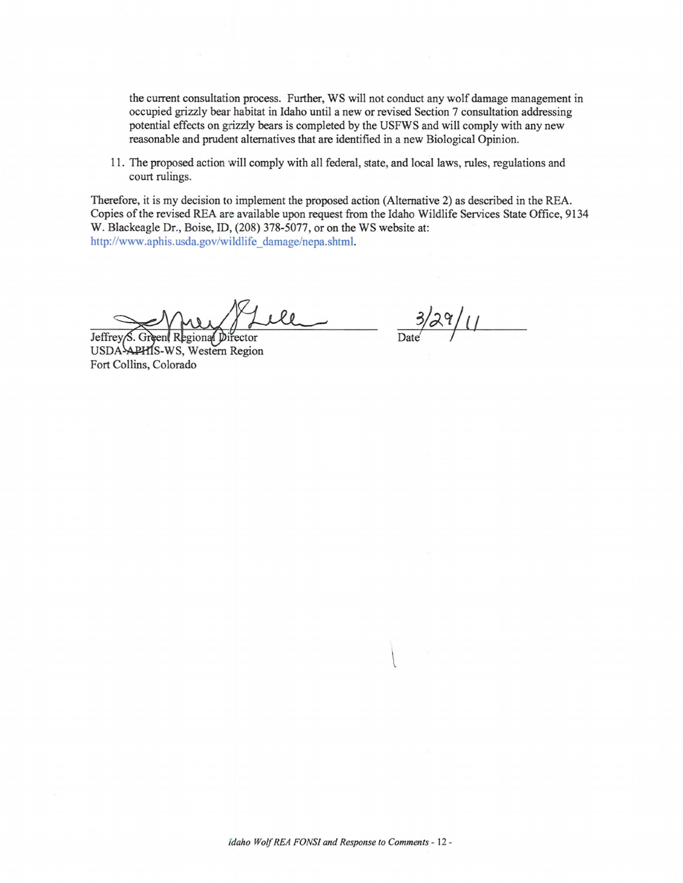the current consultation process. Further, WS will not conduct any wolf damage management in occupied grizzly bear habitat in Idaho until a new or revised Section 7 consultation addressing potential effects on grizzly bears is completed by the USFWS and will comply with any new reasonable and prudent alternatives that are identified in a new Biological Opinion.

11. The proposed action will comply with all federal, state, and local laws, rules, regulations and court rulings.

Therefore, it is my decision to implement the proposed action (Alternative 2) as described in the REA. Copies of the revised REA are available upon request from the Idaho Wildlife Services State Office, 9134 W. Blackeagle Dr., Boise, ID, (208) 378-5077, or on the WS website at: http://www.aphis.usda.gov/wildlife_damage/nepa.shtml.

Jeffrey S. Green, Regional Director
USDA-APHIS-WS, Western Region
Fort Collins, Colorado

3/29/11
Date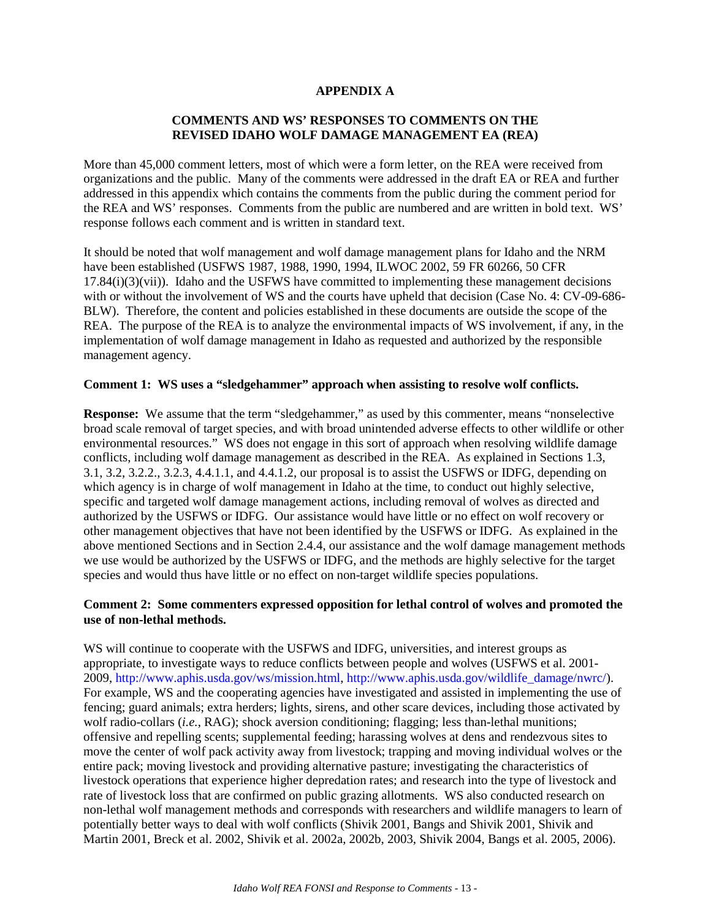# APPENDIX A

## COMMENTS AND WS' RESPONSES TO COMMENTS ON THE REVISED IDAHO WOLF DAMAGE MANAGEMENT EA (REA)

More than 45,000 comment letters, most of which were a form letter, on the REA were received from organizations and the public. Many of the comments were addressed in the draft EA or REA and further addressed in this appendix which contains the comments from the public during the comment period for the REA and WS' responses. Comments from the public are numbered and are written in bold text. WS' response follows each comment and is written in standard text.

It should be noted that wolf management and wolf damage management plans for Idaho and the NRM have been established (USFWS 1987, 1988, 1990, 1994, ILWOC 2002, 59 FR 60266, 50 CFR 17.84(i)(3)(vii)). Idaho and the USFWS have committed to implementing these management decisions with or without the involvement of WS and the courts have upheld that decision (Case No. 4: CV-09-686-BLW). Therefore, the content and policies established in these documents are outside the scope of the REA. The purpose of the REA is to analyze the environmental impacts of WS involvement, if any, in the implementation of wolf damage management in Idaho as requested and authorized by the responsible management agency.

**Comment 1: WS uses a "sledgehammer" approach when assisting to resolve wolf conflicts.**

**Response:** We assume that the term "sledgehammer," as used by this commenter, means "nonselective broad scale removal of target species, and with broad unintended adverse effects to other wildlife or other environmental resources." WS does not engage in this sort of approach when resolving wildlife damage conflicts, including wolf damage management as described in the REA. As explained in Sections 1.3, 3.1, 3.2, 3.2.2., 3.2.3, 4.4.1.1, and 4.4.1.2, our proposal is to assist the USFWS or IDFG, depending on which agency is in charge of wolf management in Idaho at the time, to conduct out highly selective, specific and targeted wolf damage management actions, including removal of wolves as directed and authorized by the USFWS or IDFG. Our assistance would have little or no effect on wolf recovery or other management objectives that have not been identified by the USFWS or IDFG. As explained in the above mentioned Sections and in Section 2.4.4, our assistance and the wolf damage management methods we use would be authorized by the USFWS or IDFG, and the methods are highly selective for the target species and would thus have little or no effect on non-target wildlife species populations.

**Comment 2: Some commenters expressed opposition for lethal control of wolves and promoted the use of non-lethal methods.**

WS will continue to cooperate with the USFWS and IDFG, universities, and interest groups as appropriate, to investigate ways to reduce conflicts between people and wolves (USFWS et al. 2001-2009, http://www.aphis.usda.gov/ws/mission.html, http://www.aphis.usda.gov/wildlife_damage/nwrc/). For example, WS and the cooperating agencies have investigated and assisted in implementing the use of fencing; guard animals; extra herders; lights, sirens, and other scare devices, including those activated by wolf radio-collars (*i.e.*, RAG); shock aversion conditioning; flagging; less than-lethal munitions; offensive and repelling scents; supplemental feeding; harassing wolves at dens and rendezvous sites to move the center of wolf pack activity away from livestock; trapping and moving individual wolves or the entire pack; moving livestock and providing alternative pasture; investigating the characteristics of livestock operations that experience higher depredation rates; and research into the type of livestock and rate of livestock loss that are confirmed on public grazing allotments. WS also conducted research on non-lethal wolf management methods and corresponds with researchers and wildlife managers to learn of potentially better ways to deal with wolf conflicts (Shivik 2001, Bangs and Shivik 2001, Shivik and Martin 2001, Breck et al. 2002, Shivik et al. 2002a, 2002b, 2003, Shivik 2004, Bangs et al. 2005, 2006).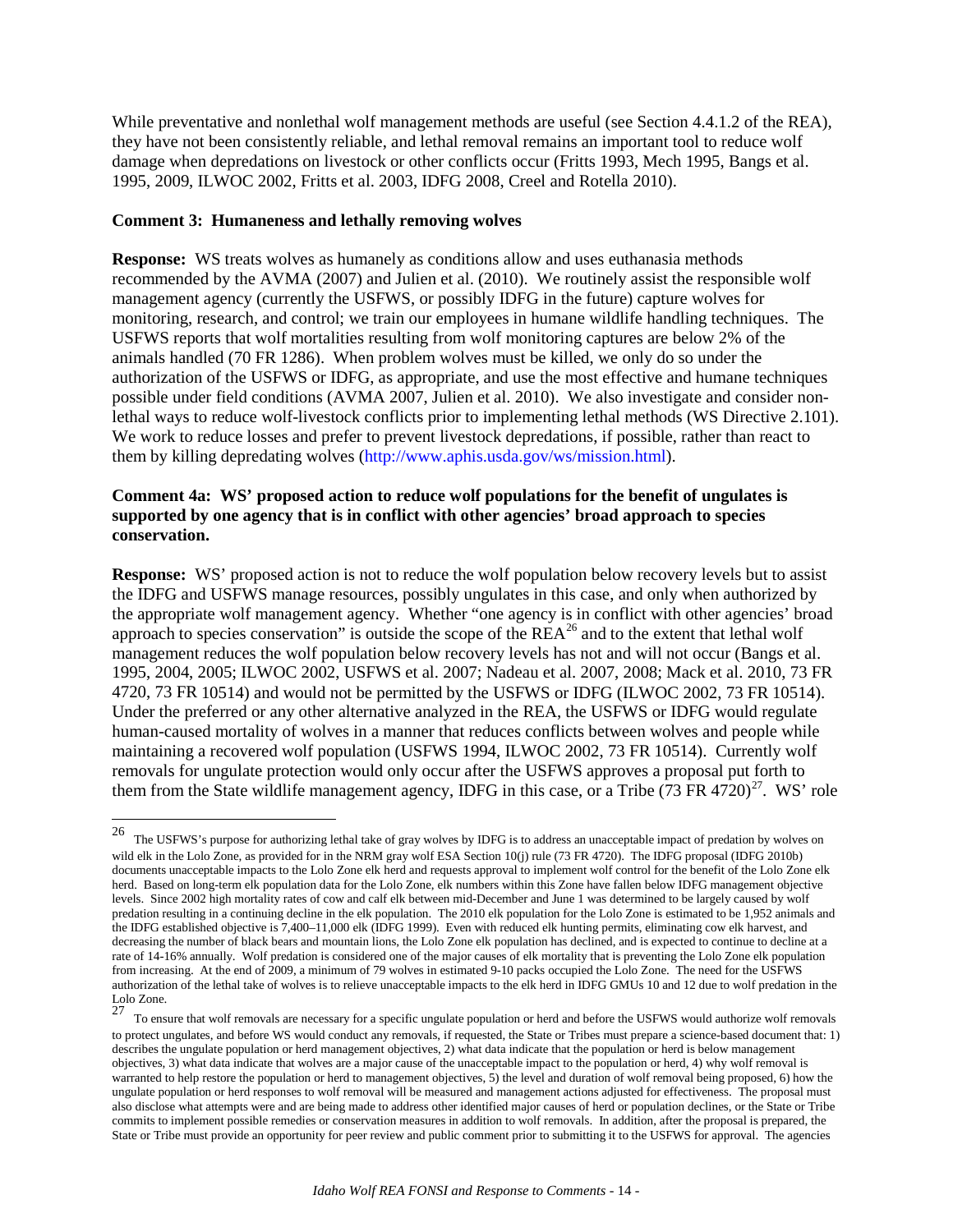While preventative and nonlethal wolf management methods are useful (see Section 4.4.1.2 of the REA), they have not been consistently reliable, and lethal removal remains an important tool to reduce wolf damage when depredations on livestock or other conflicts occur (Fritts 1993, Mech 1995, Bangs et al. 1995, 2009, ILWOC 2002, Fritts et al. 2003, IDFG 2008, Creel and Rotella 2010).

**Comment 3: Humaneness and lethally removing wolves**

**Response:** WS treats wolves as humanely as conditions allow and uses euthanasia methods recommended by the AVMA (2007) and Julien et al. (2010). We routinely assist the responsible wolf management agency (currently the USFWS, or possibly IDFG in the future) capture wolves for monitoring, research, and control; we train our employees in humane wildlife handling techniques. The USFWS reports that wolf mortalities resulting from wolf monitoring captures are below 2% of the animals handled (70 FR 1286). When problem wolves must be killed, we only do so under the authorization of the USFWS or IDFG, as appropriate, and use the most effective and humane techniques possible under field conditions (AVMA 2007, Julien et al. 2010). We also investigate and consider non-lethal ways to reduce wolf-livestock conflicts prior to implementing lethal methods (WS Directive 2.101). We work to reduce losses and prefer to prevent livestock depredations, if possible, rather than react to them by killing depredating wolves (http://www.aphis.usda.gov/ws/mission.html).

**Comment 4a: WS' proposed action to reduce wolf populations for the benefit of ungulates is supported by one agency that is in conflict with other agencies' broad approach to species conservation.**

**Response:** WS' proposed action is not to reduce the wolf population below recovery levels but to assist the IDFG and USFWS manage resources, possibly ungulates in this case, and only when authorized by the appropriate wolf management agency. Whether "one agency is in conflict with other agencies' broad approach to species conservation" is outside the scope of the REA[26] and to the extent that lethal wolf management reduces the wolf population below recovery levels has not and will not occur (Bangs et al. 1995, 2004, 2005; ILWOC 2002, USFWS et al. 2007; Nadeau et al. 2007, 2008; Mack et al. 2010, 73 FR 4720, 73 FR 10514) and would not be permitted by the USFWS or IDFG (ILWOC 2002, 73 FR 10514). Under the preferred or any other alternative analyzed in the REA, the USFWS or IDFG would regulate human-caused mortality of wolves in a manner that reduces conflicts between wolves and people while maintaining a recovered wolf population (USFWS 1994, ILWOC 2002, 73 FR 10514). Currently wolf removals for ungulate protection would only occur after the USFWS approves a proposal put forth to them from the State wildlife management agency, IDFG in this case, or a Tribe (73 FR 4720)[27]. WS' role

[26] The USFWS's purpose for authorizing lethal take of gray wolves by IDFG is to address an unacceptable impact of predation by wolves on wild elk in the Lolo Zone, as provided for in the NRM gray wolf ESA Section 10(j) rule (73 FR 4720). The IDFG proposal (IDFG 2010b) documents unacceptable impacts to the Lolo Zone elk herd and requests approval to implement wolf control for the benefit of the Lolo Zone elk herd. Based on long-term elk population data for the Lolo Zone, elk numbers within this Zone have fallen below IDFG management objective levels. Since 2002 high mortality rates of cow and calf elk between mid-December and June 1 was determined to be largely caused by wolf predation resulting in a continuing decline in the elk population. The 2010 elk population for the Lolo Zone is estimated to be 1,952 animals and the IDFG established objective is 7,400–11,000 elk (IDFG 1999). Even with reduced elk hunting permits, eliminating cow elk harvest, and decreasing the number of black bears and mountain lions, the Lolo Zone elk population has declined, and is expected to continue to decline at a rate of 14-16% annually. Wolf predation is considered one of the major causes of elk mortality that is preventing the Lolo Zone elk population from increasing. At the end of 2009, a minimum of 79 wolves in estimated 9-10 packs occupied the Lolo Zone. The need for the USFWS authorization of the lethal take of wolves is to relieve unacceptable impacts to the elk herd in IDFG GMUs 10 and 12 due to wolf predation in the Lolo Zone.

[27] To ensure that wolf removals are necessary for a specific ungulate population or herd and before the USFWS would authorize wolf removals to protect ungulates, and before WS would conduct any removals, if requested, the State or Tribes must prepare a science-based document that: 1) describes the ungulate population or herd management objectives, 2) what data indicate that the population or herd is below management objectives, 3) what data indicate that wolves are a major cause of the unacceptable impact to the population or herd, 4) why wolf removal is warranted to help restore the population or herd to management objectives, 5) the level and duration of wolf removal being proposed, 6) how the ungulate population or herd responses to wolf removal will be measured and management actions adjusted for effectiveness. The proposal must also disclose what attempts were and are being made to address other identified major causes of herd or population declines, or the State or Tribe commits to implement possible remedies or conservation measures in addition to wolf removals. In addition, after the proposal is prepared, the State or Tribe must provide an opportunity for peer review and public comment prior to submitting it to the USFWS for approval. The agencies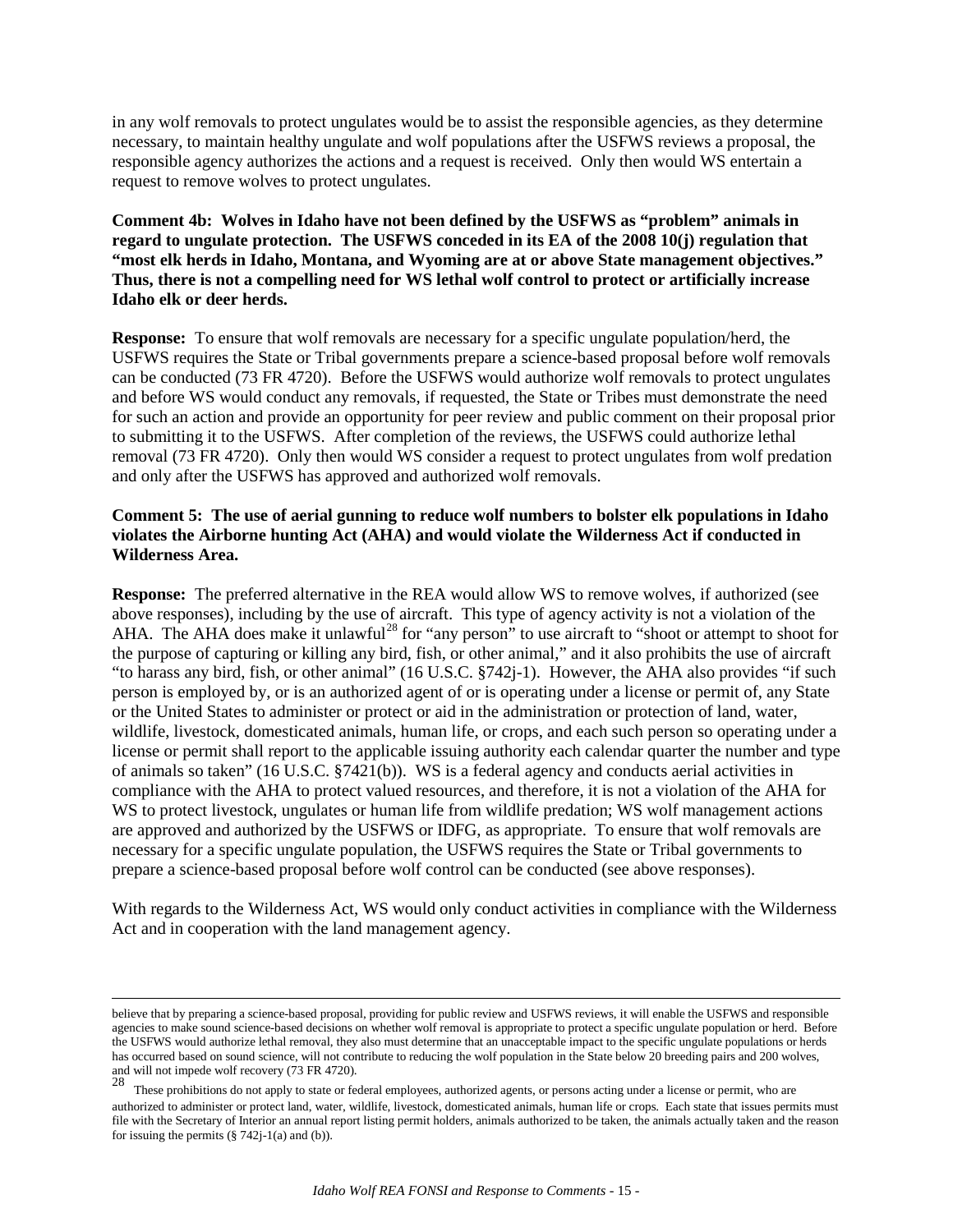in any wolf removals to protect ungulates would be to assist the responsible agencies, as they determine necessary, to maintain healthy ungulate and wolf populations after the USFWS reviews a proposal, the responsible agency authorizes the actions and a request is received. Only then would WS entertain a request to remove wolves to protect ungulates.

**Comment 4b: Wolves in Idaho have not been defined by the USFWS as "problem" animals in regard to ungulate protection. The USFWS conceded in its EA of the 2008 10(j) regulation that "most elk herds in Idaho, Montana, and Wyoming are at or above State management objectives." Thus, there is not a compelling need for WS lethal wolf control to protect or artificially increase Idaho elk or deer herds.**

**Response:** To ensure that wolf removals are necessary for a specific ungulate population/herd, the USFWS requires the State or Tribal governments prepare a science-based proposal before wolf removals can be conducted (73 FR 4720). Before the USFWS would authorize wolf removals to protect ungulates and before WS would conduct any removals, if requested, the State or Tribes must demonstrate the need for such an action and provide an opportunity for peer review and public comment on their proposal prior to submitting it to the USFWS. After completion of the reviews, the USFWS could authorize lethal removal (73 FR 4720). Only then would WS consider a request to protect ungulates from wolf predation and only after the USFWS has approved and authorized wolf removals.

**Comment 5: The use of aerial gunning to reduce wolf numbers to bolster elk populations in Idaho violates the Airborne hunting Act (AHA) and would violate the Wilderness Act if conducted in Wilderness Area.**

**Response:** The preferred alternative in the REA would allow WS to remove wolves, if authorized (see above responses), including by the use of aircraft. This type of agency activity is not a violation of the AHA. The AHA does make it unlawful[28] for "any person" to use aircraft to "shoot or attempt to shoot for the purpose of capturing or killing any bird, fish, or other animal," and it also prohibits the use of aircraft "to harass any bird, fish, or other animal" (16 U.S.C. §742j-1). However, the AHA also provides "if such person is employed by, or is an authorized agent of or is operating under a license or permit of, any State or the United States to administer or protect or aid in the administration or protection of land, water, wildlife, livestock, domesticated animals, human life, or crops, and each such person so operating under a license or permit shall report to the applicable issuing authority each calendar quarter the number and type of animals so taken" (16 U.S.C. §7421(b)). WS is a federal agency and conducts aerial activities in compliance with the AHA to protect valued resources, and therefore, it is not a violation of the AHA for WS to protect livestock, ungulates or human life from wildlife predation; WS wolf management actions are approved and authorized by the USFWS or IDFG, as appropriate. To ensure that wolf removals are necessary for a specific ungulate population, the USFWS requires the State or Tribal governments to prepare a science-based proposal before wolf control can be conducted (see above responses).

With regards to the Wilderness Act, WS would only conduct activities in compliance with the Wilderness Act and in cooperation with the land management agency.

---

believe that by preparing a science-based proposal, providing for public review and USFWS reviews, it will enable the USFWS and responsible agencies to make sound science-based decisions on whether wolf removal is appropriate to protect a specific ungulate population or herd. Before the USFWS would authorize lethal removal, they also must determine that an unacceptable impact to the specific ungulate populations or herds has occurred based on sound science, will not contribute to reducing the wolf population in the State below 20 breeding pairs and 200 wolves, and will not impede wolf recovery (73 FR 4720).

[28] These prohibitions do not apply to state or federal employees, authorized agents, or persons acting under a license or permit, who are authorized to administer or protect land, water, wildlife, livestock, domesticated animals, human life or crops. Each state that issues permits must file with the Secretary of Interior an annual report listing permit holders, animals authorized to be taken, the animals actually taken and the reason for issuing the permits (§ 742j-1(a) and (b)).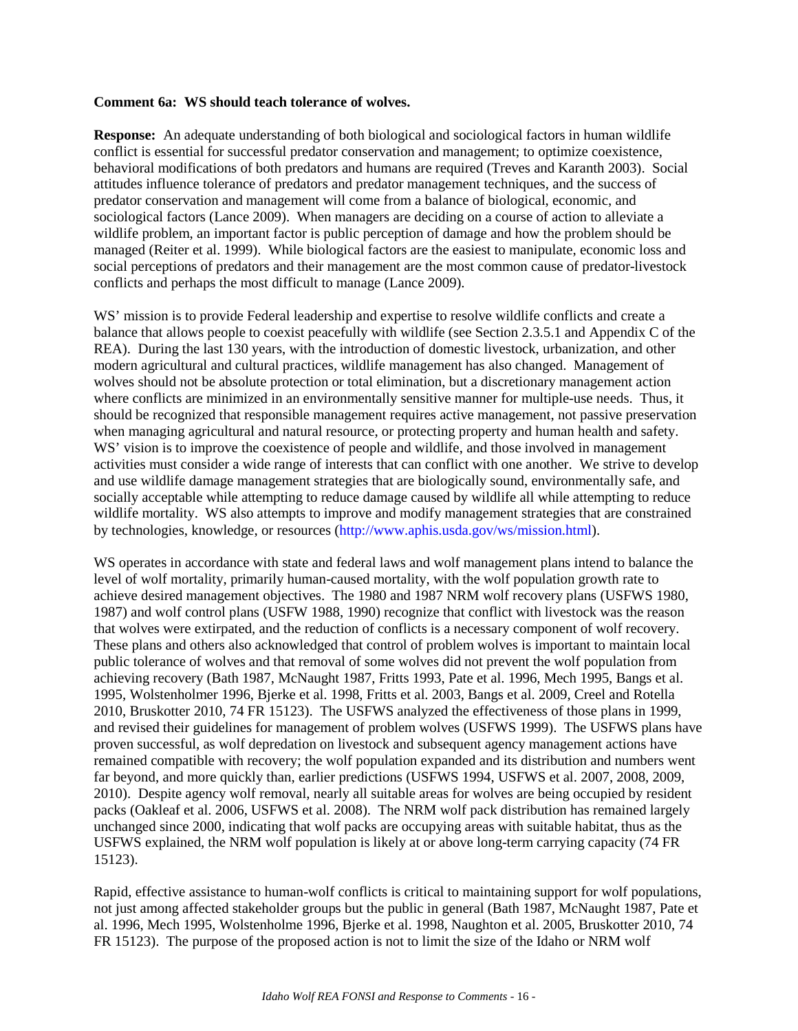**Comment 6a: WS should teach tolerance of wolves.**

**Response:** An adequate understanding of both biological and sociological factors in human wildlife conflict is essential for successful predator conservation and management; to optimize coexistence, behavioral modifications of both predators and humans are required (Treves and Karanth 2003). Social attitudes influence tolerance of predators and predator management techniques, and the success of predator conservation and management will come from a balance of biological, economic, and sociological factors (Lance 2009). When managers are deciding on a course of action to alleviate a wildlife problem, an important factor is public perception of damage and how the problem should be managed (Reiter et al. 1999). While biological factors are the easiest to manipulate, economic loss and social perceptions of predators and their management are the most common cause of predator-livestock conflicts and perhaps the most difficult to manage (Lance 2009).

WS' mission is to provide Federal leadership and expertise to resolve wildlife conflicts and create a balance that allows people to coexist peacefully with wildlife (see Section 2.3.5.1 and Appendix C of the REA). During the last 130 years, with the introduction of domestic livestock, urbanization, and other modern agricultural and cultural practices, wildlife management has also changed. Management of wolves should not be absolute protection or total elimination, but a discretionary management action where conflicts are minimized in an environmentally sensitive manner for multiple-use needs. Thus, it should be recognized that responsible management requires active management, not passive preservation when managing agricultural and natural resource, or protecting property and human health and safety. WS' vision is to improve the coexistence of people and wildlife, and those involved in management activities must consider a wide range of interests that can conflict with one another. We strive to develop and use wildlife damage management strategies that are biologically sound, environmentally safe, and socially acceptable while attempting to reduce damage caused by wildlife all while attempting to reduce wildlife mortality. WS also attempts to improve and modify management strategies that are constrained by technologies, knowledge, or resources (http://www.aphis.usda.gov/ws/mission.html).

WS operates in accordance with state and federal laws and wolf management plans intend to balance the level of wolf mortality, primarily human-caused mortality, with the wolf population growth rate to achieve desired management objectives. The 1980 and 1987 NRM wolf recovery plans (USFWS 1980, 1987) and wolf control plans (USFW 1988, 1990) recognize that conflict with livestock was the reason that wolves were extirpated, and the reduction of conflicts is a necessary component of wolf recovery. These plans and others also acknowledged that control of problem wolves is important to maintain local public tolerance of wolves and that removal of some wolves did not prevent the wolf population from achieving recovery (Bath 1987, McNaught 1987, Fritts 1993, Pate et al. 1996, Mech 1995, Bangs et al. 1995, Wolstenholmer 1996, Bjerke et al. 1998, Fritts et al. 2003, Bangs et al. 2009, Creel and Rotella 2010, Bruskotter 2010, 74 FR 15123). The USFWS analyzed the effectiveness of those plans in 1999, and revised their guidelines for management of problem wolves (USFWS 1999). The USFWS plans have proven successful, as wolf depredation on livestock and subsequent agency management actions have remained compatible with recovery; the wolf population expanded and its distribution and numbers went far beyond, and more quickly than, earlier predictions (USFWS 1994, USFWS et al. 2007, 2008, 2009, 2010). Despite agency wolf removal, nearly all suitable areas for wolves are being occupied by resident packs (Oakleaf et al. 2006, USFWS et al. 2008). The NRM wolf pack distribution has remained largely unchanged since 2000, indicating that wolf packs are occupying areas with suitable habitat, thus as the USFWS explained, the NRM wolf population is likely at or above long-term carrying capacity (74 FR 15123).

Rapid, effective assistance to human-wolf conflicts is critical to maintaining support for wolf populations, not just among affected stakeholder groups but the public in general (Bath 1987, McNaught 1987, Pate et al. 1996, Mech 1995, Wolstenholme 1996, Bjerke et al. 1998, Naughton et al. 2005, Bruskotter 2010, 74 FR 15123). The purpose of the proposed action is not to limit the size of the Idaho or NRM wolf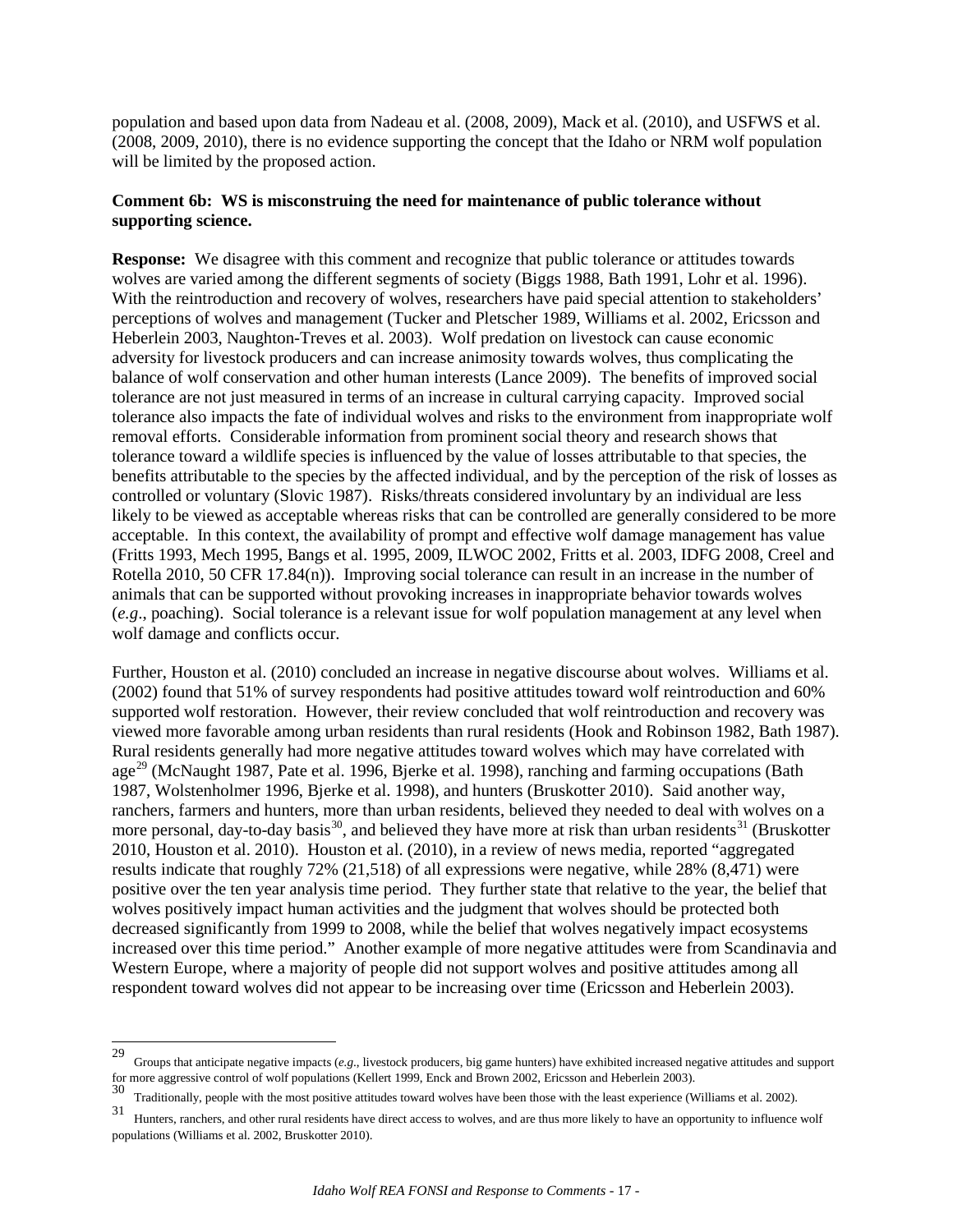population and based upon data from Nadeau et al. (2008, 2009), Mack et al. (2010), and USFWS et al. (2008, 2009, 2010), there is no evidence supporting the concept that the Idaho or NRM wolf population will be limited by the proposed action.

**Comment 6b: WS is misconstruing the need for maintenance of public tolerance without supporting science.**

**Response:** We disagree with this comment and recognize that public tolerance or attitudes towards wolves are varied among the different segments of society (Biggs 1988, Bath 1991, Lohr et al. 1996). With the reintroduction and recovery of wolves, researchers have paid special attention to stakeholders' perceptions of wolves and management (Tucker and Pletscher 1989, Williams et al. 2002, Ericsson and Heberlein 2003, Naughton-Treves et al. 2003). Wolf predation on livestock can cause economic adversity for livestock producers and can increase animosity towards wolves, thus complicating the balance of wolf conservation and other human interests (Lance 2009). The benefits of improved social tolerance are not just measured in terms of an increase in cultural carrying capacity. Improved social tolerance also impacts the fate of individual wolves and risks to the environment from inappropriate wolf removal efforts. Considerable information from prominent social theory and research shows that tolerance toward a wildlife species is influenced by the value of losses attributable to that species, the benefits attributable to the species by the affected individual, and by the perception of the risk of losses as controlled or voluntary (Slovic 1987). Risks/threats considered involuntary by an individual are less likely to be viewed as acceptable whereas risks that can be controlled are generally considered to be more acceptable. In this context, the availability of prompt and effective wolf damage management has value (Fritts 1993, Mech 1995, Bangs et al. 1995, 2009, ILWOC 2002, Fritts et al. 2003, IDFG 2008, Creel and Rotella 2010, 50 CFR 17.84(n)). Improving social tolerance can result in an increase in the number of animals that can be supported without provoking increases in inappropriate behavior towards wolves (*e.g*., poaching). Social tolerance is a relevant issue for wolf population management at any level when wolf damage and conflicts occur.

Further, Houston et al. (2010) concluded an increase in negative discourse about wolves. Williams et al. (2002) found that 51% of survey respondents had positive attitudes toward wolf reintroduction and 60% supported wolf restoration. However, their review concluded that wolf reintroduction and recovery was viewed more favorable among urban residents than rural residents (Hook and Robinson 1982, Bath 1987). Rural residents generally had more negative attitudes toward wolves which may have correlated with age[29] (McNaught 1987, Pate et al. 1996, Bjerke et al. 1998), ranching and farming occupations (Bath 1987, Wolstenholmer 1996, Bjerke et al. 1998), and hunters (Bruskotter 2010). Said another way, ranchers, farmers and hunters, more than urban residents, believed they needed to deal with wolves on a more personal, day-to-day basis[30], and believed they have more at risk than urban residents[31] (Bruskotter 2010, Houston et al. 2010). Houston et al. (2010), in a review of news media, reported "aggregated results indicate that roughly 72% (21,518) of all expressions were negative, while 28% (8,471) were positive over the ten year analysis time period. They further state that relative to the year, the belief that wolves positively impact human activities and the judgment that wolves should be protected both decreased significantly from 1999 to 2008, while the belief that wolves negatively impact ecosystems increased over this time period." Another example of more negative attitudes were from Scandinavia and Western Europe, where a majority of people did not support wolves and positive attitudes among all respondent toward wolves did not appear to be increasing over time (Ericsson and Heberlein 2003).

---

[29] Groups that anticipate negative impacts (*e.g*., livestock producers, big game hunters) have exhibited increased negative attitudes and support for more aggressive control of wolf populations (Kellert 1999, Enck and Brown 2002, Ericsson and Heberlein 2003).

[30] Traditionally, people with the most positive attitudes toward wolves have been those with the least experience (Williams et al. 2002).

[31] Hunters, ranchers, and other rural residents have direct access to wolves, and are thus more likely to have an opportunity to influence wolf populations (Williams et al. 2002, Bruskotter 2010).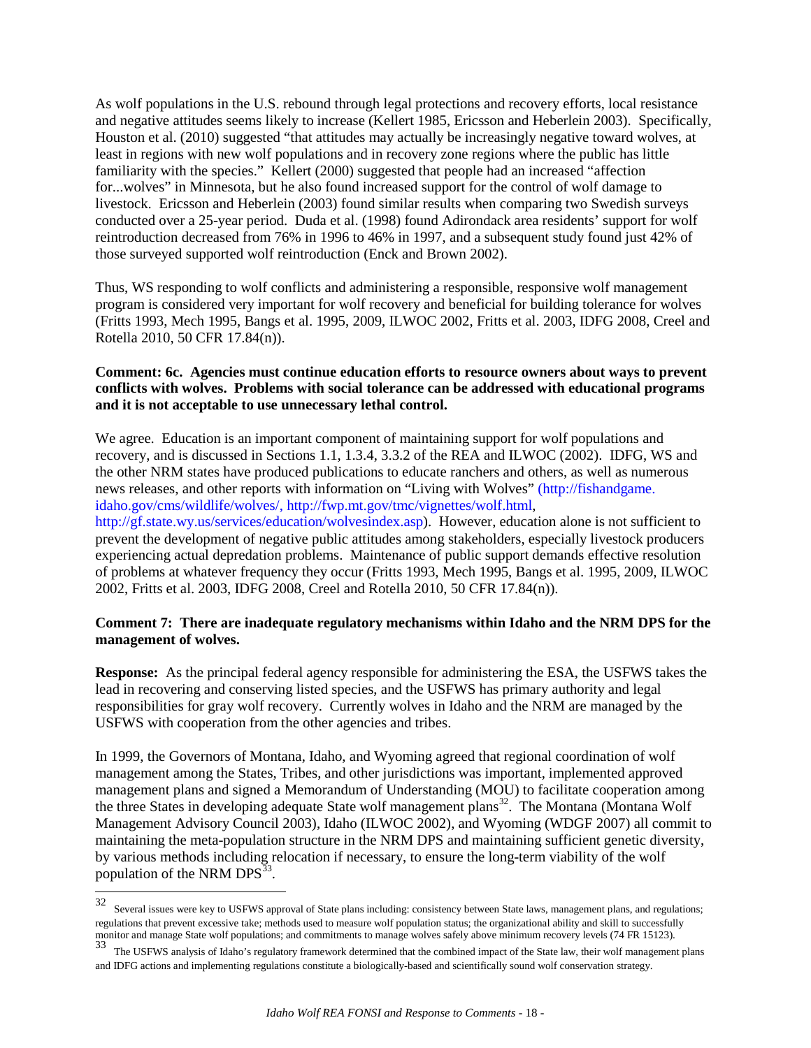As wolf populations in the U.S. rebound through legal protections and recovery efforts, local resistance and negative attitudes seems likely to increase (Kellert 1985, Ericsson and Heberlein 2003). Specifically, Houston et al. (2010) suggested "that attitudes may actually be increasingly negative toward wolves, at least in regions with new wolf populations and in recovery zone regions where the public has little familiarity with the species." Kellert (2000) suggested that people had an increased "affection for...wolves" in Minnesota, but he also found increased support for the control of wolf damage to livestock. Ericsson and Heberlein (2003) found similar results when comparing two Swedish surveys conducted over a 25-year period. Duda et al. (1998) found Adirondack area residents' support for wolf reintroduction decreased from 76% in 1996 to 46% in 1997, and a subsequent study found just 42% of those surveyed supported wolf reintroduction (Enck and Brown 2002).

Thus, WS responding to wolf conflicts and administering a responsible, responsive wolf management program is considered very important for wolf recovery and beneficial for building tolerance for wolves (Fritts 1993, Mech 1995, Bangs et al. 1995, 2009, ILWOC 2002, Fritts et al. 2003, IDFG 2008, Creel and Rotella 2010, 50 CFR 17.84(n)).

**Comment: 6c. Agencies must continue education efforts to resource owners about ways to prevent conflicts with wolves. Problems with social tolerance can be addressed with educational programs and it is not acceptable to use unnecessary lethal control.**

We agree. Education is an important component of maintaining support for wolf populations and recovery, and is discussed in Sections 1.1, 1.3.4, 3.3.2 of the REA and ILWOC (2002). IDFG, WS and the other NRM states have produced publications to educate ranchers and others, as well as numerous news releases, and other reports with information on "Living with Wolves" (http://fishandgame.idaho.gov/cms/wildlife/wolves/, http://fwp.mt.gov/tmc/vignettes/wolf.html, http://gf.state.wy.us/services/education/wolvesindex.asp). However, education alone is not sufficient to prevent the development of negative public attitudes among stakeholders, especially livestock producers experiencing actual depredation problems. Maintenance of public support demands effective resolution of problems at whatever frequency they occur (Fritts 1993, Mech 1995, Bangs et al. 1995, 2009, ILWOC 2002, Fritts et al. 2003, IDFG 2008, Creel and Rotella 2010, 50 CFR 17.84(n)).

**Comment 7: There are inadequate regulatory mechanisms within Idaho and the NRM DPS for the management of wolves.**

**Response:** As the principal federal agency responsible for administering the ESA, the USFWS takes the lead in recovering and conserving listed species, and the USFWS has primary authority and legal responsibilities for gray wolf recovery. Currently wolves in Idaho and the NRM are managed by the USFWS with cooperation from the other agencies and tribes.

In 1999, the Governors of Montana, Idaho, and Wyoming agreed that regional coordination of wolf management among the States, Tribes, and other jurisdictions was important, implemented approved management plans and signed a Memorandum of Understanding (MOU) to facilitate cooperation among the three States in developing adequate State wolf management plans[32]. The Montana (Montana Wolf Management Advisory Council 2003), Idaho (ILWOC 2002), and Wyoming (WDGF 2007) all commit to maintaining the meta-population structure in the NRM DPS and maintaining sufficient genetic diversity, by various methods including relocation if necessary, to ensure the long-term viability of the wolf population of the NRM DPS[33].

---

[32] Several issues were key to USFWS approval of State plans including: consistency between State laws, management plans, and regulations; regulations that prevent excessive take; methods used to measure wolf population status; the organizational ability and skill to successfully monitor and manage State wolf populations; and commitments to manage wolves safely above minimum recovery levels (74 FR 15123).

[33] The USFWS analysis of Idaho's regulatory framework determined that the combined impact of the State law, their wolf management plans and IDFG actions and implementing regulations constitute a biologically-based and scientifically sound wolf conservation strategy.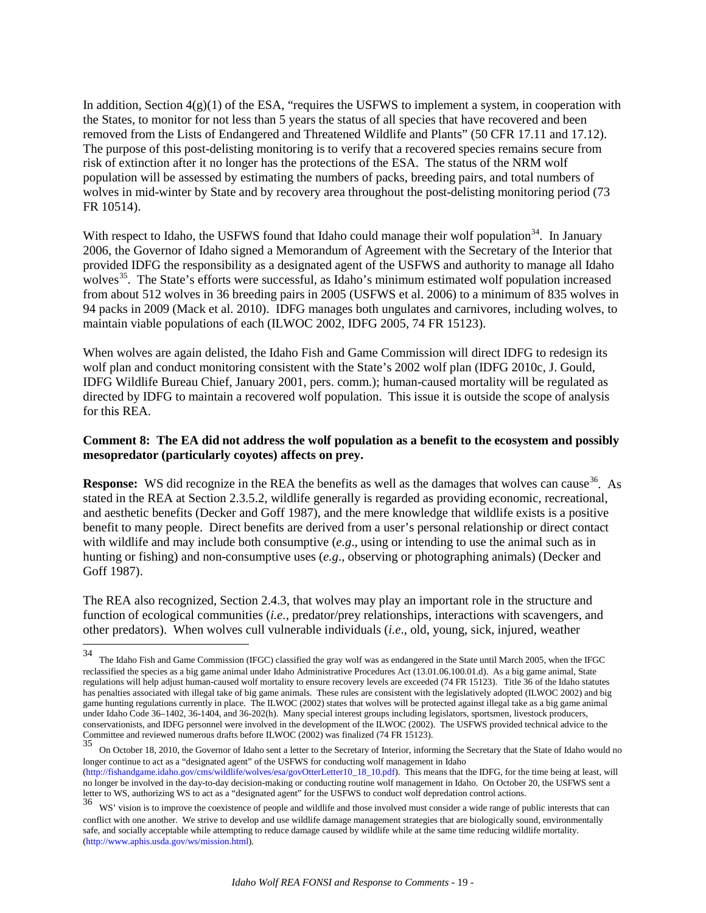In addition, Section 4(g)(1) of the ESA, "requires the USFWS to implement a system, in cooperation with the States, to monitor for not less than 5 years the status of all species that have recovered and been removed from the Lists of Endangered and Threatened Wildlife and Plants" (50 CFR 17.11 and 17.12). The purpose of this post-delisting monitoring is to verify that a recovered species remains secure from risk of extinction after it no longer has the protections of the ESA. The status of the NRM wolf population will be assessed by estimating the numbers of packs, breeding pairs, and total numbers of wolves in mid-winter by State and by recovery area throughout the post-delisting monitoring period (73 FR 10514).

With respect to Idaho, the USFWS found that Idaho could manage their wolf population[34]. In January 2006, the Governor of Idaho signed a Memorandum of Agreement with the Secretary of the Interior that provided IDFG the responsibility as a designated agent of the USFWS and authority to manage all Idaho wolves[35]. The State's efforts were successful, as Idaho's minimum estimated wolf population increased from about 512 wolves in 36 breeding pairs in 2005 (USFWS et al. 2006) to a minimum of 835 wolves in 94 packs in 2009 (Mack et al. 2010). IDFG manages both ungulates and carnivores, including wolves, to maintain viable populations of each (ILWOC 2002, IDFG 2005, 74 FR 15123).

When wolves are again delisted, the Idaho Fish and Game Commission will direct IDFG to redesign its wolf plan and conduct monitoring consistent with the State's 2002 wolf plan (IDFG 2010c, J. Gould, IDFG Wildlife Bureau Chief, January 2001, pers. comm.); human-caused mortality will be regulated as directed by IDFG to maintain a recovered wolf population. This issue it is outside the scope of analysis for this REA.

**Comment 8: The EA did not address the wolf population as a benefit to the ecosystem and possibly mesopredator (particularly coyotes) affects on prey.**

**Response:** WS did recognize in the REA the benefits as well as the damages that wolves can cause[36]. As stated in the REA at Section 2.3.5.2, wildlife generally is regarded as providing economic, recreational, and aesthetic benefits (Decker and Goff 1987), and the mere knowledge that wildlife exists is a positive benefit to many people. Direct benefits are derived from a user's personal relationship or direct contact with wildlife and may include both consumptive (*e.g*., using or intending to use the animal such as in hunting or fishing) and non-consumptive uses (*e.g*., observing or photographing animals) (Decker and Goff 1987).

The REA also recognized, Section 2.4.3, that wolves may play an important role in the structure and function of ecological communities (*i.e.*, predator/prey relationships, interactions with scavengers, and other predators). When wolves cull vulnerable individuals (*i.e*., old, young, sick, injured, weather

---

[34] The Idaho Fish and Game Commission (IFGC) classified the gray wolf was as endangered in the State until March 2005, when the IFGC reclassified the species as a big game animal under Idaho Administrative Procedures Act (13.01.06.100.01.d). As a big game animal, State regulations will help adjust human-caused wolf mortality to ensure recovery levels are exceeded (74 FR 15123). Title 36 of the Idaho statutes has penalties associated with illegal take of big game animals. These rules are consistent with the legislatively adopted (ILWOC 2002) and big game hunting regulations currently in place. The ILWOC (2002) states that wolves will be protected against illegal take as a big game animal under Idaho Code 36–1402, 36-1404, and 36-202(h). Many special interest groups including legislators, sportsmen, livestock producers, conservationists, and IDFG personnel were involved in the development of the ILWOC (2002). The USFWS provided technical advice to the Committee and reviewed numerous drafts before ILWOC (2002) was finalized (74 FR 15123).

[35] On October 18, 2010, the Governor of Idaho sent a letter to the Secretary of Interior, informing the Secretary that the State of Idaho would no longer continue to act as a "designated agent" of the USFWS for conducting wolf management in Idaho (http://fishandgame.idaho.gov/cms/wildlife/wolves/esa/govOtterLetter10_18_10.pdf). This means that the IDFG, for the time being at least, will no longer be involved in the day-to-day decision-making or conducting routine wolf management in Idaho. On October 20, the USFWS sent a letter to WS, authorizing WS to act as a "designated agent" for the USFWS to conduct wolf depredation control actions.

[36] WS' vision is to improve the coexistence of people and wildlife and those involved must consider a wide range of public interests that can conflict with one another. We strive to develop and use wildlife damage management strategies that are biologically sound, environmentally safe, and socially acceptable while attempting to reduce damage caused by wildlife while at the same time reducing wildlife mortality. (http://www.aphis.usda.gov/ws/mission.html).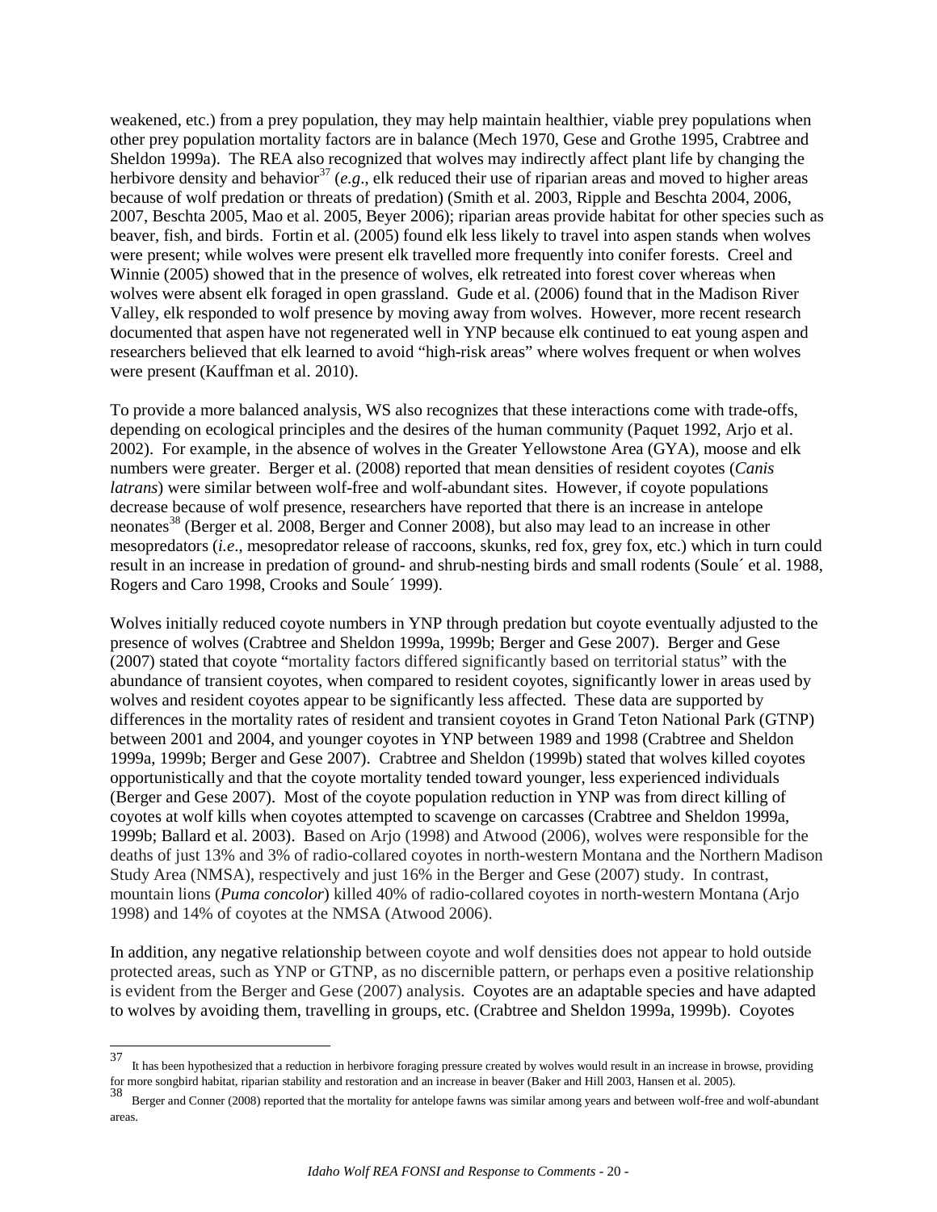weakened, etc.) from a prey population, they may help maintain healthier, viable prey populations when other prey population mortality factors are in balance (Mech 1970, Gese and Grothe 1995, Crabtree and Sheldon 1999a). The REA also recognized that wolves may indirectly affect plant life by changing the herbivore density and behavior[37] (*e.g*., elk reduced their use of riparian areas and moved to higher areas because of wolf predation or threats of predation) (Smith et al. 2003, Ripple and Beschta 2004, 2006, 2007, Beschta 2005, Mao et al. 2005, Beyer 2006); riparian areas provide habitat for other species such as beaver, fish, and birds. Fortin et al. (2005) found elk less likely to travel into aspen stands when wolves were present; while wolves were present elk travelled more frequently into conifer forests. Creel and Winnie (2005) showed that in the presence of wolves, elk retreated into forest cover whereas when wolves were absent elk foraged in open grassland. Gude et al. (2006) found that in the Madison River Valley, elk responded to wolf presence by moving away from wolves. However, more recent research documented that aspen have not regenerated well in YNP because elk continued to eat young aspen and researchers believed that elk learned to avoid "high-risk areas" where wolves frequent or when wolves were present (Kauffman et al. 2010).

To provide a more balanced analysis, WS also recognizes that these interactions come with trade-offs, depending on ecological principles and the desires of the human community (Paquet 1992, Arjo et al. 2002). For example, in the absence of wolves in the Greater Yellowstone Area (GYA), moose and elk numbers were greater. Berger et al. (2008) reported that mean densities of resident coyotes (*Canis latrans*) were similar between wolf-free and wolf-abundant sites. However, if coyote populations decrease because of wolf presence, researchers have reported that there is an increase in antelope neonates[38] (Berger et al. 2008, Berger and Conner 2008), but also may lead to an increase in other mesopredators (*i.e*., mesopredator release of raccoons, skunks, red fox, grey fox, etc.) which in turn could result in an increase in predation of ground- and shrub-nesting birds and small rodents (Soule´ et al. 1988, Rogers and Caro 1998, Crooks and Soule´ 1999).

Wolves initially reduced coyote numbers in YNP through predation but coyote eventually adjusted to the presence of wolves (Crabtree and Sheldon 1999a, 1999b; Berger and Gese 2007). Berger and Gese (2007) stated that coyote "mortality factors differed significantly based on territorial status" with the abundance of transient coyotes, when compared to resident coyotes, significantly lower in areas used by wolves and resident coyotes appear to be significantly less affected. These data are supported by differences in the mortality rates of resident and transient coyotes in Grand Teton National Park (GTNP) between 2001 and 2004, and younger coyotes in YNP between 1989 and 1998 (Crabtree and Sheldon 1999a, 1999b; Berger and Gese 2007). Crabtree and Sheldon (1999b) stated that wolves killed coyotes opportunistically and that the coyote mortality tended toward younger, less experienced individuals (Berger and Gese 2007). Most of the coyote population reduction in YNP was from direct killing of coyotes at wolf kills when coyotes attempted to scavenge on carcasses (Crabtree and Sheldon 1999a, 1999b; Ballard et al. 2003). Based on Arjo (1998) and Atwood (2006), wolves were responsible for the deaths of just 13% and 3% of radio-collared coyotes in north-western Montana and the Northern Madison Study Area (NMSA), respectively and just 16% in the Berger and Gese (2007) study. In contrast, mountain lions (*Puma concolor*) killed 40% of radio-collared coyotes in north-western Montana (Arjo 1998) and 14% of coyotes at the NMSA (Atwood 2006).

In addition, any negative relationship between coyote and wolf densities does not appear to hold outside protected areas, such as YNP or GTNP, as no discernible pattern, or perhaps even a positive relationship is evident from the Berger and Gese (2007) analysis. Coyotes are an adaptable species and have adapted to wolves by avoiding them, travelling in groups, etc. (Crabtree and Sheldon 1999a, 1999b). Coyotes

---

[37] It has been hypothesized that a reduction in herbivore foraging pressure created by wolves would result in an increase in browse, providing for more songbird habitat, riparian stability and restoration and an increase in beaver (Baker and Hill 2003, Hansen et al. 2005).

[38] Berger and Conner (2008) reported that the mortality for antelope fawns was similar among years and between wolf-free and wolf-abundant areas.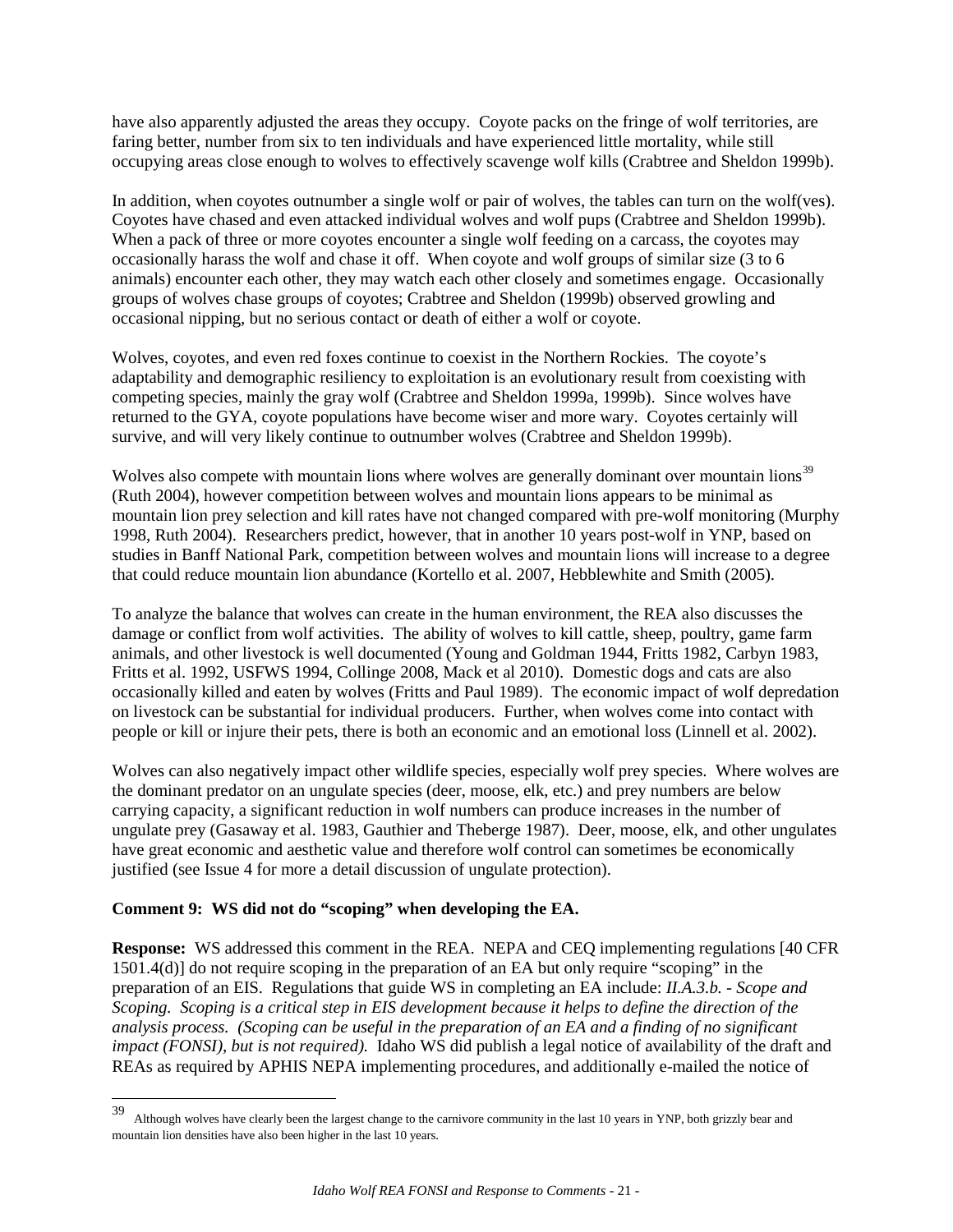have also apparently adjusted the areas they occupy. Coyote packs on the fringe of wolf territories, are faring better, number from six to ten individuals and have experienced little mortality, while still occupying areas close enough to wolves to effectively scavenge wolf kills (Crabtree and Sheldon 1999b).

In addition, when coyotes outnumber a single wolf or pair of wolves, the tables can turn on the wolf(ves). Coyotes have chased and even attacked individual wolves and wolf pups (Crabtree and Sheldon 1999b). When a pack of three or more coyotes encounter a single wolf feeding on a carcass, the coyotes may occasionally harass the wolf and chase it off. When coyote and wolf groups of similar size (3 to 6 animals) encounter each other, they may watch each other closely and sometimes engage. Occasionally groups of wolves chase groups of coyotes; Crabtree and Sheldon (1999b) observed growling and occasional nipping, but no serious contact or death of either a wolf or coyote.

Wolves, coyotes, and even red foxes continue to coexist in the Northern Rockies. The coyote's adaptability and demographic resiliency to exploitation is an evolutionary result from coexisting with competing species, mainly the gray wolf (Crabtree and Sheldon 1999a, 1999b). Since wolves have returned to the GYA, coyote populations have become wiser and more wary. Coyotes certainly will survive, and will very likely continue to outnumber wolves (Crabtree and Sheldon 1999b).

Wolves also compete with mountain lions where wolves are generally dominant over mountain lions[39] (Ruth 2004), however competition between wolves and mountain lions appears to be minimal as mountain lion prey selection and kill rates have not changed compared with pre-wolf monitoring (Murphy 1998, Ruth 2004). Researchers predict, however, that in another 10 years post-wolf in YNP, based on studies in Banff National Park, competition between wolves and mountain lions will increase to a degree that could reduce mountain lion abundance (Kortello et al. 2007, Hebblewhite and Smith (2005).

To analyze the balance that wolves can create in the human environment, the REA also discusses the damage or conflict from wolf activities. The ability of wolves to kill cattle, sheep, poultry, game farm animals, and other livestock is well documented (Young and Goldman 1944, Fritts 1982, Carbyn 1983, Fritts et al. 1992, USFWS 1994, Collinge 2008, Mack et al 2010). Domestic dogs and cats are also occasionally killed and eaten by wolves (Fritts and Paul 1989). The economic impact of wolf depredation on livestock can be substantial for individual producers. Further, when wolves come into contact with people or kill or injure their pets, there is both an economic and an emotional loss (Linnell et al. 2002).

Wolves can also negatively impact other wildlife species, especially wolf prey species. Where wolves are the dominant predator on an ungulate species (deer, moose, elk, etc.) and prey numbers are below carrying capacity, a significant reduction in wolf numbers can produce increases in the number of ungulate prey (Gasaway et al. 1983, Gauthier and Theberge 1987). Deer, moose, elk, and other ungulates have great economic and aesthetic value and therefore wolf control can sometimes be economically justified (see Issue 4 for more a detail discussion of ungulate protection).

**Comment 9: WS did not do "scoping" when developing the EA.**

**Response:** WS addressed this comment in the REA. NEPA and CEQ implementing regulations [40 CFR 1501.4(d)] do not require scoping in the preparation of an EA but only require "scoping" in the preparation of an EIS. Regulations that guide WS in completing an EA include: *II.A.3.b. - Scope and Scoping. Scoping is a critical step in EIS development because it helps to define the direction of the analysis process. (Scoping can be useful in the preparation of an EA and a finding of no significant impact (FONSI), but is not required).* Idaho WS did publish a legal notice of availability of the draft and REAs as required by APHIS NEPA implementing procedures, and additionally e-mailed the notice of

---

[39] Although wolves have clearly been the largest change to the carnivore community in the last 10 years in YNP, both grizzly bear and mountain lion densities have also been higher in the last 10 years.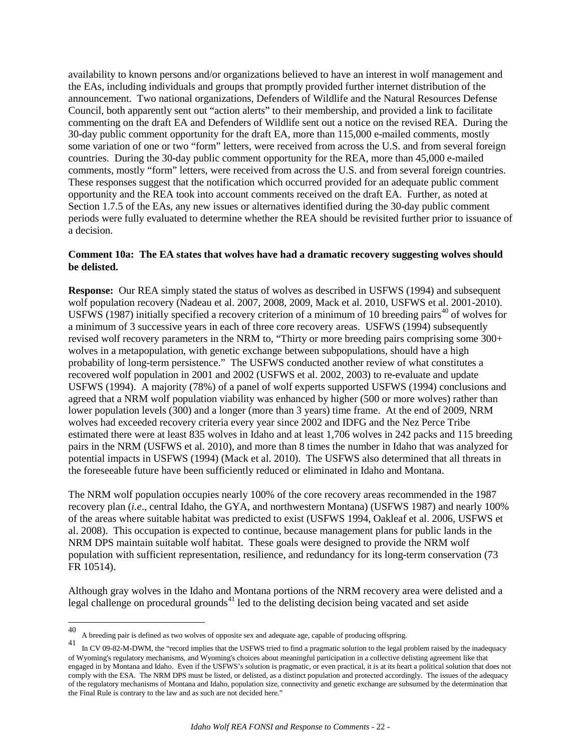availability to known persons and/or organizations believed to have an interest in wolf management and the EAs, including individuals and groups that promptly provided further internet distribution of the announcement. Two national organizations, Defenders of Wildlife and the Natural Resources Defense Council, both apparently sent out "action alerts" to their membership, and provided a link to facilitate commenting on the draft EA and Defenders of Wildlife sent out a notice on the revised REA. During the 30-day public comment opportunity for the draft EA, more than 115,000 e-mailed comments, mostly some variation of one or two "form" letters, were received from across the U.S. and from several foreign countries. During the 30-day public comment opportunity for the REA, more than 45,000 e-mailed comments, mostly "form" letters, were received from across the U.S. and from several foreign countries. These responses suggest that the notification which occurred provided for an adequate public comment opportunity and the REA took into account comments received on the draft EA. Further, as noted at Section 1.7.5 of the EAs, any new issues or alternatives identified during the 30-day public comment periods were fully evaluated to determine whether the REA should be revisited further prior to issuance of a decision.

**Comment 10a: The EA states that wolves have had a dramatic recovery suggesting wolves should be delisted.**

**Response:** Our REA simply stated the status of wolves as described in USFWS (1994) and subsequent wolf population recovery (Nadeau et al. 2007, 2008, 2009, Mack et al. 2010, USFWS et al. 2001-2010). USFWS (1987) initially specified a recovery criterion of a minimum of 10 breeding pairs[40] of wolves for a minimum of 3 successive years in each of three core recovery areas. USFWS (1994) subsequently revised wolf recovery parameters in the NRM to, "Thirty or more breeding pairs comprising some 300+ wolves in a metapopulation, with genetic exchange between subpopulations, should have a high probability of long-term persistence." The USFWS conducted another review of what constitutes a recovered wolf population in 2001 and 2002 (USFWS et al. 2002, 2003) to re-evaluate and update USFWS (1994). A majority (78%) of a panel of wolf experts supported USFWS (1994) conclusions and agreed that a NRM wolf population viability was enhanced by higher (500 or more wolves) rather than lower population levels (300) and a longer (more than 3 years) time frame. At the end of 2009, NRM wolves had exceeded recovery criteria every year since 2002 and IDFG and the Nez Perce Tribe estimated there were at least 835 wolves in Idaho and at least 1,706 wolves in 242 packs and 115 breeding pairs in the NRM (USFWS et al. 2010), and more than 8 times the number in Idaho that was analyzed for potential impacts in USFWS (1994) (Mack et al. 2010). The USFWS also determined that all threats in the foreseeable future have been sufficiently reduced or eliminated in Idaho and Montana.

The NRM wolf population occupies nearly 100% of the core recovery areas recommended in the 1987 recovery plan (*i.e*., central Idaho, the GYA, and northwestern Montana) (USFWS 1987) and nearly 100% of the areas where suitable habitat was predicted to exist (USFWS 1994, Oakleaf et al. 2006, USFWS et al. 2008). This occupation is expected to continue, because management plans for public lands in the NRM DPS maintain suitable wolf habitat. These goals were designed to provide the NRM wolf population with sufficient representation, resilience, and redundancy for its long-term conservation (73 FR 10514).

Although gray wolves in the Idaho and Montana portions of the NRM recovery area were delisted and a legal challenge on procedural grounds[41] led to the delisting decision being vacated and set aside

---

[40] A breeding pair is defined as two wolves of opposite sex and adequate age, capable of producing offspring.

[41] In CV 09-82-M-DWM, the "record implies that the USFWS tried to find a pragmatic solution to the legal problem raised by the inadequacy of Wyoming's regulatory mechanisms, and Wyoming's choices about meaningful participation in a collective delisting agreement like that engaged in by Montana and Idaho. Even if the USFWS's solution is pragmatic, or even practical, it is at its heart a political solution that does not comply with the ESA. The NRM DPS must be listed, or delisted, as a distinct population and protected accordingly. The issues of the adequacy of the regulatory mechanisms of Montana and Idaho, population size, connectivity and genetic exchange are subsumed by the determination that the Final Rule is contrary to the law and as such are not decided here."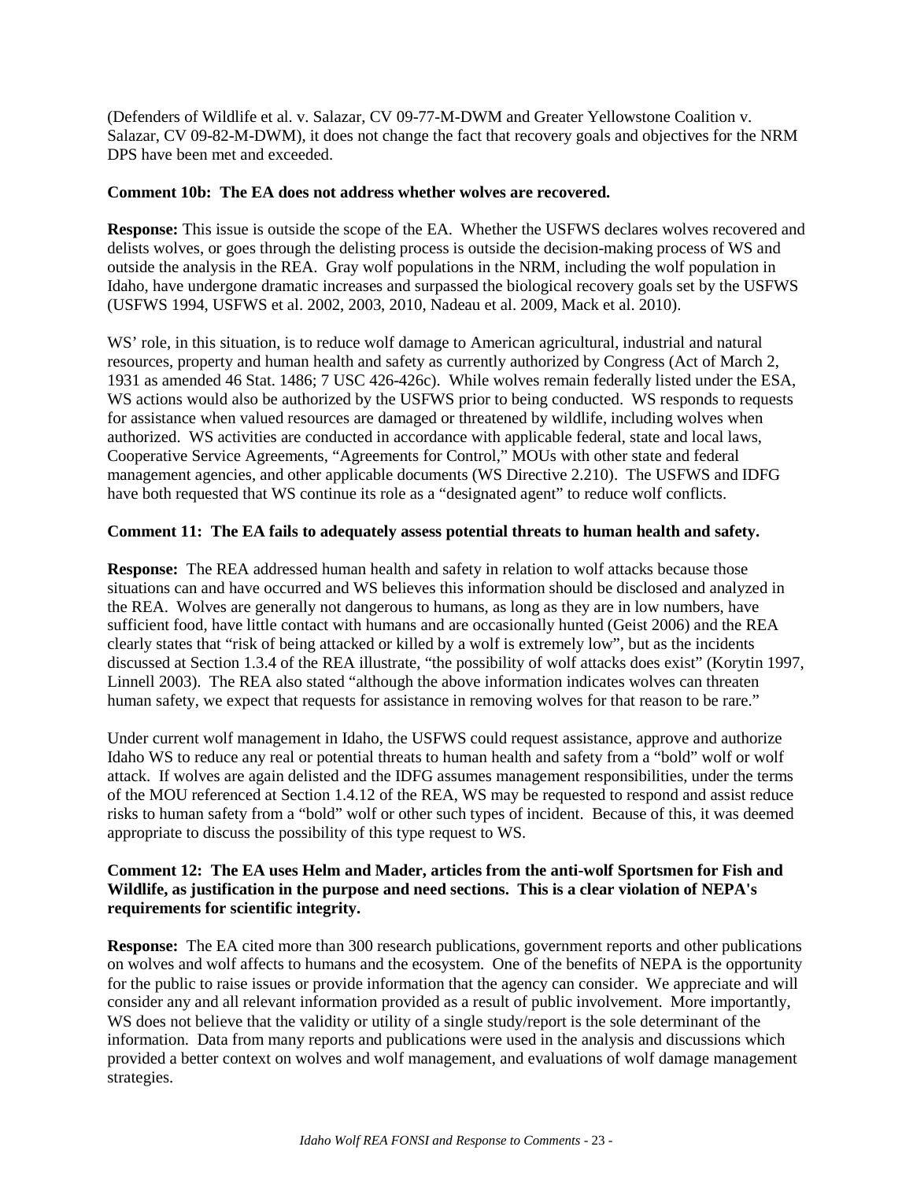(Defenders of Wildlife et al. v. Salazar, CV 09-77-M-DWM and Greater Yellowstone Coalition v. Salazar, CV 09-82-M-DWM), it does not change the fact that recovery goals and objectives for the NRM DPS have been met and exceeded.

**Comment 10b: The EA does not address whether wolves are recovered.**

**Response:** This issue is outside the scope of the EA. Whether the USFWS declares wolves recovered and delists wolves, or goes through the delisting process is outside the decision-making process of WS and outside the analysis in the REA. Gray wolf populations in the NRM, including the wolf population in Idaho, have undergone dramatic increases and surpassed the biological recovery goals set by the USFWS (USFWS 1994, USFWS et al. 2002, 2003, 2010, Nadeau et al. 2009, Mack et al. 2010).

WS' role, in this situation, is to reduce wolf damage to American agricultural, industrial and natural resources, property and human health and safety as currently authorized by Congress (Act of March 2, 1931 as amended 46 Stat. 1486; 7 USC 426-426c). While wolves remain federally listed under the ESA, WS actions would also be authorized by the USFWS prior to being conducted. WS responds to requests for assistance when valued resources are damaged or threatened by wildlife, including wolves when authorized. WS activities are conducted in accordance with applicable federal, state and local laws, Cooperative Service Agreements, "Agreements for Control," MOUs with other state and federal management agencies, and other applicable documents (WS Directive 2.210). The USFWS and IDFG have both requested that WS continue its role as a "designated agent" to reduce wolf conflicts.

**Comment 11: The EA fails to adequately assess potential threats to human health and safety.**

**Response:** The REA addressed human health and safety in relation to wolf attacks because those situations can and have occurred and WS believes this information should be disclosed and analyzed in the REA. Wolves are generally not dangerous to humans, as long as they are in low numbers, have sufficient food, have little contact with humans and are occasionally hunted (Geist 2006) and the REA clearly states that "risk of being attacked or killed by a wolf is extremely low", but as the incidents discussed at Section 1.3.4 of the REA illustrate, "the possibility of wolf attacks does exist" (Korytin 1997, Linnell 2003). The REA also stated "although the above information indicates wolves can threaten human safety, we expect that requests for assistance in removing wolves for that reason to be rare."

Under current wolf management in Idaho, the USFWS could request assistance, approve and authorize Idaho WS to reduce any real or potential threats to human health and safety from a "bold" wolf or wolf attack. If wolves are again delisted and the IDFG assumes management responsibilities, under the terms of the MOU referenced at Section 1.4.12 of the REA, WS may be requested to respond and assist reduce risks to human safety from a "bold" wolf or other such types of incident. Because of this, it was deemed appropriate to discuss the possibility of this type request to WS.

**Comment 12: The EA uses Helm and Mader, articles from the anti-wolf Sportsmen for Fish and Wildlife, as justification in the purpose and need sections. This is a clear violation of NEPA's requirements for scientific integrity.**

**Response:** The EA cited more than 300 research publications, government reports and other publications on wolves and wolf affects to humans and the ecosystem. One of the benefits of NEPA is the opportunity for the public to raise issues or provide information that the agency can consider. We appreciate and will consider any and all relevant information provided as a result of public involvement. More importantly, WS does not believe that the validity or utility of a single study/report is the sole determinant of the information. Data from many reports and publications were used in the analysis and discussions which provided a better context on wolves and wolf management, and evaluations of wolf damage management strategies.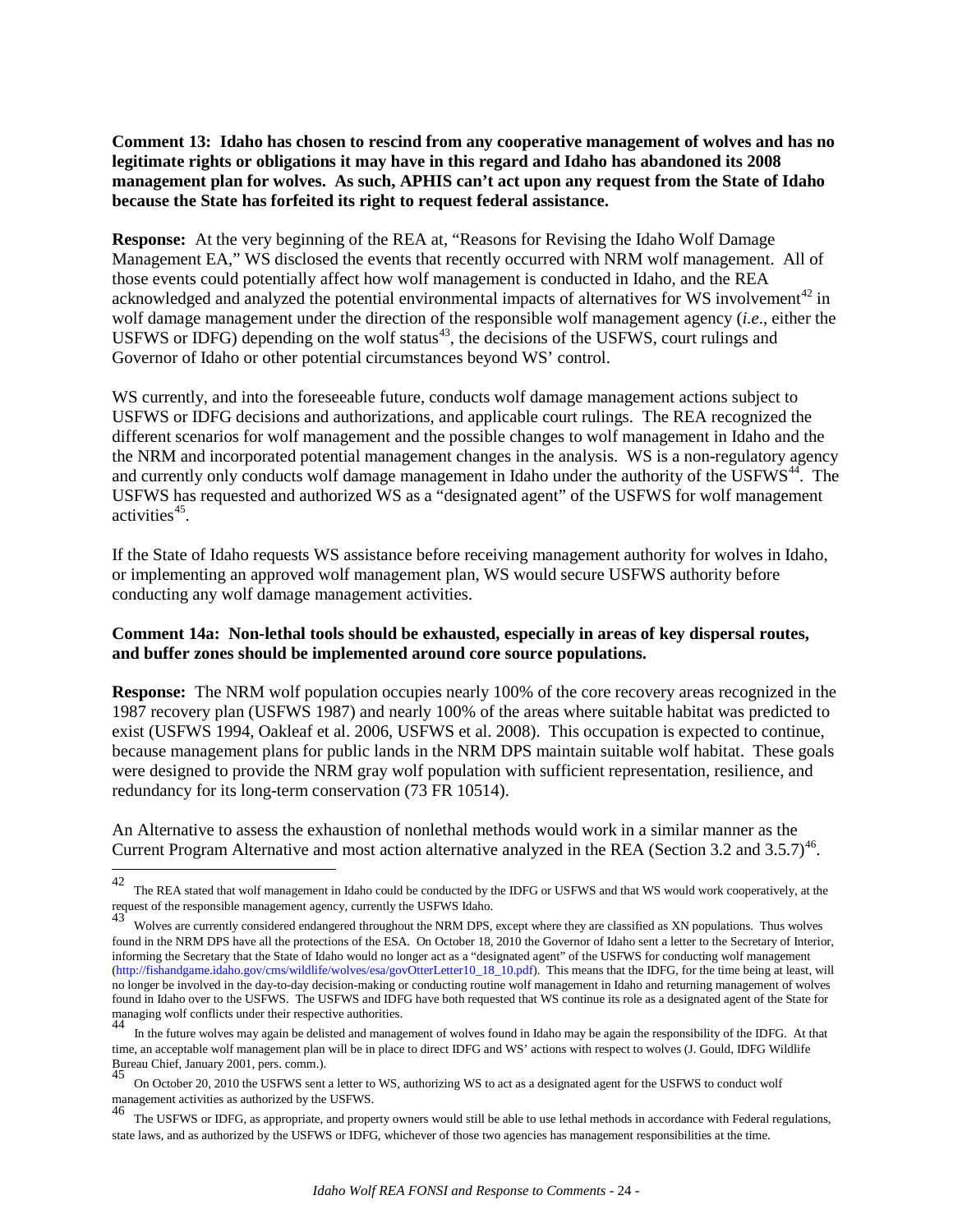**Comment 13: Idaho has chosen to rescind from any cooperative management of wolves and has no legitimate rights or obligations it may have in this regard and Idaho has abandoned its 2008 management plan for wolves. As such, APHIS can't act upon any request from the State of Idaho because the State has forfeited its right to request federal assistance.**

**Response:** At the very beginning of the REA at, "Reasons for Revising the Idaho Wolf Damage Management EA," WS disclosed the events that recently occurred with NRM wolf management. All of those events could potentially affect how wolf management is conducted in Idaho, and the REA acknowledged and analyzed the potential environmental impacts of alternatives for WS involvement[42] in wolf damage management under the direction of the responsible wolf management agency (*i.e*., either the USFWS or IDFG) depending on the wolf status[43], the decisions of the USFWS, court rulings and Governor of Idaho or other potential circumstances beyond WS' control.

WS currently, and into the foreseeable future, conducts wolf damage management actions subject to USFWS or IDFG decisions and authorizations, and applicable court rulings. The REA recognized the different scenarios for wolf management and the possible changes to wolf management in Idaho and the the NRM and incorporated potential management changes in the analysis. WS is a non-regulatory agency and currently only conducts wolf damage management in Idaho under the authority of the USFWS[44]. The USFWS has requested and authorized WS as a "designated agent" of the USFWS for wolf management activities[45].

If the State of Idaho requests WS assistance before receiving management authority for wolves in Idaho, or implementing an approved wolf management plan, WS would secure USFWS authority before conducting any wolf damage management activities.

**Comment 14a: Non-lethal tools should be exhausted, especially in areas of key dispersal routes, and buffer zones should be implemented around core source populations.**

**Response:** The NRM wolf population occupies nearly 100% of the core recovery areas recognized in the 1987 recovery plan (USFWS 1987) and nearly 100% of the areas where suitable habitat was predicted to exist (USFWS 1994, Oakleaf et al. 2006, USFWS et al. 2008). This occupation is expected to continue, because management plans for public lands in the NRM DPS maintain suitable wolf habitat. These goals were designed to provide the NRM gray wolf population with sufficient representation, resilience, and redundancy for its long-term conservation (73 FR 10514).

An Alternative to assess the exhaustion of nonlethal methods would work in a similar manner as the Current Program Alternative and most action alternative analyzed in the REA (Section 3.2 and 3.5.7)[46].

---

[42] The REA stated that wolf management in Idaho could be conducted by the IDFG or USFWS and that WS would work cooperatively, at the request of the responsible management agency, currently the USFWS Idaho.

[43] Wolves are currently considered endangered throughout the NRM DPS, except where they are classified as XN populations. Thus wolves found in the NRM DPS have all the protections of the ESA. On October 18, 2010 the Governor of Idaho sent a letter to the Secretary of Interior, informing the Secretary that the State of Idaho would no longer act as a "designated agent" of the USFWS for conducting wolf management (http://fishandgame.idaho.gov/cms/wildlife/wolves/esa/govOtterLetter10_18_10.pdf). This means that the IDFG, for the time being at least, will no longer be involved in the day-to-day decision-making or conducting routine wolf management in Idaho and returning management of wolves found in Idaho over to the USFWS. The USFWS and IDFG have both requested that WS continue its role as a designated agent of the State for managing wolf conflicts under their respective authorities.

[44] In the future wolves may again be delisted and management of wolves found in Idaho may be again the responsibility of the IDFG. At that time, an acceptable wolf management plan will be in place to direct IDFG and WS' actions with respect to wolves (J. Gould, IDFG Wildlife Bureau Chief, January 2001, pers. comm.).

[45] On October 20, 2010 the USFWS sent a letter to WS, authorizing WS to act as a designated agent for the USFWS to conduct wolf management activities as authorized by the USFWS.

[46] The USFWS or IDFG, as appropriate, and property owners would still be able to use lethal methods in accordance with Federal regulations, state laws, and as authorized by the USFWS or IDFG, whichever of those two agencies has management responsibilities at the time.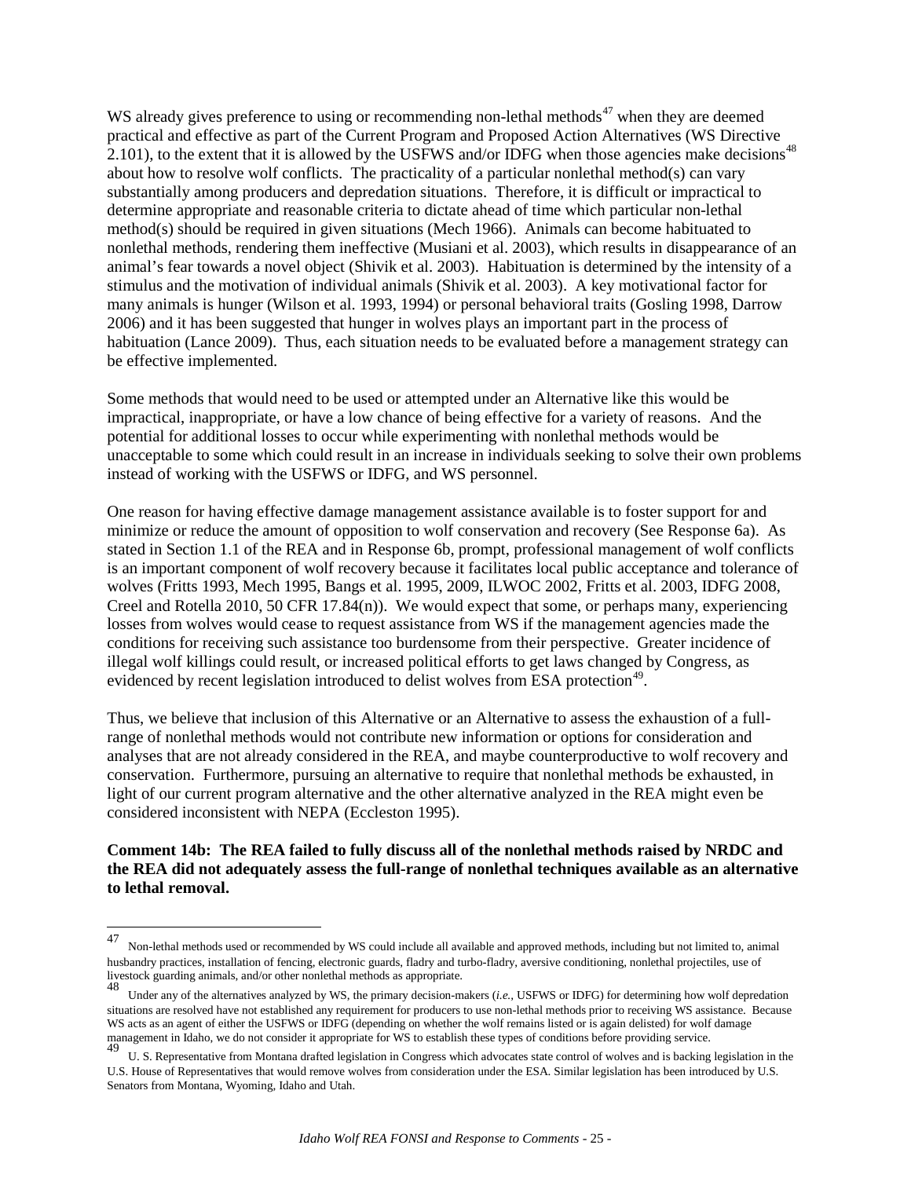WS already gives preference to using or recommending non-lethal methods[47] when they are deemed practical and effective as part of the Current Program and Proposed Action Alternatives (WS Directive 2.101), to the extent that it is allowed by the USFWS and/or IDFG when those agencies make decisions[48] about how to resolve wolf conflicts. The practicality of a particular nonlethal method(s) can vary substantially among producers and depredation situations. Therefore, it is difficult or impractical to determine appropriate and reasonable criteria to dictate ahead of time which particular non-lethal method(s) should be required in given situations (Mech 1966). Animals can become habituated to nonlethal methods, rendering them ineffective (Musiani et al. 2003), which results in disappearance of an animal's fear towards a novel object (Shivik et al. 2003). Habituation is determined by the intensity of a stimulus and the motivation of individual animals (Shivik et al. 2003). A key motivational factor for many animals is hunger (Wilson et al. 1993, 1994) or personal behavioral traits (Gosling 1998, Darrow 2006) and it has been suggested that hunger in wolves plays an important part in the process of habituation (Lance 2009). Thus, each situation needs to be evaluated before a management strategy can be effective implemented.

Some methods that would need to be used or attempted under an Alternative like this would be impractical, inappropriate, or have a low chance of being effective for a variety of reasons. And the potential for additional losses to occur while experimenting with nonlethal methods would be unacceptable to some which could result in an increase in individuals seeking to solve their own problems instead of working with the USFWS or IDFG, and WS personnel.

One reason for having effective damage management assistance available is to foster support for and minimize or reduce the amount of opposition to wolf conservation and recovery (See Response 6a). As stated in Section 1.1 of the REA and in Response 6b, prompt, professional management of wolf conflicts is an important component of wolf recovery because it facilitates local public acceptance and tolerance of wolves (Fritts 1993, Mech 1995, Bangs et al. 1995, 2009, ILWOC 2002, Fritts et al. 2003, IDFG 2008, Creel and Rotella 2010, 50 CFR 17.84(n)). We would expect that some, or perhaps many, experiencing losses from wolves would cease to request assistance from WS if the management agencies made the conditions for receiving such assistance too burdensome from their perspective. Greater incidence of illegal wolf killings could result, or increased political efforts to get laws changed by Congress, as evidenced by recent legislation introduced to delist wolves from ESA protection[49].

Thus, we believe that inclusion of this Alternative or an Alternative to assess the exhaustion of a full-range of nonlethal methods would not contribute new information or options for consideration and analyses that are not already considered in the REA, and maybe counterproductive to wolf recovery and conservation. Furthermore, pursuing an alternative to require that nonlethal methods be exhausted, in light of our current program alternative and the other alternative analyzed in the REA might even be considered inconsistent with NEPA (Eccleston 1995).

**Comment 14b: The REA failed to fully discuss all of the nonlethal methods raised by NRDC and the REA did not adequately assess the full-range of nonlethal techniques available as an alternative to lethal removal.**

---

[47] Non-lethal methods used or recommended by WS could include all available and approved methods, including but not limited to, animal husbandry practices, installation of fencing, electronic guards, fladry and turbo-fladry, aversive conditioning, nonlethal projectiles, use of livestock guarding animals, and/or other nonlethal methods as appropriate.

[48] Under any of the alternatives analyzed by WS, the primary decision-makers (*i.e.*, USFWS or IDFG) for determining how wolf depredation situations are resolved have not established any requirement for producers to use non-lethal methods prior to receiving WS assistance. Because WS acts as an agent of either the USFWS or IDFG (depending on whether the wolf remains listed or is again delisted) for wolf damage management in Idaho, we do not consider it appropriate for WS to establish these types of conditions before providing service.

[49] U. S. Representative from Montana drafted legislation in Congress which advocates state control of wolves and is backing legislation in the U.S. House of Representatives that would remove wolves from consideration under the ESA. Similar legislation has been introduced by U.S. Senators from Montana, Wyoming, Idaho and Utah.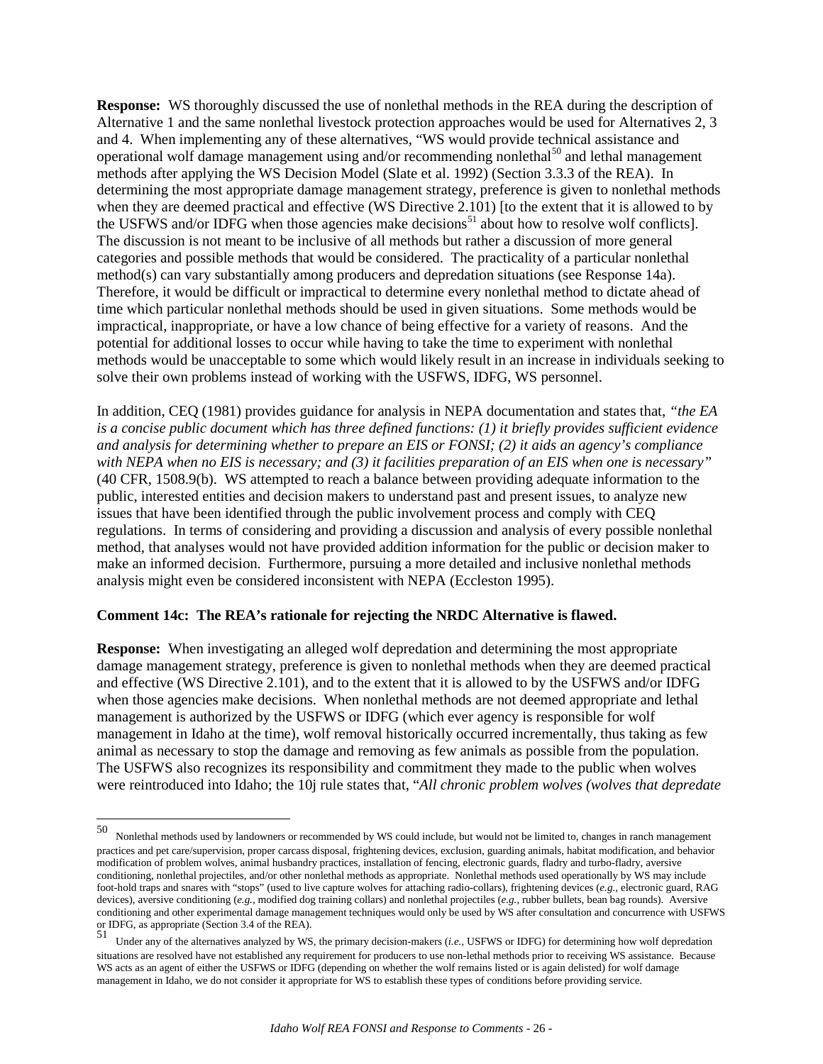**Response:** WS thoroughly discussed the use of nonlethal methods in the REA during the description of Alternative 1 and the same nonlethal livestock protection approaches would be used for Alternatives 2, 3 and 4. When implementing any of these alternatives, "WS would provide technical assistance and operational wolf damage management using and/or recommending nonlethal[50] and lethal management methods after applying the WS Decision Model (Slate et al. 1992) (Section 3.3.3 of the REA). In determining the most appropriate damage management strategy, preference is given to nonlethal methods when they are deemed practical and effective (WS Directive 2.101) [to the extent that it is allowed to by the USFWS and/or IDFG when those agencies make decisions[51] about how to resolve wolf conflicts]. The discussion is not meant to be inclusive of all methods but rather a discussion of more general categories and possible methods that would be considered. The practicality of a particular nonlethal method(s) can vary substantially among producers and depredation situations (see Response 14a). Therefore, it would be difficult or impractical to determine every nonlethal method to dictate ahead of time which particular nonlethal methods should be used in given situations. Some methods would be impractical, inappropriate, or have a low chance of being effective for a variety of reasons. And the potential for additional losses to occur while having to take the time to experiment with nonlethal methods would be unacceptable to some which would likely result in an increase in individuals seeking to solve their own problems instead of working with the USFWS, IDFG, WS personnel.

In addition, CEQ (1981) provides guidance for analysis in NEPA documentation and states that, *"the EA is a concise public document which has three defined functions: (1) it briefly provides sufficient evidence and analysis for determining whether to prepare an EIS or FONSI; (2) it aids an agency's compliance with NEPA when no EIS is necessary; and (3) it facilities preparation of an EIS when one is necessary"* (40 CFR, 1508.9(b). WS attempted to reach a balance between providing adequate information to the public, interested entities and decision makers to understand past and present issues, to analyze new issues that have been identified through the public involvement process and comply with CEQ regulations. In terms of considering and providing a discussion and analysis of every possible nonlethal method, that analyses would not have provided addition information for the public or decision maker to make an informed decision. Furthermore, pursuing a more detailed and inclusive nonlethal methods analysis might even be considered inconsistent with NEPA (Eccleston 1995).

**Comment 14c: The REA's rationale for rejecting the NRDC Alternative is flawed.**

**Response:** When investigating an alleged wolf depredation and determining the most appropriate damage management strategy, preference is given to nonlethal methods when they are deemed practical and effective (WS Directive 2.101), and to the extent that it is allowed to by the USFWS and/or IDFG when those agencies make decisions. When nonlethal methods are not deemed appropriate and lethal management is authorized by the USFWS or IDFG (which ever agency is responsible for wolf management in Idaho at the time), wolf removal historically occurred incrementally, thus taking as few animal as necessary to stop the damage and removing as few animals as possible from the population. The USFWS also recognizes its responsibility and commitment they made to the public when wolves were reintroduced into Idaho; the 10j rule states that, "*All chronic problem wolves (wolves that depredate*

---

[50] Nonlethal methods used by landowners or recommended by WS could include, but would not be limited to, changes in ranch management practices and pet care/supervision, proper carcass disposal, frightening devices, exclusion, guarding animals, habitat modification, and behavior modification of problem wolves, animal husbandry practices, installation of fencing, electronic guards, fladry and turbo-fladry, aversive conditioning, nonlethal projectiles, and/or other nonlethal methods as appropriate. Nonlethal methods used operationally by WS may include foot-hold traps and snares with "stops" (used to live capture wolves for attaching radio-collars), frightening devices (*e.g.*, electronic guard, RAG devices), aversive conditioning (*e.g.*, modified dog training collars) and nonlethal projectiles (*e.g.*, rubber bullets, bean bag rounds). Aversive conditioning and other experimental damage management techniques would only be used by WS after consultation and concurrence with USFWS or IDFG, as appropriate (Section 3.4 of the REA).

[51] Under any of the alternatives analyzed by WS, the primary decision-makers (*i.e.*, USFWS or IDFG) for determining how wolf depredation situations are resolved have not established any requirement for producers to use non-lethal methods prior to receiving WS assistance. Because WS acts as an agent of either the USFWS or IDFG (depending on whether the wolf remains listed or is again delisted) for wolf damage management in Idaho, we do not consider it appropriate for WS to establish these types of conditions before providing service.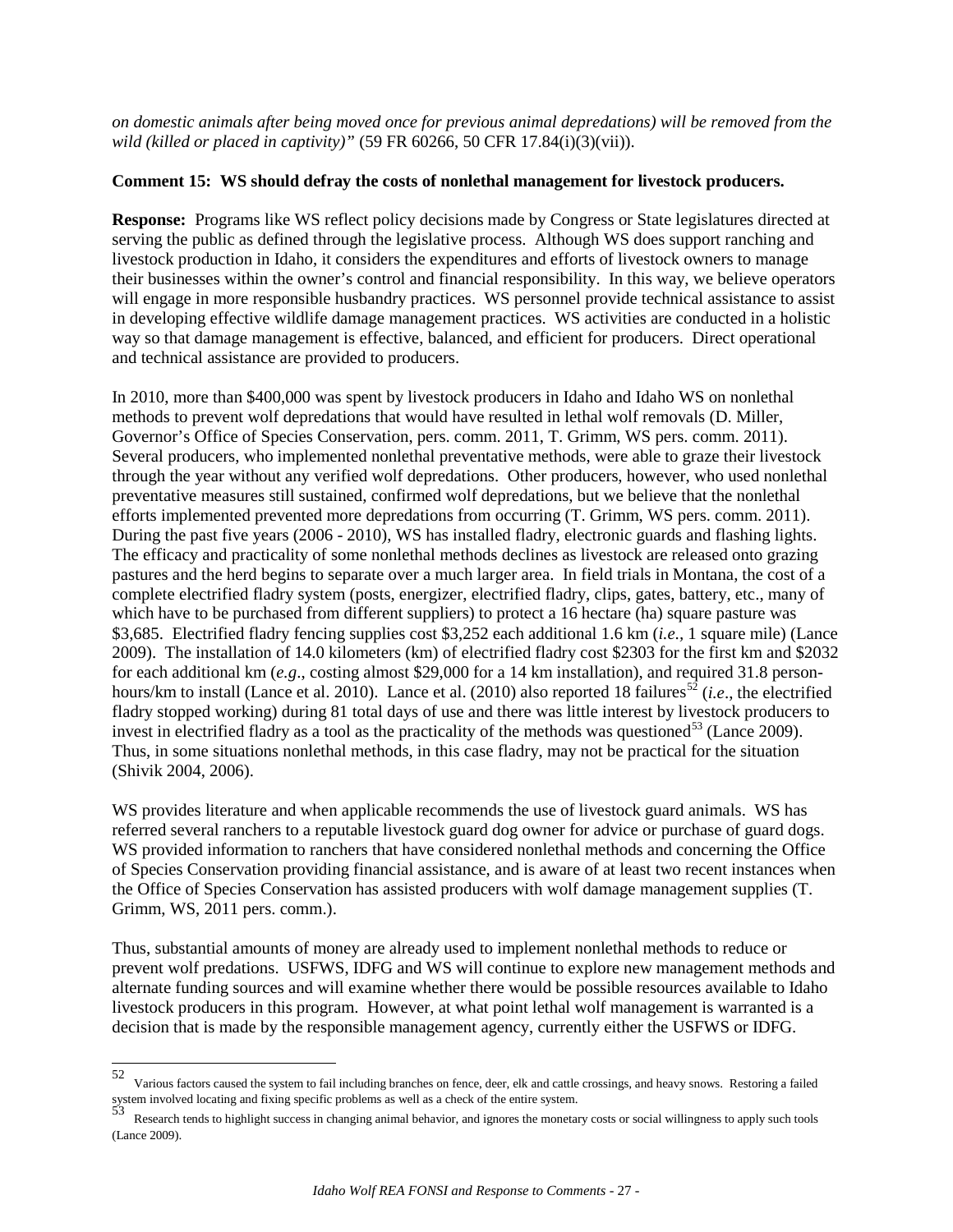*on domestic animals after being moved once for previous animal depredations) will be removed from the wild (killed or placed in captivity)"* (59 FR 60266, 50 CFR 17.84(i)(3)(vii)).

**Comment 15: WS should defray the costs of nonlethal management for livestock producers.**

**Response:** Programs like WS reflect policy decisions made by Congress or State legislatures directed at serving the public as defined through the legislative process. Although WS does support ranching and livestock production in Idaho, it considers the expenditures and efforts of livestock owners to manage their businesses within the owner's control and financial responsibility. In this way, we believe operators will engage in more responsible husbandry practices. WS personnel provide technical assistance to assist in developing effective wildlife damage management practices. WS activities are conducted in a holistic way so that damage management is effective, balanced, and efficient for producers. Direct operational and technical assistance are provided to producers.

In 2010, more than $400,000 was spent by livestock producers in Idaho and Idaho WS on nonlethal methods to prevent wolf depredations that would have resulted in lethal wolf removals (D. Miller, Governor's Office of Species Conservation, pers. comm. 2011, T. Grimm, WS pers. comm. 2011). Several producers, who implemented nonlethal preventative methods, were able to graze their livestock through the year without any verified wolf depredations. Other producers, however, who used nonlethal preventative measures still sustained, confirmed wolf depredations, but we believe that the nonlethal efforts implemented prevented more depredations from occurring (T. Grimm, WS pers. comm. 2011). During the past five years (2006 - 2010), WS has installed fladry, electronic guards and flashing lights. The efficacy and practicality of some nonlethal methods declines as livestock are released onto grazing pastures and the herd begins to separate over a much larger area. In field trials in Montana, the cost of a complete electrified fladry system (posts, energizer, electrified fladry, clips, gates, battery, etc., many of which have to be purchased from different suppliers) to protect a 16 hectare (ha) square pasture was $3,685. Electrified fladry fencing supplies cost $3,252 each additional 1.6 km (*i.e.*, 1 square mile) (Lance 2009). The installation of 14.0 kilometers (km) of electrified fladry cost $2303 for the first km and $2032 for each additional km (*e.g*., costing almost $29,000 for a 14 km installation), and required 31.8 person-hours/km to install (Lance et al. 2010). Lance et al. (2010) also reported 18 failures[52] (*i.e*., the electrified fladry stopped working) during 81 total days of use and there was little interest by livestock producers to invest in electrified fladry as a tool as the practicality of the methods was questioned[53] (Lance 2009). Thus, in some situations nonlethal methods, in this case fladry, may not be practical for the situation (Shivik 2004, 2006).

WS provides literature and when applicable recommends the use of livestock guard animals. WS has referred several ranchers to a reputable livestock guard dog owner for advice or purchase of guard dogs. WS provided information to ranchers that have considered nonlethal methods and concerning the Office of Species Conservation providing financial assistance, and is aware of at least two recent instances when the Office of Species Conservation has assisted producers with wolf damage management supplies (T. Grimm, WS, 2011 pers. comm.).

Thus, substantial amounts of money are already used to implement nonlethal methods to reduce or prevent wolf predations. USFWS, IDFG and WS will continue to explore new management methods and alternate funding sources and will examine whether there would be possible resources available to Idaho livestock producers in this program. However, at what point lethal wolf management is warranted is a decision that is made by the responsible management agency, currently either the USFWS or IDFG.

---

[52] Various factors caused the system to fail including branches on fence, deer, elk and cattle crossings, and heavy snows. Restoring a failed system involved locating and fixing specific problems as well as a check of the entire system.

[53] Research tends to highlight success in changing animal behavior, and ignores the monetary costs or social willingness to apply such tools (Lance 2009).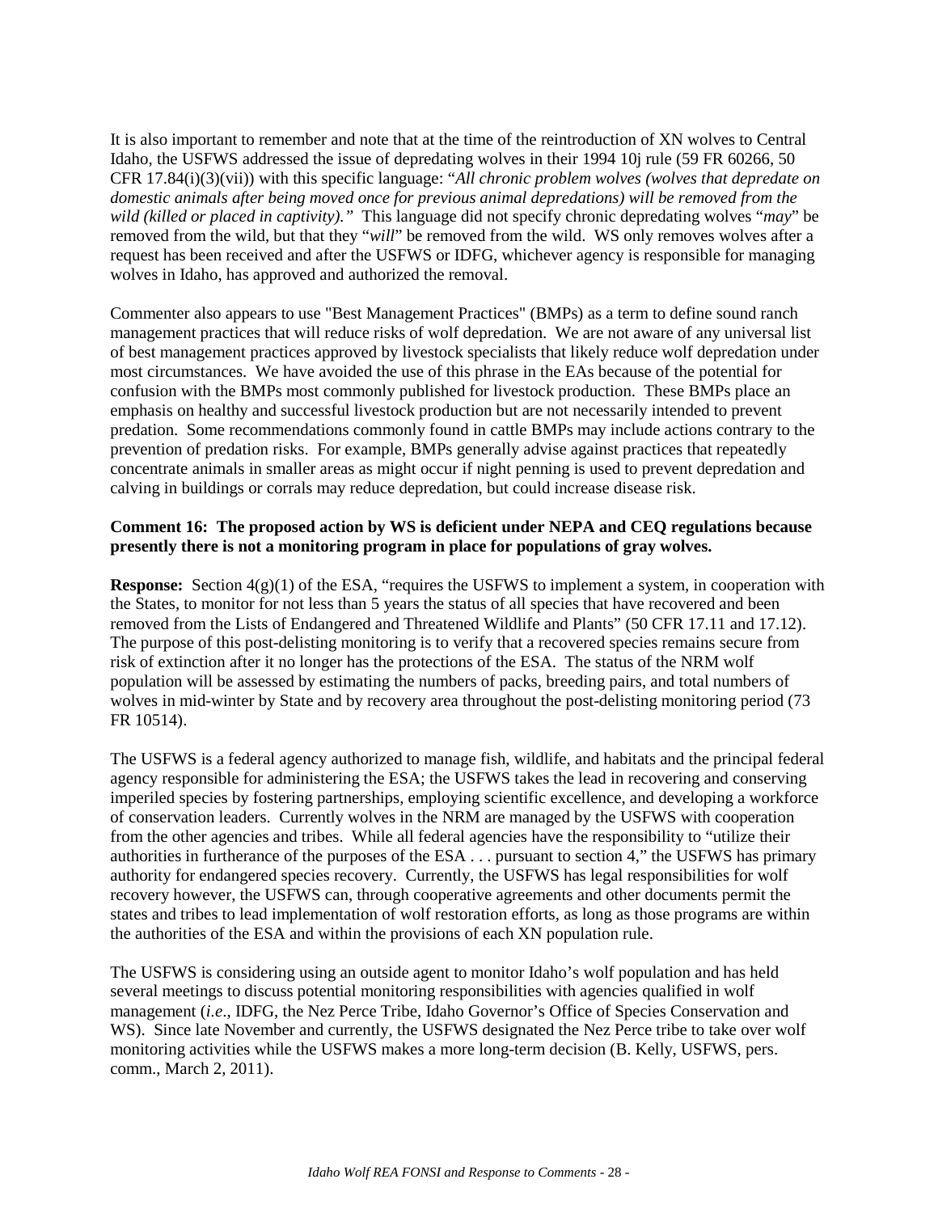It is also important to remember and note that at the time of the reintroduction of XN wolves to Central Idaho, the USFWS addressed the issue of depredating wolves in their 1994 10j rule (59 FR 60266, 50 CFR 17.84(i)(3)(vii)) with this specific language: "*All chronic problem wolves (wolves that depredate on domestic animals after being moved once for previous animal depredations) will be removed from the wild (killed or placed in captivity).*" This language did not specify chronic depredating wolves "*may*" be removed from the wild, but that they "*will*" be removed from the wild. WS only removes wolves after a request has been received and after the USFWS or IDFG, whichever agency is responsible for managing wolves in Idaho, has approved and authorized the removal.

Commenter also appears to use "Best Management Practices" (BMPs) as a term to define sound ranch management practices that will reduce risks of wolf depredation. We are not aware of any universal list of best management practices approved by livestock specialists that likely reduce wolf depredation under most circumstances. We have avoided the use of this phrase in the EAs because of the potential for confusion with the BMPs most commonly published for livestock production. These BMPs place an emphasis on healthy and successful livestock production but are not necessarily intended to prevent predation. Some recommendations commonly found in cattle BMPs may include actions contrary to the prevention of predation risks. For example, BMPs generally advise against practices that repeatedly concentrate animals in smaller areas as might occur if night penning is used to prevent depredation and calving in buildings or corrals may reduce depredation, but could increase disease risk.

**Comment 16: The proposed action by WS is deficient under NEPA and CEQ regulations because presently there is not a monitoring program in place for populations of gray wolves.**

**Response:** Section 4(g)(1) of the ESA, "requires the USFWS to implement a system, in cooperation with the States, to monitor for not less than 5 years the status of all species that have recovered and been removed from the Lists of Endangered and Threatened Wildlife and Plants" (50 CFR 17.11 and 17.12). The purpose of this post-delisting monitoring is to verify that a recovered species remains secure from risk of extinction after it no longer has the protections of the ESA. The status of the NRM wolf population will be assessed by estimating the numbers of packs, breeding pairs, and total numbers of wolves in mid-winter by State and by recovery area throughout the post-delisting monitoring period (73 FR 10514).

The USFWS is a federal agency authorized to manage fish, wildlife, and habitats and the principal federal agency responsible for administering the ESA; the USFWS takes the lead in recovering and conserving imperiled species by fostering partnerships, employing scientific excellence, and developing a workforce of conservation leaders. Currently wolves in the NRM are managed by the USFWS with cooperation from the other agencies and tribes. While all federal agencies have the responsibility to "utilize their authorities in furtherance of the purposes of the ESA . . . pursuant to section 4," the USFWS has primary authority for endangered species recovery. Currently, the USFWS has legal responsibilities for wolf recovery however, the USFWS can, through cooperative agreements and other documents permit the states and tribes to lead implementation of wolf restoration efforts, as long as those programs are within the authorities of the ESA and within the provisions of each XN population rule.

The USFWS is considering using an outside agent to monitor Idaho's wolf population and has held several meetings to discuss potential monitoring responsibilities with agencies qualified in wolf management (*i.e*., IDFG, the Nez Perce Tribe, Idaho Governor's Office of Species Conservation and WS). Since late November and currently, the USFWS designated the Nez Perce tribe to take over wolf monitoring activities while the USFWS makes a more long-term decision (B. Kelly, USFWS, pers. comm., March 2, 2011).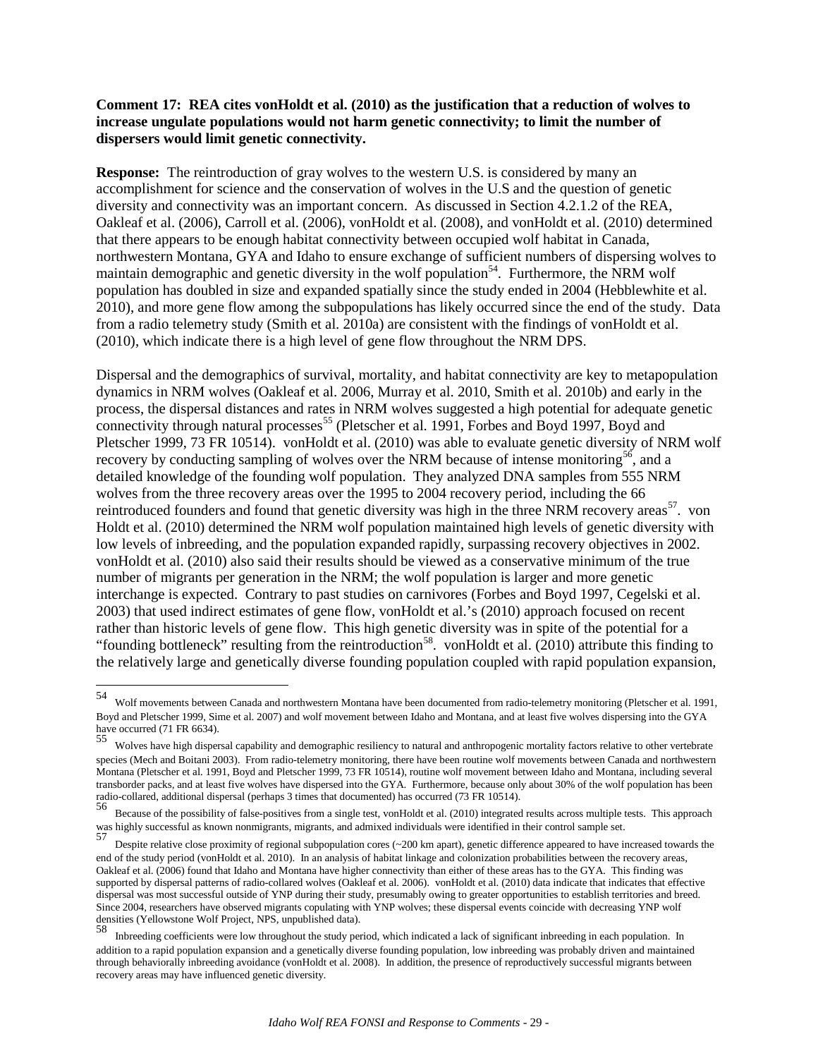**Comment 17: REA cites vonHoldt et al. (2010) as the justification that a reduction of wolves to increase ungulate populations would not harm genetic connectivity; to limit the number of dispersers would limit genetic connectivity.**

**Response:** The reintroduction of gray wolves to the western U.S. is considered by many an accomplishment for science and the conservation of wolves in the U.S and the question of genetic diversity and connectivity was an important concern. As discussed in Section 4.2.1.2 of the REA, Oakleaf et al. (2006), Carroll et al. (2006), vonHoldt et al. (2008), and vonHoldt et al. (2010) determined that there appears to be enough habitat connectivity between occupied wolf habitat in Canada, northwestern Montana, GYA and Idaho to ensure exchange of sufficient numbers of dispersing wolves to maintain demographic and genetic diversity in the wolf population[54]. Furthermore, the NRM wolf population has doubled in size and expanded spatially since the study ended in 2004 (Hebblewhite et al. 2010), and more gene flow among the subpopulations has likely occurred since the end of the study. Data from a radio telemetry study (Smith et al. 2010a) are consistent with the findings of vonHoldt et al. (2010), which indicate there is a high level of gene flow throughout the NRM DPS.

Dispersal and the demographics of survival, mortality, and habitat connectivity are key to metapopulation dynamics in NRM wolves (Oakleaf et al. 2006, Murray et al. 2010, Smith et al. 2010b) and early in the process, the dispersal distances and rates in NRM wolves suggested a high potential for adequate genetic connectivity through natural processes[55] (Pletscher et al. 1991, Forbes and Boyd 1997, Boyd and Pletscher 1999, 73 FR 10514). vonHoldt et al. (2010) was able to evaluate genetic diversity of NRM wolf recovery by conducting sampling of wolves over the NRM because of intense monitoring[56], and a detailed knowledge of the founding wolf population. They analyzed DNA samples from 555 NRM wolves from the three recovery areas over the 1995 to 2004 recovery period, including the 66 reintroduced founders and found that genetic diversity was high in the three NRM recovery areas[57]. von Holdt et al. (2010) determined the NRM wolf population maintained high levels of genetic diversity with low levels of inbreeding, and the population expanded rapidly, surpassing recovery objectives in 2002. vonHoldt et al. (2010) also said their results should be viewed as a conservative minimum of the true number of migrants per generation in the NRM; the wolf population is larger and more genetic interchange is expected. Contrary to past studies on carnivores (Forbes and Boyd 1997, Cegelski et al. 2003) that used indirect estimates of gene flow, vonHoldt et al.'s (2010) approach focused on recent rather than historic levels of gene flow. This high genetic diversity was in spite of the potential for a "founding bottleneck" resulting from the reintroduction[58]. vonHoldt et al. (2010) attribute this finding to the relatively large and genetically diverse founding population coupled with rapid population expansion,

---

[54] Wolf movements between Canada and northwestern Montana have been documented from radio-telemetry monitoring (Pletscher et al. 1991, Boyd and Pletscher 1999, Sime et al. 2007) and wolf movement between Idaho and Montana, and at least five wolves dispersing into the GYA have occurred (71 FR 6634).

[55] Wolves have high dispersal capability and demographic resiliency to natural and anthropogenic mortality factors relative to other vertebrate species (Mech and Boitani 2003). From radio-telemetry monitoring, there have been routine wolf movements between Canada and northwestern Montana (Pletscher et al. 1991, Boyd and Pletscher 1999, 73 FR 10514), routine wolf movement between Idaho and Montana, including several transborder packs, and at least five wolves have dispersed into the GYA. Furthermore, because only about 30% of the wolf population has been radio-collared, additional dispersal (perhaps 3 times that documented) has occurred (73 FR 10514).

[56] Because of the possibility of false-positives from a single test, vonHoldt et al. (2010) integrated results across multiple tests. This approach was highly successful as known nonmigrants, migrants, and admixed individuals were identified in their control sample set.

[57] Despite relative close proximity of regional subpopulation cores (~200 km apart), genetic difference appeared to have increased towards the end of the study period (vonHoldt et al. 2010). In an analysis of habitat linkage and colonization probabilities between the recovery areas, Oakleaf et al. (2006) found that Idaho and Montana have higher connectivity than either of these areas has to the GYA. This finding was supported by dispersal patterns of radio-collared wolves (Oakleaf et al. 2006). vonHoldt et al. (2010) data indicate that indicates that effective dispersal was most successful outside of YNP during their study, presumably owing to greater opportunities to establish territories and breed. Since 2004, researchers have observed migrants copulating with YNP wolves; these dispersal events coincide with decreasing YNP wolf densities (Yellowstone Wolf Project, NPS, unpublished data).

[58] Inbreeding coefficients were low throughout the study period, which indicated a lack of significant inbreeding in each population. In addition to a rapid population expansion and a genetically diverse founding population, low inbreeding was probably driven and maintained through behaviorally inbreeding avoidance (vonHoldt et al. 2008). In addition, the presence of reproductively successful migrants between recovery areas may have influenced genetic diversity.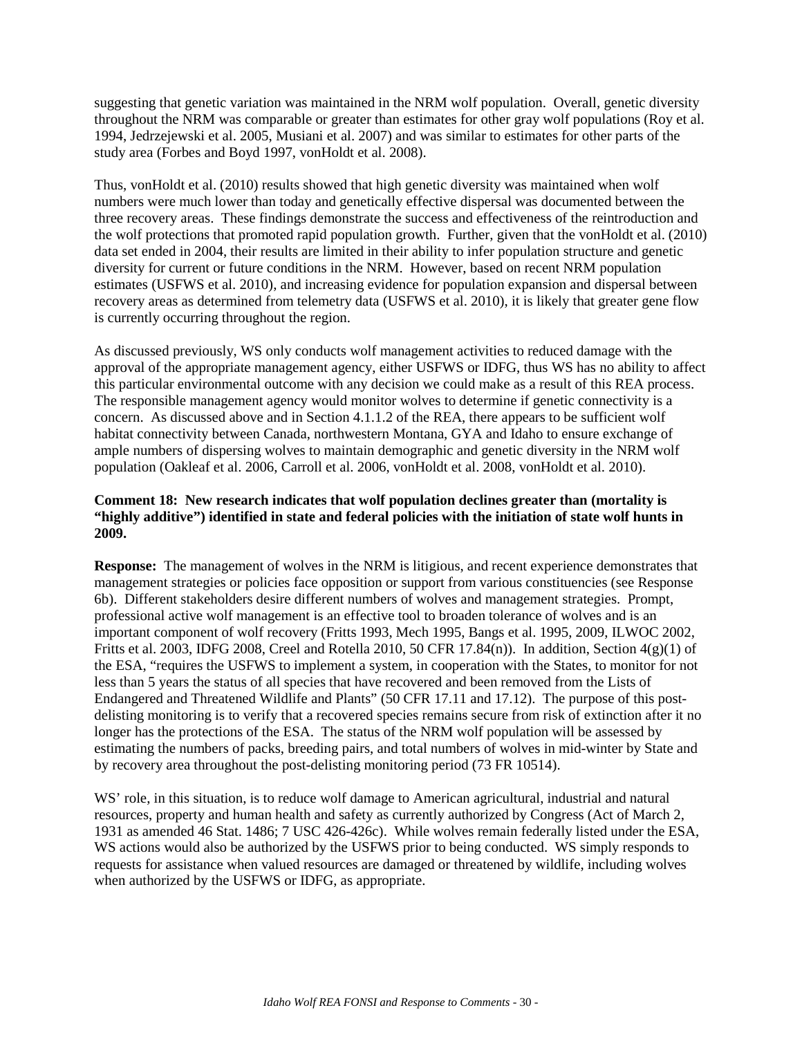suggesting that genetic variation was maintained in the NRM wolf population. Overall, genetic diversity throughout the NRM was comparable or greater than estimates for other gray wolf populations (Roy et al. 1994, Jedrzejewski et al. 2005, Musiani et al. 2007) and was similar to estimates for other parts of the study area (Forbes and Boyd 1997, vonHoldt et al. 2008).

Thus, vonHoldt et al. (2010) results showed that high genetic diversity was maintained when wolf numbers were much lower than today and genetically effective dispersal was documented between the three recovery areas. These findings demonstrate the success and effectiveness of the reintroduction and the wolf protections that promoted rapid population growth. Further, given that the vonHoldt et al. (2010) data set ended in 2004, their results are limited in their ability to infer population structure and genetic diversity for current or future conditions in the NRM. However, based on recent NRM population estimates (USFWS et al. 2010), and increasing evidence for population expansion and dispersal between recovery areas as determined from telemetry data (USFWS et al. 2010), it is likely that greater gene flow is currently occurring throughout the region.

As discussed previously, WS only conducts wolf management activities to reduced damage with the approval of the appropriate management agency, either USFWS or IDFG, thus WS has no ability to affect this particular environmental outcome with any decision we could make as a result of this REA process. The responsible management agency would monitor wolves to determine if genetic connectivity is a concern. As discussed above and in Section 4.1.1.2 of the REA, there appears to be sufficient wolf habitat connectivity between Canada, northwestern Montana, GYA and Idaho to ensure exchange of ample numbers of dispersing wolves to maintain demographic and genetic diversity in the NRM wolf population (Oakleaf et al. 2006, Carroll et al. 2006, vonHoldt et al. 2008, vonHoldt et al. 2010).

**Comment 18: New research indicates that wolf population declines greater than (mortality is "highly additive") identified in state and federal policies with the initiation of state wolf hunts in 2009.**

**Response:** The management of wolves in the NRM is litigious, and recent experience demonstrates that management strategies or policies face opposition or support from various constituencies (see Response 6b). Different stakeholders desire different numbers of wolves and management strategies. Prompt, professional active wolf management is an effective tool to broaden tolerance of wolves and is an important component of wolf recovery (Fritts 1993, Mech 1995, Bangs et al. 1995, 2009, ILWOC 2002, Fritts et al. 2003, IDFG 2008, Creel and Rotella 2010, 50 CFR 17.84(n)). In addition, Section 4(g)(1) of the ESA, "requires the USFWS to implement a system, in cooperation with the States, to monitor for not less than 5 years the status of all species that have recovered and been removed from the Lists of Endangered and Threatened Wildlife and Plants" (50 CFR 17.11 and 17.12). The purpose of this post-delisting monitoring is to verify that a recovered species remains secure from risk of extinction after it no longer has the protections of the ESA. The status of the NRM wolf population will be assessed by estimating the numbers of packs, breeding pairs, and total numbers of wolves in mid-winter by State and by recovery area throughout the post-delisting monitoring period (73 FR 10514).

WS' role, in this situation, is to reduce wolf damage to American agricultural, industrial and natural resources, property and human health and safety as currently authorized by Congress (Act of March 2, 1931 as amended 46 Stat. 1486; 7 USC 426-426c). While wolves remain federally listed under the ESA, WS actions would also be authorized by the USFWS prior to being conducted. WS simply responds to requests for assistance when valued resources are damaged or threatened by wildlife, including wolves when authorized by the USFWS or IDFG, as appropriate.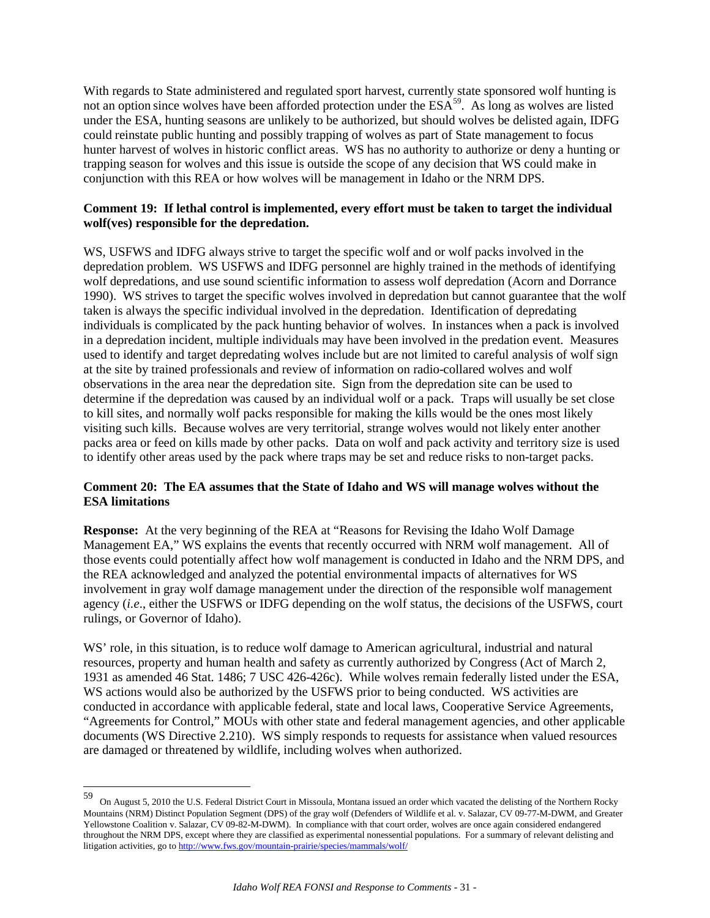With regards to State administered and regulated sport harvest, currently state sponsored wolf hunting is not an option since wolves have been afforded protection under the ESA[59]. As long as wolves are listed under the ESA, hunting seasons are unlikely to be authorized, but should wolves be delisted again, IDFG could reinstate public hunting and possibly trapping of wolves as part of State management to focus hunter harvest of wolves in historic conflict areas. WS has no authority to authorize or deny a hunting or trapping season for wolves and this issue is outside the scope of any decision that WS could make in conjunction with this REA or how wolves will be management in Idaho or the NRM DPS.

**Comment 19: If lethal control is implemented, every effort must be taken to target the individual wolf(ves) responsible for the depredation.**

WS, USFWS and IDFG always strive to target the specific wolf and or wolf packs involved in the depredation problem. WS USFWS and IDFG personnel are highly trained in the methods of identifying wolf depredations, and use sound scientific information to assess wolf depredation (Acorn and Dorrance 1990). WS strives to target the specific wolves involved in depredation but cannot guarantee that the wolf taken is always the specific individual involved in the depredation. Identification of depredating individuals is complicated by the pack hunting behavior of wolves. In instances when a pack is involved in a depredation incident, multiple individuals may have been involved in the predation event. Measures used to identify and target depredating wolves include but are not limited to careful analysis of wolf sign at the site by trained professionals and review of information on radio-collared wolves and wolf observations in the area near the depredation site. Sign from the depredation site can be used to determine if the depredation was caused by an individual wolf or a pack. Traps will usually be set close to kill sites, and normally wolf packs responsible for making the kills would be the ones most likely visiting such kills. Because wolves are very territorial, strange wolves would not likely enter another packs area or feed on kills made by other packs. Data on wolf and pack activity and territory size is used to identify other areas used by the pack where traps may be set and reduce risks to non-target packs.

**Comment 20: The EA assumes that the State of Idaho and WS will manage wolves without the ESA limitations**

**Response:** At the very beginning of the REA at "Reasons for Revising the Idaho Wolf Damage Management EA," WS explains the events that recently occurred with NRM wolf management. All of those events could potentially affect how wolf management is conducted in Idaho and the NRM DPS, and the REA acknowledged and analyzed the potential environmental impacts of alternatives for WS involvement in gray wolf damage management under the direction of the responsible wolf management agency (*i.e*., either the USFWS or IDFG depending on the wolf status, the decisions of the USFWS, court rulings, or Governor of Idaho).

WS' role, in this situation, is to reduce wolf damage to American agricultural, industrial and natural resources, property and human health and safety as currently authorized by Congress (Act of March 2, 1931 as amended 46 Stat. 1486; 7 USC 426-426c). While wolves remain federally listed under the ESA, WS actions would also be authorized by the USFWS prior to being conducted. WS activities are conducted in accordance with applicable federal, state and local laws, Cooperative Service Agreements, "Agreements for Control," MOUs with other state and federal management agencies, and other applicable documents (WS Directive 2.210). WS simply responds to requests for assistance when valued resources are damaged or threatened by wildlife, including wolves when authorized.

---

[59] On August 5, 2010 the U.S. Federal District Court in Missoula, Montana issued an order which vacated the delisting of the Northern Rocky Mountains (NRM) Distinct Population Segment (DPS) of the gray wolf (Defenders of Wildlife et al. v. Salazar, CV 09-77-M-DWM, and Greater Yellowstone Coalition v. Salazar, CV 09-82-M-DWM). In compliance with that court order, wolves are once again considered endangered throughout the NRM DPS, except where they are classified as experimental nonessential populations. For a summary of relevant delisting and litigation activities, go to http://www.fws.gov/mountain-prairie/species/mammals/wolf/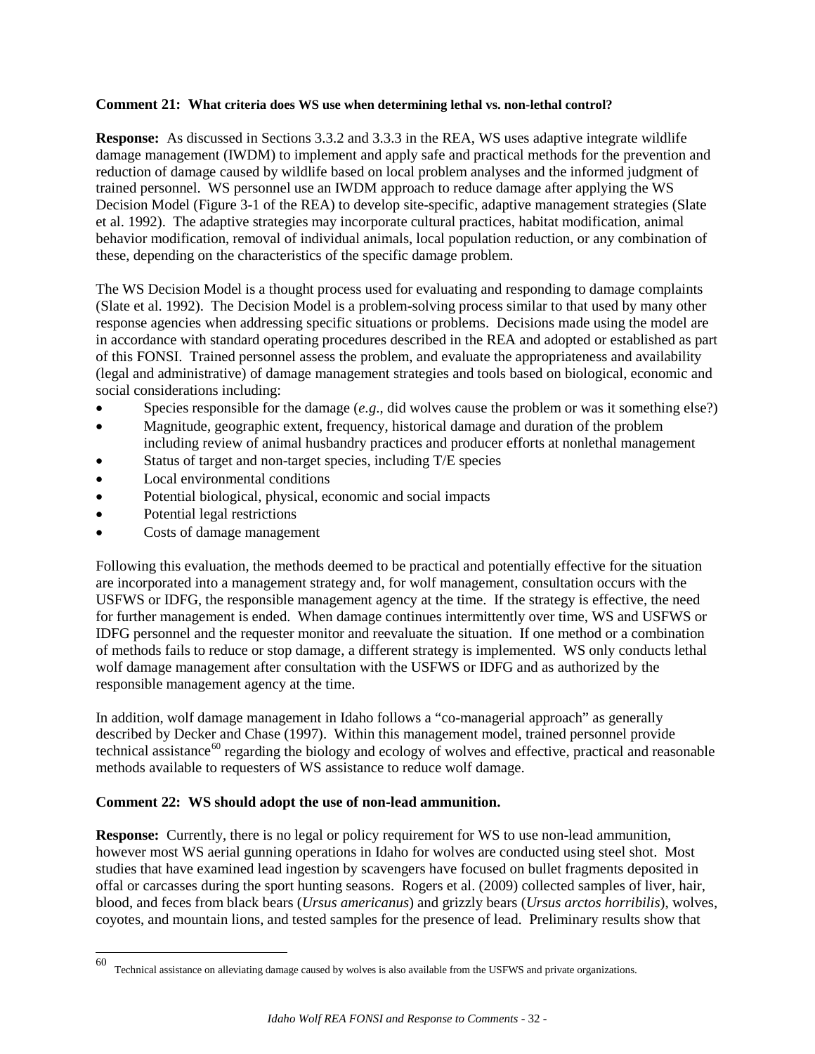**Comment 21: What criteria does WS use when determining lethal vs. non-lethal control?**

**Response:** As discussed in Sections 3.3.2 and 3.3.3 in the REA, WS uses adaptive integrate wildlife damage management (IWDM) to implement and apply safe and practical methods for the prevention and reduction of damage caused by wildlife based on local problem analyses and the informed judgment of trained personnel. WS personnel use an IWDM approach to reduce damage after applying the WS Decision Model (Figure 3-1 of the REA) to develop site-specific, adaptive management strategies (Slate et al. 1992). The adaptive strategies may incorporate cultural practices, habitat modification, animal behavior modification, removal of individual animals, local population reduction, or any combination of these, depending on the characteristics of the specific damage problem.

The WS Decision Model is a thought process used for evaluating and responding to damage complaints (Slate et al. 1992). The Decision Model is a problem-solving process similar to that used by many other response agencies when addressing specific situations or problems. Decisions made using the model are in accordance with standard operating procedures described in the REA and adopted or established as part of this FONSI. Trained personnel assess the problem, and evaluate the appropriateness and availability (legal and administrative) of damage management strategies and tools based on biological, economic and social considerations including:

- Species responsible for the damage (*e.g*., did wolves cause the problem or was it something else?)
- Magnitude, geographic extent, frequency, historical damage and duration of the problem including review of animal husbandry practices and producer efforts at nonlethal management
- Status of target and non-target species, including T/E species
- Local environmental conditions
- Potential biological, physical, economic and social impacts
- Potential legal restrictions
- Costs of damage management

Following this evaluation, the methods deemed to be practical and potentially effective for the situation are incorporated into a management strategy and, for wolf management, consultation occurs with the USFWS or IDFG, the responsible management agency at the time. If the strategy is effective, the need for further management is ended. When damage continues intermittently over time, WS and USFWS or IDFG personnel and the requester monitor and reevaluate the situation. If one method or a combination of methods fails to reduce or stop damage, a different strategy is implemented. WS only conducts lethal wolf damage management after consultation with the USFWS or IDFG and as authorized by the responsible management agency at the time.

In addition, wolf damage management in Idaho follows a "co-managerial approach" as generally described by Decker and Chase (1997). Within this management model, trained personnel provide technical assistance[60] regarding the biology and ecology of wolves and effective, practical and reasonable methods available to requesters of WS assistance to reduce wolf damage.

**Comment 22: WS should adopt the use of non-lead ammunition.**

**Response:** Currently, there is no legal or policy requirement for WS to use non-lead ammunition, however most WS aerial gunning operations in Idaho for wolves are conducted using steel shot. Most studies that have examined lead ingestion by scavengers have focused on bullet fragments deposited in offal or carcasses during the sport hunting seasons. Rogers et al. (2009) collected samples of liver, hair, blood, and feces from black bears (*Ursus americanus*) and grizzly bears (*Ursus arctos horribilis*), wolves, coyotes, and mountain lions, and tested samples for the presence of lead. Preliminary results show that

---

[60] Technical assistance on alleviating damage caused by wolves is also available from the USFWS and private organizations.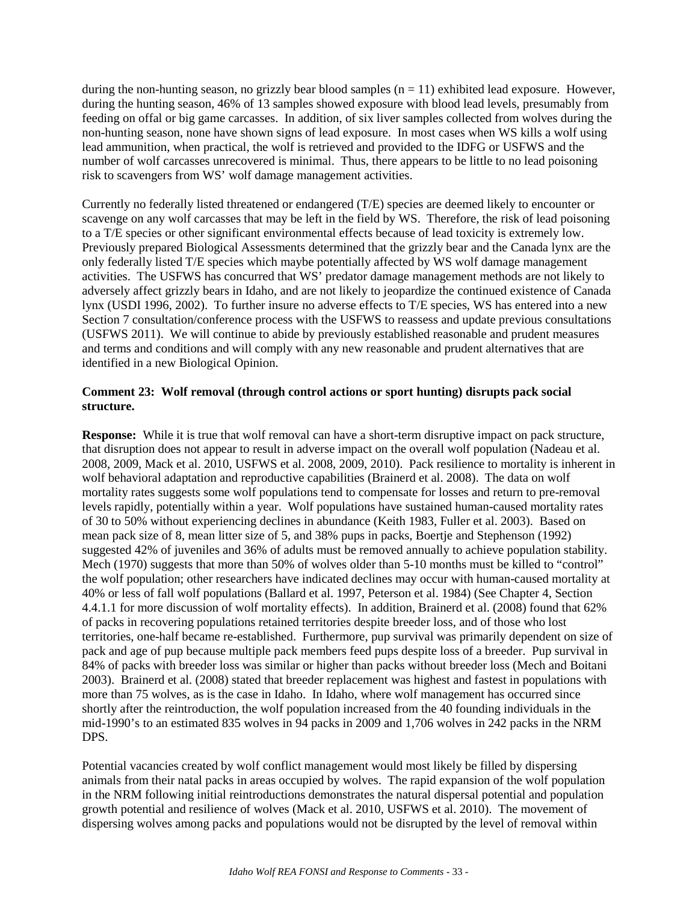during the non-hunting season, no grizzly bear blood samples ($n = 11$) exhibited lead exposure. However, during the hunting season, 46% of 13 samples showed exposure with blood lead levels, presumably from feeding on offal or big game carcasses. In addition, of six liver samples collected from wolves during the non-hunting season, none have shown signs of lead exposure. In most cases when WS kills a wolf using lead ammunition, when practical, the wolf is retrieved and provided to the IDFG or USFWS and the number of wolf carcasses unrecovered is minimal. Thus, there appears to be little to no lead poisoning risk to scavengers from WS' wolf damage management activities.

Currently no federally listed threatened or endangered (T/E) species are deemed likely to encounter or scavenge on any wolf carcasses that may be left in the field by WS. Therefore, the risk of lead poisoning to a T/E species or other significant environmental effects because of lead toxicity is extremely low. Previously prepared Biological Assessments determined that the grizzly bear and the Canada lynx are the only federally listed T/E species which maybe potentially affected by WS wolf damage management activities. The USFWS has concurred that WS' predator damage management methods are not likely to adversely affect grizzly bears in Idaho, and are not likely to jeopardize the continued existence of Canada lynx (USDI 1996, 2002). To further insure no adverse effects to T/E species, WS has entered into a new Section 7 consultation/conference process with the USFWS to reassess and update previous consultations (USFWS 2011). We will continue to abide by previously established reasonable and prudent measures and terms and conditions and will comply with any new reasonable and prudent alternatives that are identified in a new Biological Opinion.

**Comment 23: Wolf removal (through control actions or sport hunting) disrupts pack social structure.**

**Response:** While it is true that wolf removal can have a short-term disruptive impact on pack structure, that disruption does not appear to result in adverse impact on the overall wolf population (Nadeau et al. 2008, 2009, Mack et al. 2010, USFWS et al. 2008, 2009, 2010). Pack resilience to mortality is inherent in wolf behavioral adaptation and reproductive capabilities (Brainerd et al. 2008). The data on wolf mortality rates suggests some wolf populations tend to compensate for losses and return to pre-removal levels rapidly, potentially within a year. Wolf populations have sustained human-caused mortality rates of 30 to 50% without experiencing declines in abundance (Keith 1983, Fuller et al. 2003). Based on mean pack size of 8, mean litter size of 5, and 38% pups in packs, Boertje and Stephenson (1992) suggested 42% of juveniles and 36% of adults must be removed annually to achieve population stability. Mech (1970) suggests that more than 50% of wolves older than 5-10 months must be killed to "control" the wolf population; other researchers have indicated declines may occur with human-caused mortality at 40% or less of fall wolf populations (Ballard et al. 1997, Peterson et al. 1984) (See Chapter 4, Section 4.4.1.1 for more discussion of wolf mortality effects). In addition, Brainerd et al. (2008) found that 62% of packs in recovering populations retained territories despite breeder loss, and of those who lost territories, one-half became re-established. Furthermore, pup survival was primarily dependent on size of pack and age of pup because multiple pack members feed pups despite loss of a breeder. Pup survival in 84% of packs with breeder loss was similar or higher than packs without breeder loss (Mech and Boitani 2003). Brainerd et al. (2008) stated that breeder replacement was highest and fastest in populations with more than 75 wolves, as is the case in Idaho. In Idaho, where wolf management has occurred since shortly after the reintroduction, the wolf population increased from the 40 founding individuals in the mid-1990's to an estimated 835 wolves in 94 packs in 2009 and 1,706 wolves in 242 packs in the NRM DPS.

Potential vacancies created by wolf conflict management would most likely be filled by dispersing animals from their natal packs in areas occupied by wolves. The rapid expansion of the wolf population in the NRM following initial reintroductions demonstrates the natural dispersal potential and population growth potential and resilience of wolves (Mack et al. 2010, USFWS et al. 2010). The movement of dispersing wolves among packs and populations would not be disrupted by the level of removal within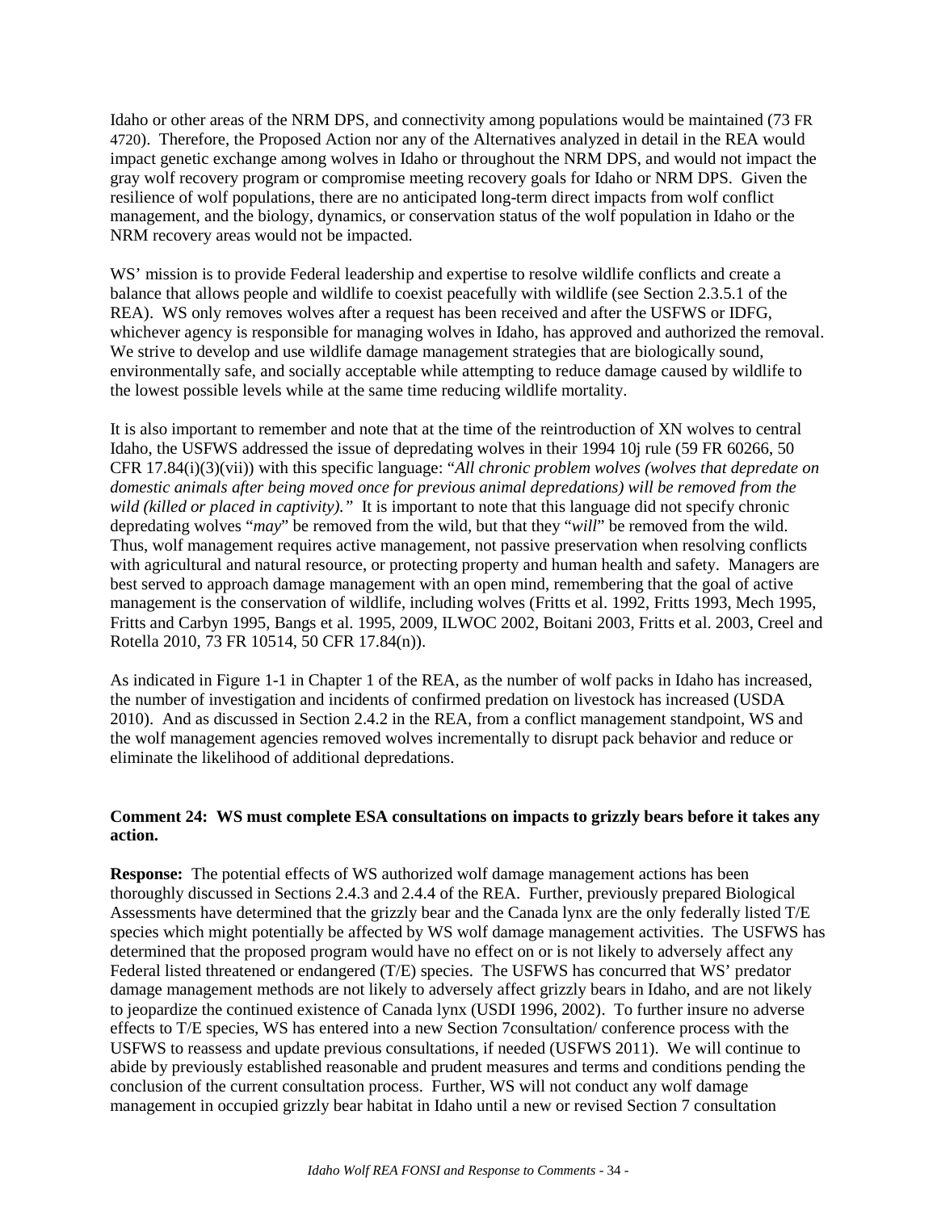Idaho or other areas of the NRM DPS, and connectivity among populations would be maintained (73 FR 4720). Therefore, the Proposed Action nor any of the Alternatives analyzed in detail in the REA would impact genetic exchange among wolves in Idaho or throughout the NRM DPS, and would not impact the gray wolf recovery program or compromise meeting recovery goals for Idaho or NRM DPS. Given the resilience of wolf populations, there are no anticipated long-term direct impacts from wolf conflict management, and the biology, dynamics, or conservation status of the wolf population in Idaho or the NRM recovery areas would not be impacted.

WS' mission is to provide Federal leadership and expertise to resolve wildlife conflicts and create a balance that allows people and wildlife to coexist peacefully with wildlife (see Section 2.3.5.1 of the REA). WS only removes wolves after a request has been received and after the USFWS or IDFG, whichever agency is responsible for managing wolves in Idaho, has approved and authorized the removal. We strive to develop and use wildlife damage management strategies that are biologically sound, environmentally safe, and socially acceptable while attempting to reduce damage caused by wildlife to the lowest possible levels while at the same time reducing wildlife mortality.

It is also important to remember and note that at the time of the reintroduction of XN wolves to central Idaho, the USFWS addressed the issue of depredating wolves in their 1994 10j rule (59 FR 60266, 50 CFR 17.84(i)(3)(vii)) with this specific language: "*All chronic problem wolves (wolves that depredate on domestic animals after being moved once for previous animal depredations) will be removed from the wild (killed or placed in captivity).*" It is important to note that this language did not specify chronic depredating wolves "*may*" be removed from the wild, but that they "*will*" be removed from the wild. Thus, wolf management requires active management, not passive preservation when resolving conflicts with agricultural and natural resource, or protecting property and human health and safety. Managers are best served to approach damage management with an open mind, remembering that the goal of active management is the conservation of wildlife, including wolves (Fritts et al. 1992, Fritts 1993, Mech 1995, Fritts and Carbyn 1995, Bangs et al. 1995, 2009, ILWOC 2002, Boitani 2003, Fritts et al. 2003, Creel and Rotella 2010, 73 FR 10514, 50 CFR 17.84(n)).

As indicated in Figure 1-1 in Chapter 1 of the REA, as the number of wolf packs in Idaho has increased, the number of investigation and incidents of confirmed predation on livestock has increased (USDA 2010). And as discussed in Section 2.4.2 in the REA, from a conflict management standpoint, WS and the wolf management agencies removed wolves incrementally to disrupt pack behavior and reduce or eliminate the likelihood of additional depredations.

**Comment 24: WS must complete ESA consultations on impacts to grizzly bears before it takes any action.**

**Response:** The potential effects of WS authorized wolf damage management actions has been thoroughly discussed in Sections 2.4.3 and 2.4.4 of the REA. Further, previously prepared Biological Assessments have determined that the grizzly bear and the Canada lynx are the only federally listed T/E species which might potentially be affected by WS wolf damage management activities. The USFWS has determined that the proposed program would have no effect on or is not likely to adversely affect any Federal listed threatened or endangered (T/E) species. The USFWS has concurred that WS' predator damage management methods are not likely to adversely affect grizzly bears in Idaho, and are not likely to jeopardize the continued existence of Canada lynx (USDI 1996, 2002). To further insure no adverse effects to T/E species, WS has entered into a new Section 7consultation/ conference process with the USFWS to reassess and update previous consultations, if needed (USFWS 2011). We will continue to abide by previously established reasonable and prudent measures and terms and conditions pending the conclusion of the current consultation process. Further, WS will not conduct any wolf damage management in occupied grizzly bear habitat in Idaho until a new or revised Section 7 consultation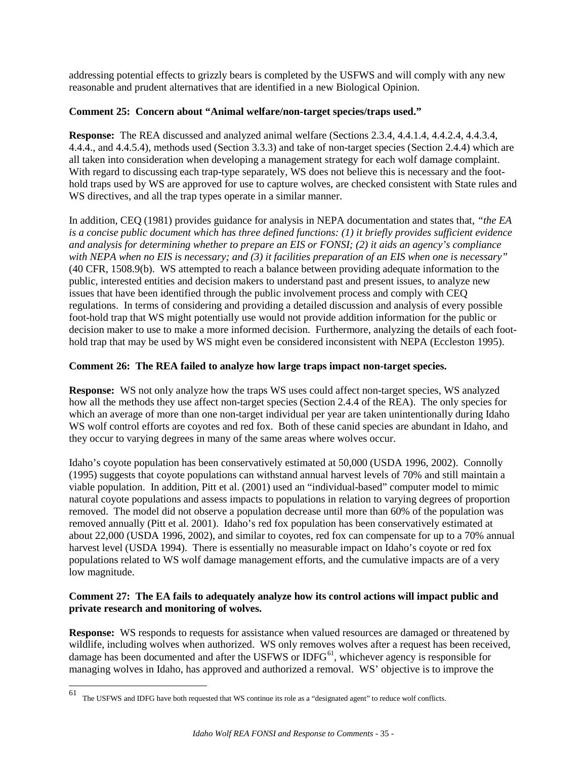addressing potential effects to grizzly bears is completed by the USFWS and will comply with any new reasonable and prudent alternatives that are identified in a new Biological Opinion.

**Comment 25: Concern about "Animal welfare/non-target species/traps used."**

**Response:** The REA discussed and analyzed animal welfare (Sections 2.3.4, 4.4.1.4, 4.4.2.4, 4.4.3.4, 4.4.4., and 4.4.5.4), methods used (Section 3.3.3) and take of non-target species (Section 2.4.4) which are all taken into consideration when developing a management strategy for each wolf damage complaint. With regard to discussing each trap-type separately, WS does not believe this is necessary and the foot-hold traps used by WS are approved for use to capture wolves, are checked consistent with State rules and WS directives, and all the trap types operate in a similar manner.

In addition, CEQ (1981) provides guidance for analysis in NEPA documentation and states that, *"the EA is a concise public document which has three defined functions: (1) it briefly provides sufficient evidence and analysis for determining whether to prepare an EIS or FONSI; (2) it aids an agency's compliance with NEPA when no EIS is necessary; and (3) it facilities preparation of an EIS when one is necessary"* (40 CFR, 1508.9(b). WS attempted to reach a balance between providing adequate information to the public, interested entities and decision makers to understand past and present issues, to analyze new issues that have been identified through the public involvement process and comply with CEQ regulations. In terms of considering and providing a detailed discussion and analysis of every possible foot-hold trap that WS might potentially use would not provide addition information for the public or decision maker to use to make a more informed decision. Furthermore, analyzing the details of each foot-hold trap that may be used by WS might even be considered inconsistent with NEPA (Eccleston 1995).

**Comment 26: The REA failed to analyze how large traps impact non-target species.**

**Response:** WS not only analyze how the traps WS uses could affect non-target species, WS analyzed how all the methods they use affect non-target species (Section 2.4.4 of the REA). The only species for which an average of more than one non-target individual per year are taken unintentionally during Idaho WS wolf control efforts are coyotes and red fox. Both of these canid species are abundant in Idaho, and they occur to varying degrees in many of the same areas where wolves occur.

Idaho's coyote population has been conservatively estimated at 50,000 (USDA 1996, 2002). Connolly (1995) suggests that coyote populations can withstand annual harvest levels of 70% and still maintain a viable population. In addition, Pitt et al. (2001) used an "individual-based" computer model to mimic natural coyote populations and assess impacts to populations in relation to varying degrees of proportion removed. The model did not observe a population decrease until more than 60% of the population was removed annually (Pitt et al. 2001). Idaho's red fox population has been conservatively estimated at about 22,000 (USDA 1996, 2002), and similar to coyotes, red fox can compensate for up to a 70% annual harvest level (USDA 1994). There is essentially no measurable impact on Idaho's coyote or red fox populations related to WS wolf damage management efforts, and the cumulative impacts are of a very low magnitude.

**Comment 27: The EA fails to adequately analyze how its control actions will impact public and private research and monitoring of wolves.**

**Response:** WS responds to requests for assistance when valued resources are damaged or threatened by wildlife, including wolves when authorized. WS only removes wolves after a request has been received, damage has been documented and after the USFWS or IDFG[61], whichever agency is responsible for managing wolves in Idaho, has approved and authorized a removal. WS' objective is to improve the

[61] The USFWS and IDFG have both requested that WS continue its role as a "designated agent" to reduce wolf conflicts.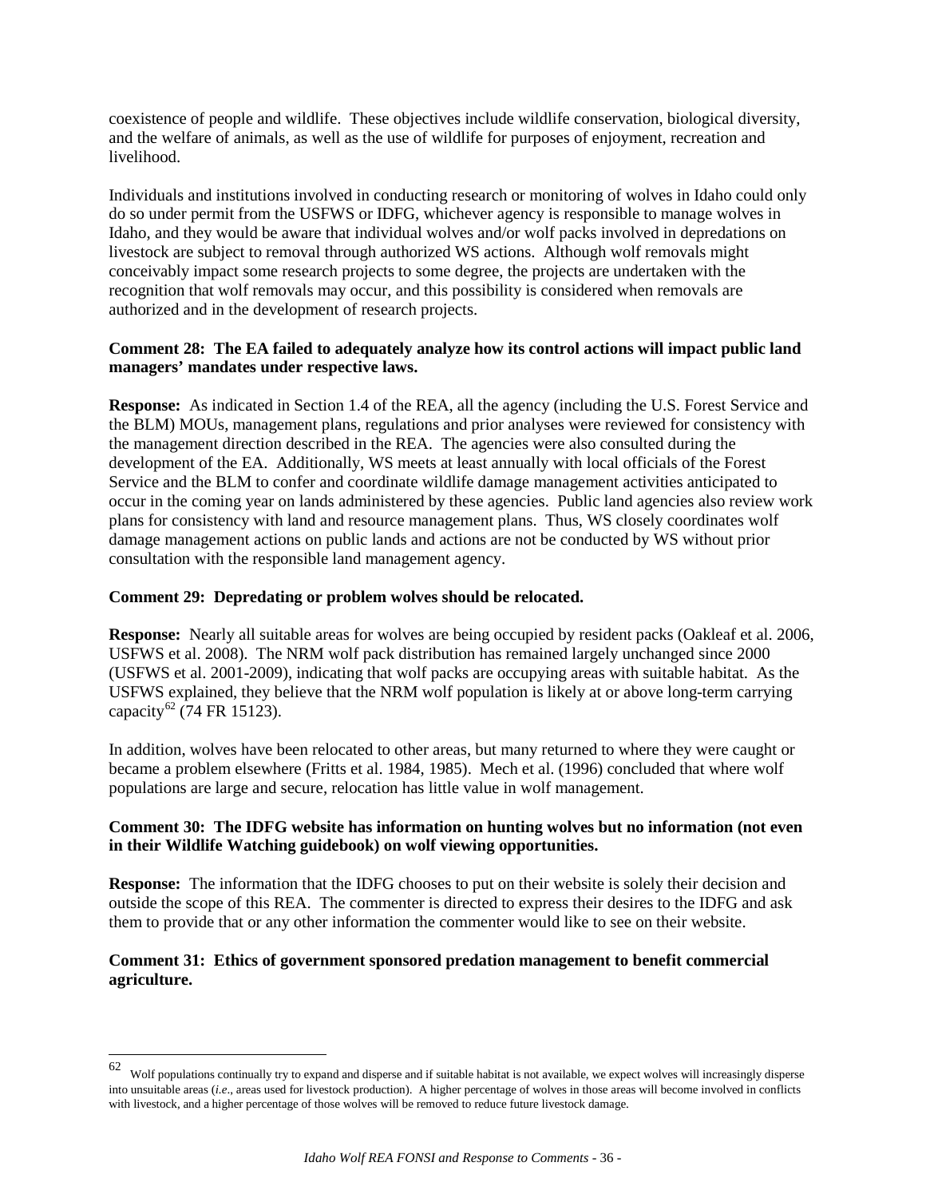coexistence of people and wildlife. These objectives include wildlife conservation, biological diversity, and the welfare of animals, as well as the use of wildlife for purposes of enjoyment, recreation and livelihood.

Individuals and institutions involved in conducting research or monitoring of wolves in Idaho could only do so under permit from the USFWS or IDFG, whichever agency is responsible to manage wolves in Idaho, and they would be aware that individual wolves and/or wolf packs involved in depredations on livestock are subject to removal through authorized WS actions. Although wolf removals might conceivably impact some research projects to some degree, the projects are undertaken with the recognition that wolf removals may occur, and this possibility is considered when removals are authorized and in the development of research projects.

**Comment 28: The EA failed to adequately analyze how its control actions will impact public land managers' mandates under respective laws.**

**Response:** As indicated in Section 1.4 of the REA, all the agency (including the U.S. Forest Service and the BLM) MOUs, management plans, regulations and prior analyses were reviewed for consistency with the management direction described in the REA. The agencies were also consulted during the development of the EA. Additionally, WS meets at least annually with local officials of the Forest Service and the BLM to confer and coordinate wildlife damage management activities anticipated to occur in the coming year on lands administered by these agencies. Public land agencies also review work plans for consistency with land and resource management plans. Thus, WS closely coordinates wolf damage management actions on public lands and actions are not be conducted by WS without prior consultation with the responsible land management agency.

**Comment 29: Depredating or problem wolves should be relocated.**

**Response:** Nearly all suitable areas for wolves are being occupied by resident packs (Oakleaf et al. 2006, USFWS et al. 2008). The NRM wolf pack distribution has remained largely unchanged since 2000 (USFWS et al. 2001-2009), indicating that wolf packs are occupying areas with suitable habitat. As the USFWS explained, they believe that the NRM wolf population is likely at or above long-term carrying capacity[62] (74 FR 15123).

In addition, wolves have been relocated to other areas, but many returned to where they were caught or became a problem elsewhere (Fritts et al. 1984, 1985). Mech et al. (1996) concluded that where wolf populations are large and secure, relocation has little value in wolf management.

**Comment 30: The IDFG website has information on hunting wolves but no information (not even in their Wildlife Watching guidebook) on wolf viewing opportunities.**

**Response:** The information that the IDFG chooses to put on their website is solely their decision and outside the scope of this REA. The commenter is directed to express their desires to the IDFG and ask them to provide that or any other information the commenter would like to see on their website.

**Comment 31: Ethics of government sponsored predation management to benefit commercial agriculture.**

---

[62] Wolf populations continually try to expand and disperse and if suitable habitat is not available, we expect wolves will increasingly disperse into unsuitable areas (*i.e*., areas used for livestock production). A higher percentage of wolves in those areas will become involved in conflicts with livestock, and a higher percentage of those wolves will be removed to reduce future livestock damage.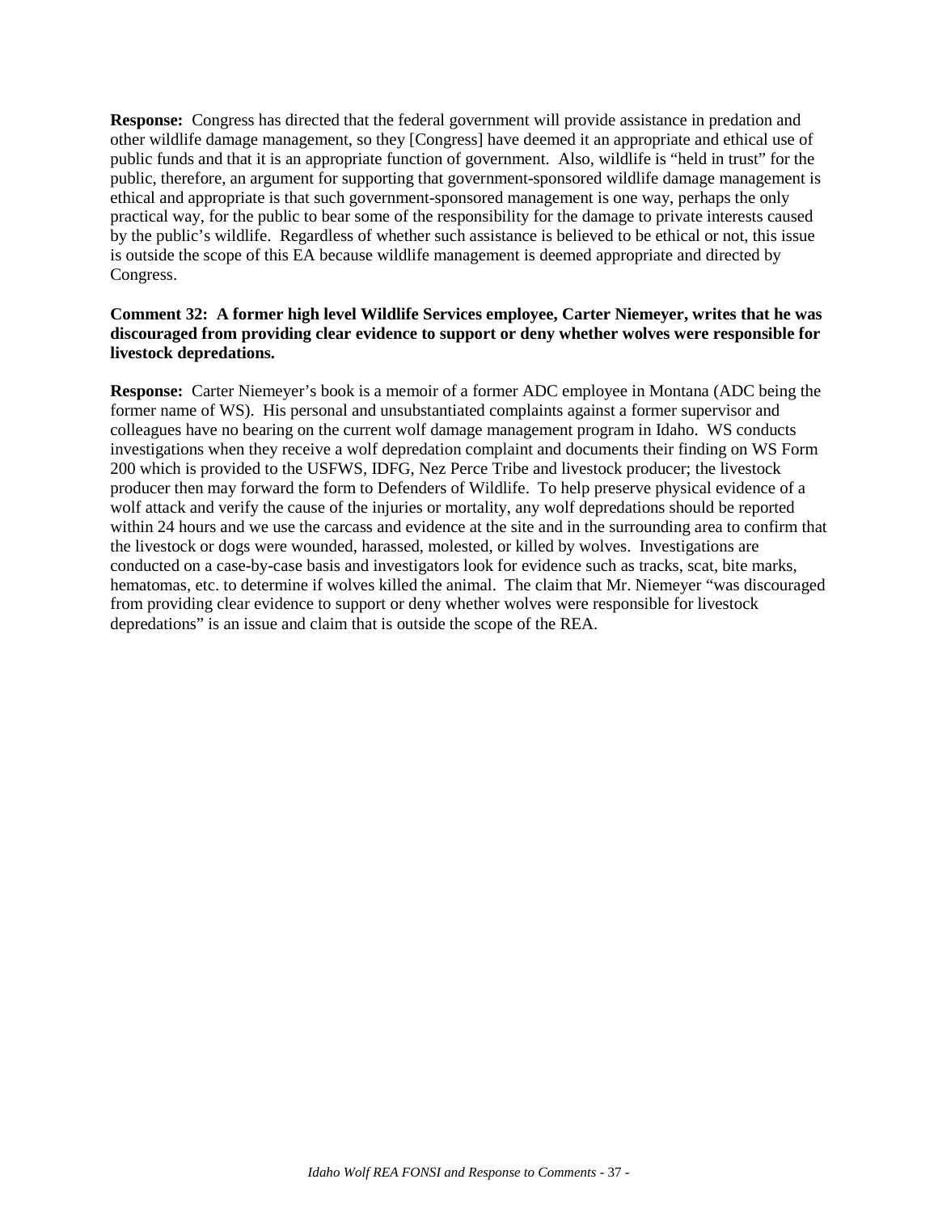**Response:** Congress has directed that the federal government will provide assistance in predation and other wildlife damage management, so they [Congress] have deemed it an appropriate and ethical use of public funds and that it is an appropriate function of government. Also, wildlife is "held in trust" for the public, therefore, an argument for supporting that government-sponsored wildlife damage management is ethical and appropriate is that such government-sponsored management is one way, perhaps the only practical way, for the public to bear some of the responsibility for the damage to private interests caused by the public's wildlife. Regardless of whether such assistance is believed to be ethical or not, this issue is outside the scope of this EA because wildlife management is deemed appropriate and directed by Congress.

**Comment 32: A former high level Wildlife Services employee, Carter Niemeyer, writes that he was discouraged from providing clear evidence to support or deny whether wolves were responsible for livestock depredations.**

**Response:** Carter Niemeyer's book is a memoir of a former ADC employee in Montana (ADC being the former name of WS). His personal and unsubstantiated complaints against a former supervisor and colleagues have no bearing on the current wolf damage management program in Idaho. WS conducts investigations when they receive a wolf depredation complaint and documents their finding on WS Form 200 which is provided to the USFWS, IDFG, Nez Perce Tribe and livestock producer; the livestock producer then may forward the form to Defenders of Wildlife. To help preserve physical evidence of a wolf attack and verify the cause of the injuries or mortality, any wolf depredations should be reported within 24 hours and we use the carcass and evidence at the site and in the surrounding area to confirm that the livestock or dogs were wounded, harassed, molested, or killed by wolves. Investigations are conducted on a case-by-case basis and investigators look for evidence such as tracks, scat, bite marks, hematomas, etc. to determine if wolves killed the animal. The claim that Mr. Niemeyer "was discouraged from providing clear evidence to support or deny whether wolves were responsible for livestock depredations" is an issue and claim that is outside the scope of the REA.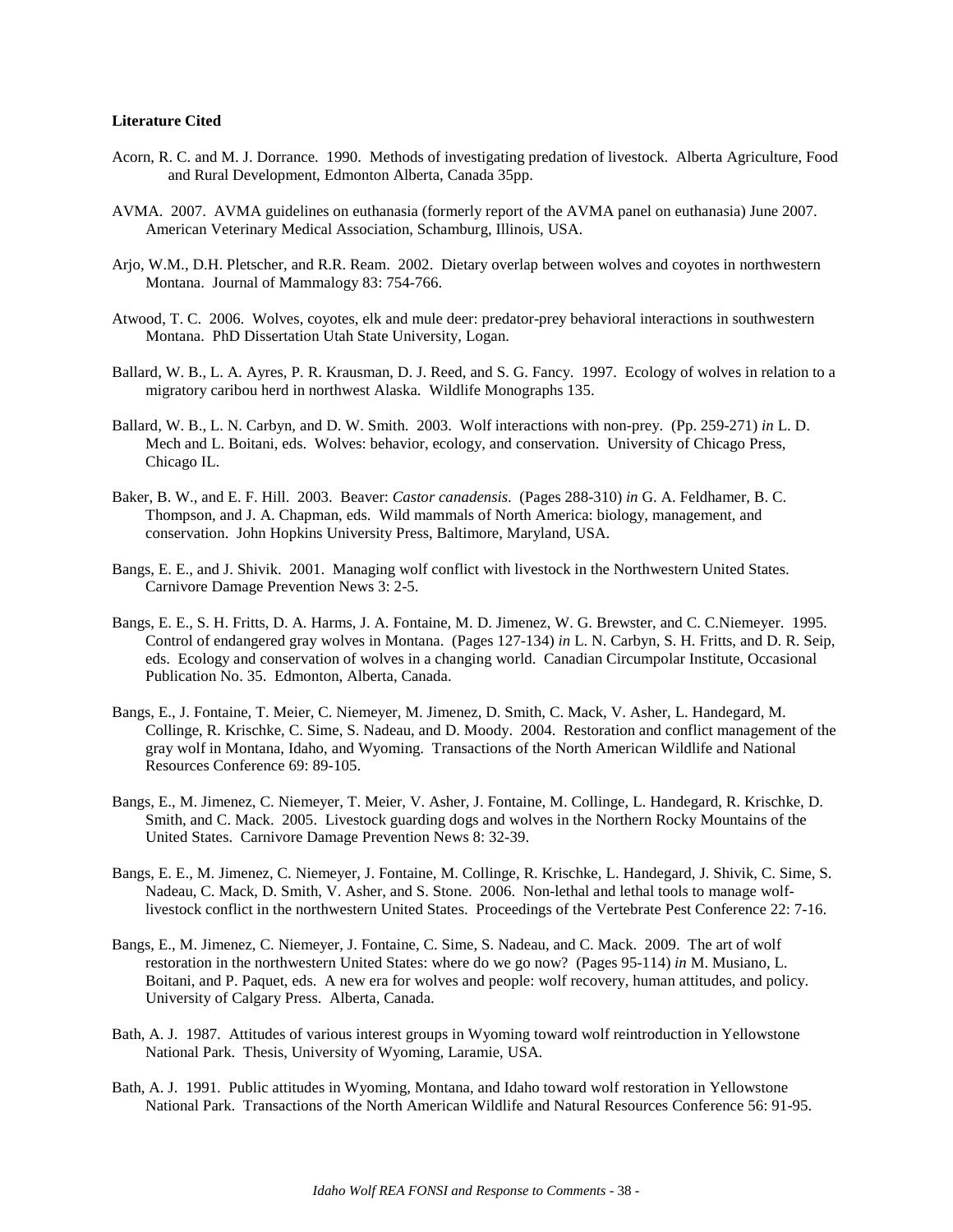**Literature Cited**

Acorn, R. C. and M. J. Dorrance. 1990. Methods of investigating predation of livestock. Alberta Agriculture, Food and Rural Development, Edmonton Alberta, Canada 35pp.

AVMA. 2007. AVMA guidelines on euthanasia (formerly report of the AVMA panel on euthanasia) June 2007. American Veterinary Medical Association, Schamburg, Illinois, USA.

Arjo, W.M., D.H. Pletscher, and R.R. Ream. 2002. Dietary overlap between wolves and coyotes in northwestern Montana. Journal of Mammalogy 83: 754-766.

Atwood, T. C. 2006. Wolves, coyotes, elk and mule deer: predator-prey behavioral interactions in southwestern Montana. PhD Dissertation Utah State University, Logan.

Ballard, W. B., L. A. Ayres, P. R. Krausman, D. J. Reed, and S. G. Fancy. 1997. Ecology of wolves in relation to a migratory caribou herd in northwest Alaska. Wildlife Monographs 135.

Ballard, W. B., L. N. Carbyn, and D. W. Smith. 2003. Wolf interactions with non-prey. (Pp. 259-271) *in* L. D. Mech and L. Boitani, eds. Wolves: behavior, ecology, and conservation. University of Chicago Press, Chicago IL.

Baker, B. W., and E. F. Hill. 2003. Beaver: *Castor canadensis*. (Pages 288-310) *in* G. A. Feldhamer, B. C. Thompson, and J. A. Chapman, eds. Wild mammals of North America: biology, management, and conservation. John Hopkins University Press, Baltimore, Maryland, USA.

Bangs, E. E., and J. Shivik. 2001. Managing wolf conflict with livestock in the Northwestern United States. Carnivore Damage Prevention News 3: 2-5.

Bangs, E. E., S. H. Fritts, D. A. Harms, J. A. Fontaine, M. D. Jimenez, W. G. Brewster, and C. C.Niemeyer. 1995. Control of endangered gray wolves in Montana. (Pages 127-134) *in* L. N. Carbyn, S. H. Fritts, and D. R. Seip, eds. Ecology and conservation of wolves in a changing world. Canadian Circumpolar Institute, Occasional Publication No. 35. Edmonton, Alberta, Canada.

Bangs, E., J. Fontaine, T. Meier, C. Niemeyer, M. Jimenez, D. Smith, C. Mack, V. Asher, L. Handegard, M. Collinge, R. Krischke, C. Sime, S. Nadeau, and D. Moody. 2004. Restoration and conflict management of the gray wolf in Montana, Idaho, and Wyoming. Transactions of the North American Wildlife and National Resources Conference 69: 89-105.

Bangs, E., M. Jimenez, C. Niemeyer, T. Meier, V. Asher, J. Fontaine, M. Collinge, L. Handegard, R. Krischke, D. Smith, and C. Mack. 2005. Livestock guarding dogs and wolves in the Northern Rocky Mountains of the United States. Carnivore Damage Prevention News 8: 32-39.

Bangs, E. E., M. Jimenez, C. Niemeyer, J. Fontaine, M. Collinge, R. Krischke, L. Handegard, J. Shivik, C. Sime, S. Nadeau, C. Mack, D. Smith, V. Asher, and S. Stone. 2006. Non-lethal and lethal tools to manage wolf-livestock conflict in the northwestern United States. Proceedings of the Vertebrate Pest Conference 22: 7-16.

Bangs, E., M. Jimenez, C. Niemeyer, J. Fontaine, C. Sime, S. Nadeau, and C. Mack. 2009. The art of wolf restoration in the northwestern United States: where do we go now? (Pages 95-114) *in* M. Musiano, L. Boitani, and P. Paquet, eds. A new era for wolves and people: wolf recovery, human attitudes, and policy. University of Calgary Press. Alberta, Canada.

Bath, A. J. 1987. Attitudes of various interest groups in Wyoming toward wolf reintroduction in Yellowstone National Park. Thesis, University of Wyoming, Laramie, USA.

Bath, A. J. 1991. Public attitudes in Wyoming, Montana, and Idaho toward wolf restoration in Yellowstone National Park. Transactions of the North American Wildlife and Natural Resources Conference 56: 91-95.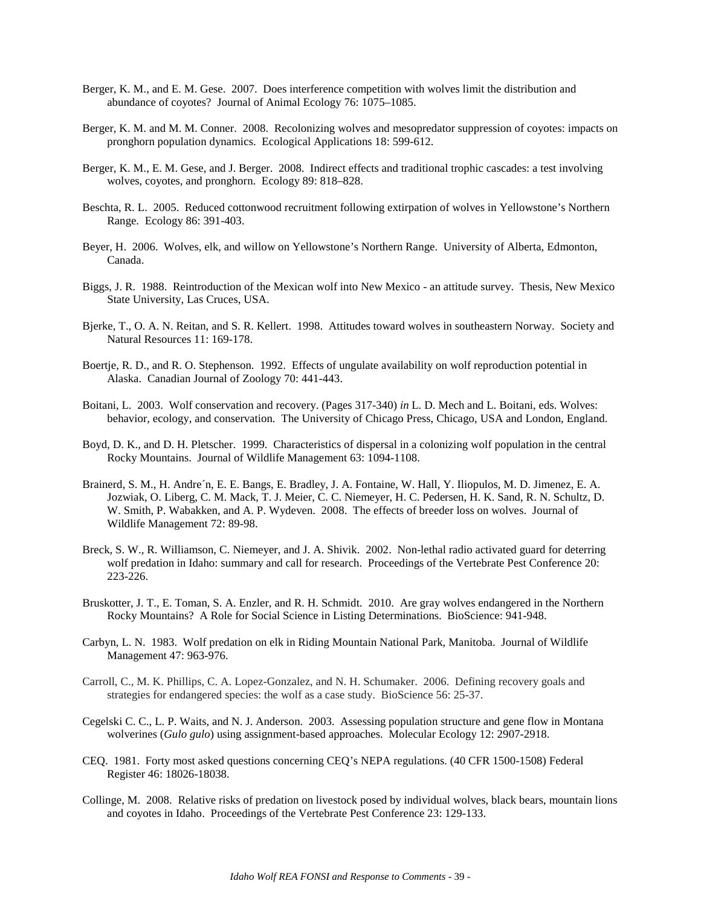Berger, K. M., and E. M. Gese. 2007. Does interference competition with wolves limit the distribution and abundance of coyotes? Journal of Animal Ecology 76: 1075–1085.

Berger, K. M. and M. M. Conner. 2008. Recolonizing wolves and mesopredator suppression of coyotes: impacts on pronghorn population dynamics. Ecological Applications 18: 599-612.

Berger, K. M., E. M. Gese, and J. Berger. 2008. Indirect effects and traditional trophic cascades: a test involving wolves, coyotes, and pronghorn. Ecology 89: 818–828.

Beschta, R. L. 2005. Reduced cottonwood recruitment following extirpation of wolves in Yellowstone's Northern Range. Ecology 86: 391-403.

Beyer, H. 2006. Wolves, elk, and willow on Yellowstone's Northern Range. University of Alberta, Edmonton, Canada.

Biggs, J. R. 1988. Reintroduction of the Mexican wolf into New Mexico - an attitude survey. Thesis, New Mexico State University, Las Cruces, USA.

Bjerke, T., O. A. N. Reitan, and S. R. Kellert. 1998. Attitudes toward wolves in southeastern Norway. Society and Natural Resources 11: 169-178.

Boertje, R. D., and R. O. Stephenson. 1992. Effects of ungulate availability on wolf reproduction potential in Alaska. Canadian Journal of Zoology 70: 441-443.

Boitani, L. 2003. Wolf conservation and recovery. (Pages 317-340) *in* L. D. Mech and L. Boitani, eds. Wolves: behavior, ecology, and conservation. The University of Chicago Press, Chicago, USA and London, England.

Boyd, D. K., and D. H. Pletscher. 1999. Characteristics of dispersal in a colonizing wolf population in the central Rocky Mountains. Journal of Wildlife Management 63: 1094-1108.

Brainerd, S. M., H. Andre´n, E. E. Bangs, E. Bradley, J. A. Fontaine, W. Hall, Y. Iliopulos, M. D. Jimenez, E. A. Jozwiak, O. Liberg, C. M. Mack, T. J. Meier, C. C. Niemeyer, H. C. Pedersen, H. K. Sand, R. N. Schultz, D. W. Smith, P. Wabakken, and A. P. Wydeven. 2008. The effects of breeder loss on wolves. Journal of Wildlife Management 72: 89-98.

Breck, S. W., R. Williamson, C. Niemeyer, and J. A. Shivik. 2002. Non-lethal radio activated guard for deterring wolf predation in Idaho: summary and call for research. Proceedings of the Vertebrate Pest Conference 20: 223-226.

Bruskotter, J. T., E. Toman, S. A. Enzler, and R. H. Schmidt. 2010. Are gray wolves endangered in the Northern Rocky Mountains? A Role for Social Science in Listing Determinations. BioScience: 941-948.

Carbyn, L. N. 1983. Wolf predation on elk in Riding Mountain National Park, Manitoba. Journal of Wildlife Management 47: 963-976.

Carroll, C., M. K. Phillips, C. A. Lopez-Gonzalez, and N. H. Schumaker. 2006. Defining recovery goals and strategies for endangered species: the wolf as a case study. BioScience 56: 25-37.

Cegelski C. C., L. P. Waits, and N. J. Anderson. 2003. Assessing population structure and gene flow in Montana wolverines (*Gulo gulo*) using assignment-based approaches. Molecular Ecology 12: 2907-2918.

CEQ. 1981. Forty most asked questions concerning CEQ's NEPA regulations. (40 CFR 1500-1508) Federal Register 46: 18026-18038.

Collinge, M. 2008. Relative risks of predation on livestock posed by individual wolves, black bears, mountain lions and coyotes in Idaho. Proceedings of the Vertebrate Pest Conference 23: 129-133.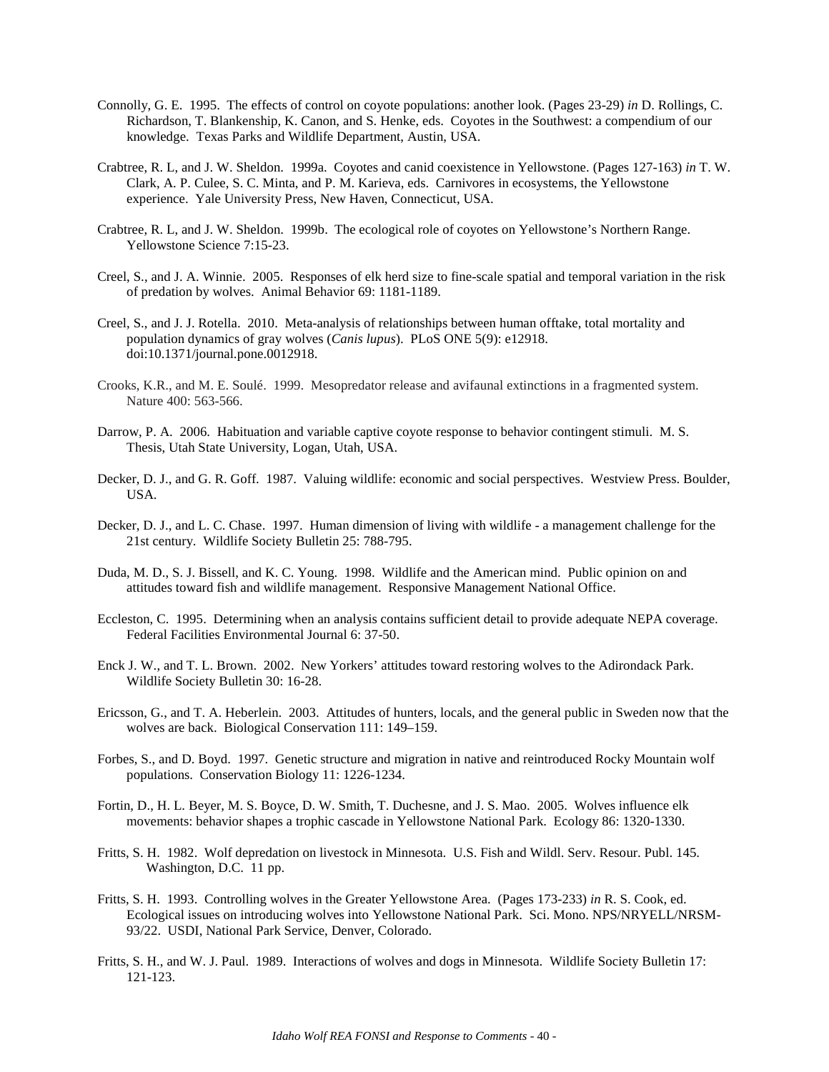Connolly, G. E. 1995. The effects of control on coyote populations: another look. (Pages 23-29) *in* D. Rollings, C. Richardson, T. Blankenship, K. Canon, and S. Henke, eds. Coyotes in the Southwest: a compendium of our knowledge. Texas Parks and Wildlife Department, Austin, USA.

Crabtree, R. L, and J. W. Sheldon. 1999a. Coyotes and canid coexistence in Yellowstone. (Pages 127-163) *in* T. W. Clark, A. P. Culee, S. C. Minta, and P. M. Karieva, eds. Carnivores in ecosystems, the Yellowstone experience. Yale University Press, New Haven, Connecticut, USA.

Crabtree, R. L, and J. W. Sheldon. 1999b. The ecological role of coyotes on Yellowstone's Northern Range. Yellowstone Science 7:15-23.

Creel, S., and J. A. Winnie. 2005. Responses of elk herd size to fine-scale spatial and temporal variation in the risk of predation by wolves. Animal Behavior 69: 1181-1189.

Creel, S., and J. J. Rotella. 2010. Meta-analysis of relationships between human offtake, total mortality and population dynamics of gray wolves (*Canis lupus*). PLoS ONE 5(9): e12918. doi:10.1371/journal.pone.0012918.

Crooks, K.R., and M. E. Soulé. 1999. Mesopredator release and avifaunal extinctions in a fragmented system. Nature 400: 563-566.

Darrow, P. A. 2006. Habituation and variable captive coyote response to behavior contingent stimuli. M. S. Thesis, Utah State University, Logan, Utah, USA.

Decker, D. J., and G. R. Goff. 1987. Valuing wildlife: economic and social perspectives. Westview Press. Boulder, USA.

Decker, D. J., and L. C. Chase. 1997. Human dimension of living with wildlife - a management challenge for the 21st century. Wildlife Society Bulletin 25: 788-795.

Duda, M. D., S. J. Bissell, and K. C. Young. 1998. Wildlife and the American mind. Public opinion on and attitudes toward fish and wildlife management. Responsive Management National Office.

Eccleston, C. 1995. Determining when an analysis contains sufficient detail to provide adequate NEPA coverage. Federal Facilities Environmental Journal 6: 37-50.

Enck J. W., and T. L. Brown. 2002. New Yorkers' attitudes toward restoring wolves to the Adirondack Park. Wildlife Society Bulletin 30: 16-28.

Ericsson, G., and T. A. Heberlein. 2003. Attitudes of hunters, locals, and the general public in Sweden now that the wolves are back. Biological Conservation 111: 149–159.

Forbes, S., and D. Boyd. 1997. Genetic structure and migration in native and reintroduced Rocky Mountain wolf populations. Conservation Biology 11: 1226-1234.

Fortin, D., H. L. Beyer, M. S. Boyce, D. W. Smith, T. Duchesne, and J. S. Mao. 2005. Wolves influence elk movements: behavior shapes a trophic cascade in Yellowstone National Park. Ecology 86: 1320-1330.

Fritts, S. H. 1982. Wolf depredation on livestock in Minnesota. U.S. Fish and Wildl. Serv. Resour. Publ. 145. Washington, D.C. 11 pp.

Fritts, S. H. 1993. Controlling wolves in the Greater Yellowstone Area. (Pages 173-233) *in* R. S. Cook, ed. Ecological issues on introducing wolves into Yellowstone National Park. Sci. Mono. NPS/NRYELL/NRSM-93/22. USDI, National Park Service, Denver, Colorado.

Fritts, S. H., and W. J. Paul. 1989. Interactions of wolves and dogs in Minnesota. Wildlife Society Bulletin 17: 121-123.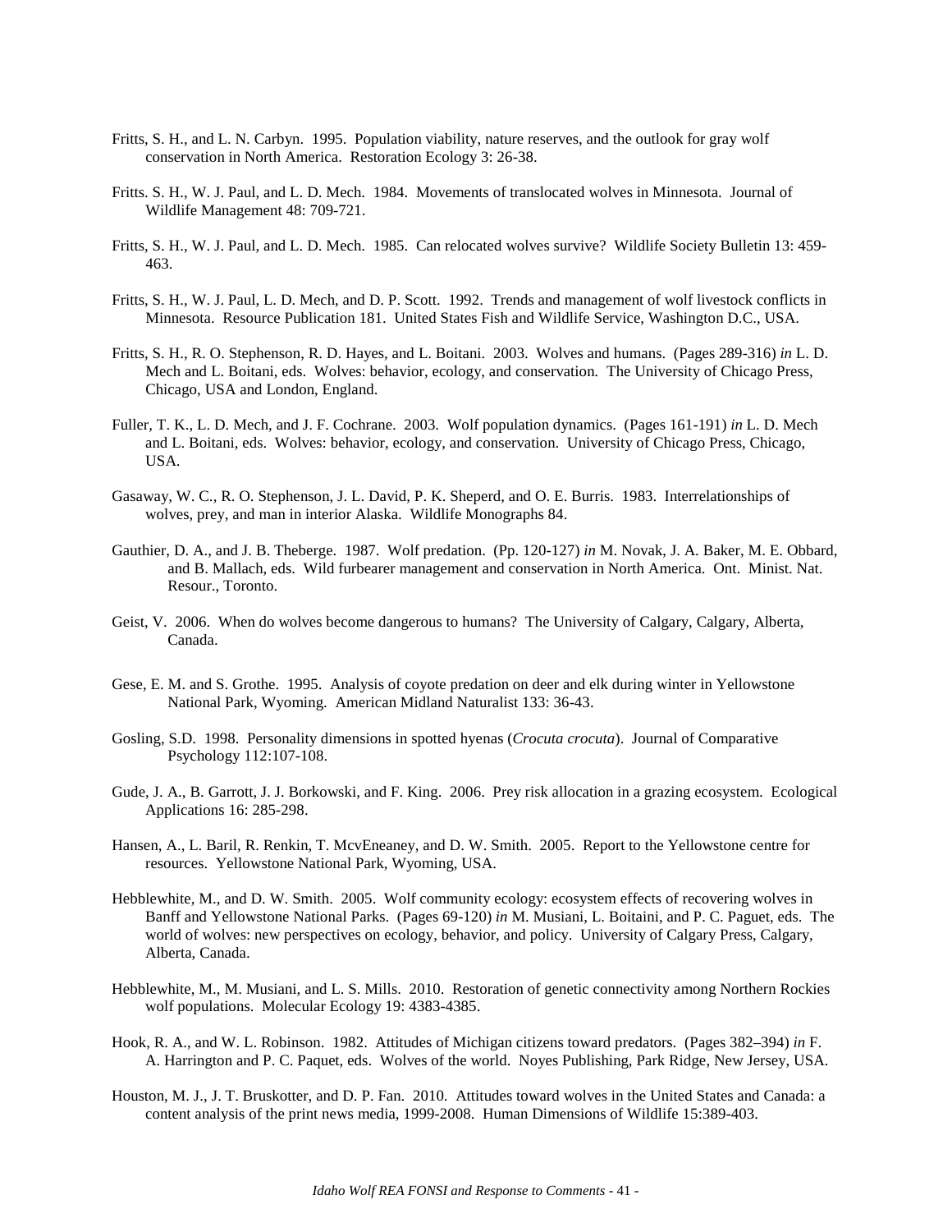Fritts, S. H., and L. N. Carbyn. 1995. Population viability, nature reserves, and the outlook for gray wolf conservation in North America. Restoration Ecology 3: 26-38.

Fritts. S. H., W. J. Paul, and L. D. Mech. 1984. Movements of translocated wolves in Minnesota. Journal of Wildlife Management 48: 709-721.

Fritts, S. H., W. J. Paul, and L. D. Mech. 1985. Can relocated wolves survive? Wildlife Society Bulletin 13: 459-463.

Fritts, S. H., W. J. Paul, L. D. Mech, and D. P. Scott. 1992. Trends and management of wolf livestock conflicts in Minnesota. Resource Publication 181. United States Fish and Wildlife Service, Washington D.C., USA.

Fritts, S. H., R. O. Stephenson, R. D. Hayes, and L. Boitani. 2003. Wolves and humans. (Pages 289-316) *in* L. D. Mech and L. Boitani, eds. Wolves: behavior, ecology, and conservation. The University of Chicago Press, Chicago, USA and London, England.

Fuller, T. K., L. D. Mech, and J. F. Cochrane. 2003. Wolf population dynamics. (Pages 161-191) *in* L. D. Mech and L. Boitani, eds. Wolves: behavior, ecology, and conservation. University of Chicago Press, Chicago, USA.

Gasaway, W. C., R. O. Stephenson, J. L. David, P. K. Sheperd, and O. E. Burris. 1983. Interrelationships of wolves, prey, and man in interior Alaska. Wildlife Monographs 84.

Gauthier, D. A., and J. B. Theberge. 1987. Wolf predation. (Pp. 120-127) *in* M. Novak, J. A. Baker, M. E. Obbard, and B. Mallach, eds. Wild furbearer management and conservation in North America. Ont. Minist. Nat. Resour., Toronto.

Geist, V. 2006. When do wolves become dangerous to humans? The University of Calgary, Calgary, Alberta, Canada.

Gese, E. M. and S. Grothe. 1995. Analysis of coyote predation on deer and elk during winter in Yellowstone National Park, Wyoming. American Midland Naturalist 133: 36-43.

Gosling, S.D. 1998. Personality dimensions in spotted hyenas (*Crocuta crocuta*). Journal of Comparative Psychology 112:107-108.

Gude, J. A., B. Garrott, J. J. Borkowski, and F. King. 2006. Prey risk allocation in a grazing ecosystem. Ecological Applications 16: 285-298.

Hansen, A., L. Baril, R. Renkin, T. McvEneaney, and D. W. Smith. 2005. Report to the Yellowstone centre for resources. Yellowstone National Park, Wyoming, USA.

Hebblewhite, M., and D. W. Smith. 2005. Wolf community ecology: ecosystem effects of recovering wolves in Banff and Yellowstone National Parks. (Pages 69-120) *in* M. Musiani, L. Boitaini, and P. C. Paguet, eds. The world of wolves: new perspectives on ecology, behavior, and policy. University of Calgary Press, Calgary, Alberta, Canada.

Hebblewhite, M., M. Musiani, and L. S. Mills. 2010. Restoration of genetic connectivity among Northern Rockies wolf populations. Molecular Ecology 19: 4383-4385.

Hook, R. A., and W. L. Robinson. 1982. Attitudes of Michigan citizens toward predators. (Pages 382–394) *in* F. A. Harrington and P. C. Paquet, eds. Wolves of the world. Noyes Publishing, Park Ridge, New Jersey, USA.

Houston, M. J., J. T. Bruskotter, and D. P. Fan. 2010. Attitudes toward wolves in the United States and Canada: a content analysis of the print news media, 1999-2008. Human Dimensions of Wildlife 15:389-403.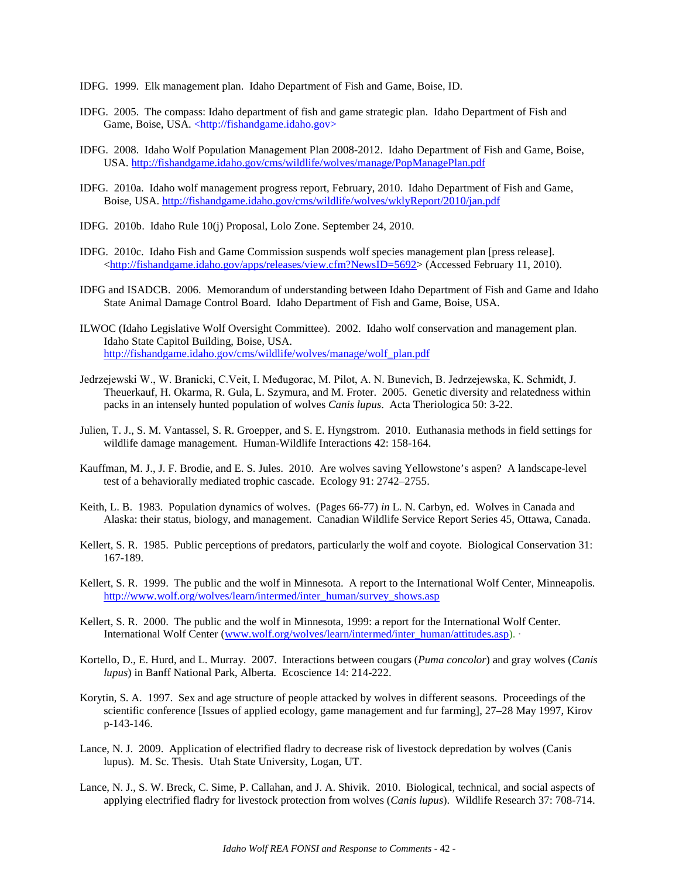IDFG. 1999. Elk management plan. Idaho Department of Fish and Game, Boise, ID.

IDFG. 2005. The compass: Idaho department of fish and game strategic plan. Idaho Department of Fish and Game, Boise, USA. <http://fishandgame.idaho.gov>

IDFG. 2008. Idaho Wolf Population Management Plan 2008-2012. Idaho Department of Fish and Game, Boise, USA. http://fishandgame.idaho.gov/cms/wildlife/wolves/manage/PopManagePlan.pdf

IDFG. 2010a. Idaho wolf management progress report, February, 2010. Idaho Department of Fish and Game, Boise, USA. http://fishandgame.idaho.gov/cms/wildlife/wolves/wklyReport/2010/jan.pdf

IDFG. 2010b. Idaho Rule 10(j) Proposal, Lolo Zone. September 24, 2010.

IDFG. 2010c. Idaho Fish and Game Commission suspends wolf species management plan [press release]. <http://fishandgame.idaho.gov/apps/releases/view.cfm?NewsID=5692> (Accessed February 11, 2010).

IDFG and ISADCB. 2006. Memorandum of understanding between Idaho Department of Fish and Game and Idaho State Animal Damage Control Board. Idaho Department of Fish and Game, Boise, USA.

ILWOC (Idaho Legislative Wolf Oversight Committee). 2002. Idaho wolf conservation and management plan. Idaho State Capitol Building, Boise, USA. http://fishandgame.idaho.gov/cms/wildlife/wolves/manage/wolf_plan.pdf

Jedrzejewski W., W. Branicki, C.Veit, I. Međugorac, M. Pilot, A. N. Bunevich, B. Jedrzejewska, K. Schmidt, J. Theuerkauf, H. Okarma, R. Gula, L. Szymura, and M. Froter. 2005. Genetic diversity and relatedness within packs in an intensely hunted population of wolves *Canis lupus*. Acta Theriologica 50: 3-22.

Julien, T. J., S. M. Vantassel, S. R. Groepper, and S. E. Hyngstrom. 2010. Euthanasia methods in field settings for wildlife damage management. Human-Wildlife Interactions 42: 158-164.

Kauffman, M. J., J. F. Brodie, and E. S. Jules. 2010. Are wolves saving Yellowstone's aspen? A landscape-level test of a behaviorally mediated trophic cascade. Ecology 91: 2742–2755.

Keith, L. B. 1983. Population dynamics of wolves. (Pages 66-77) *in* L. N. Carbyn, ed. Wolves in Canada and Alaska: their status, biology, and management. Canadian Wildlife Service Report Series 45, Ottawa, Canada.

Kellert, S. R. 1985. Public perceptions of predators, particularly the wolf and coyote. Biological Conservation 31: 167-189.

Kellert, S. R. 1999. The public and the wolf in Minnesota. A report to the International Wolf Center, Minneapolis. http://www.wolf.org/wolves/learn/intermed/inter_human/survey_shows.asp

Kellert, S. R. 2000. The public and the wolf in Minnesota, 1999: a report for the International Wolf Center. International Wolf Center (www.wolf.org/wolves/learn/intermed/inter_human/attitudes.asp).

Kortello, D., E. Hurd, and L. Murray. 2007. Interactions between cougars (*Puma concolor*) and gray wolves (*Canis lupus*) in Banff National Park, Alberta. Ecoscience 14: 214-222.

Korytin, S. A. 1997. Sex and age structure of people attacked by wolves in different seasons. Proceedings of the scientific conference [Issues of applied ecology, game management and fur farming], 27–28 May 1997, Kirov p-143-146.

Lance, N. J. 2009. Application of electrified fladry to decrease risk of livestock depredation by wolves (Canis lupus). M. Sc. Thesis. Utah State University, Logan, UT.

Lance, N. J., S. W. Breck, C. Sime, P. Callahan, and J. A. Shivik. 2010. Biological, technical, and social aspects of applying electrified fladry for livestock protection from wolves (*Canis lupus*). Wildlife Research 37: 708-714.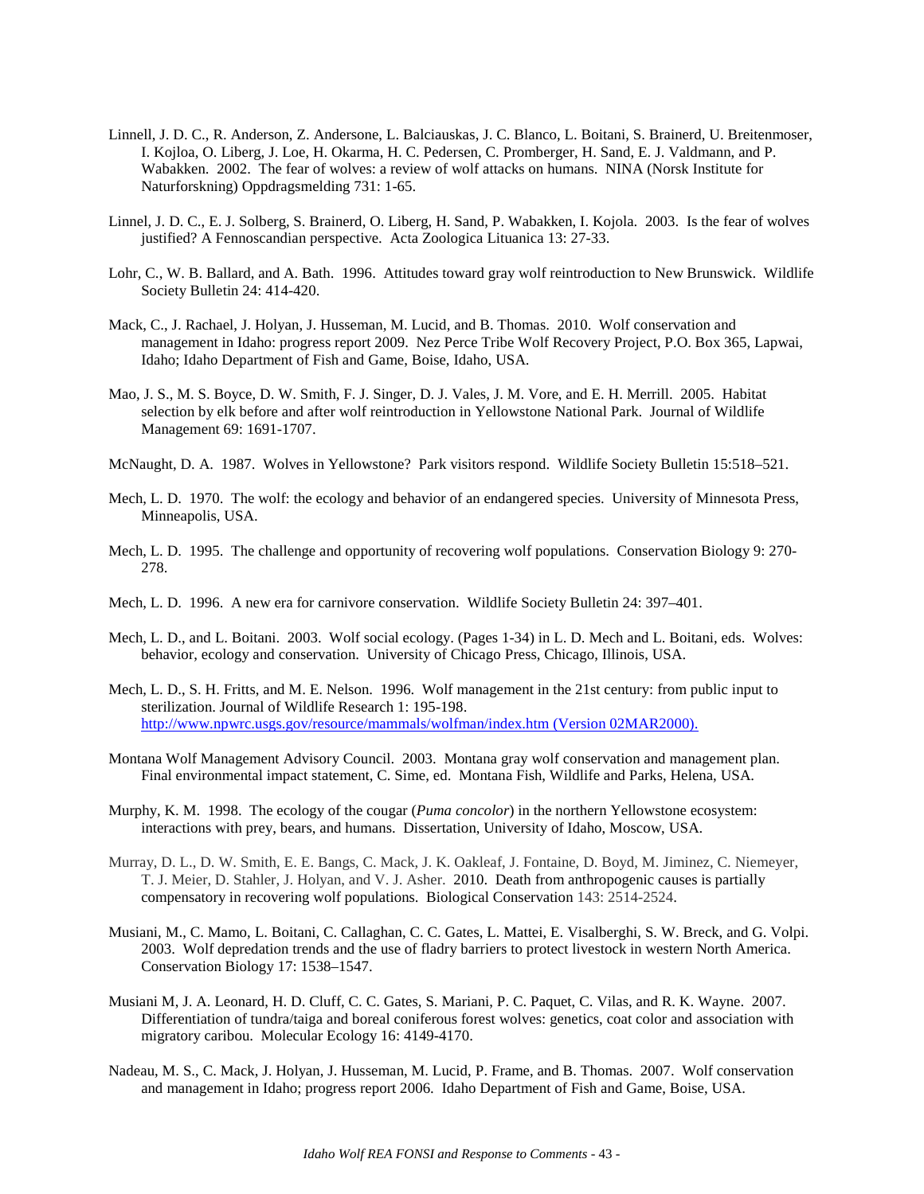Linnell, J. D. C., R. Anderson, Z. Andersone, L. Balciauskas, J. C. Blanco, L. Boitani, S. Brainerd, U. Breitenmoser, I. Kojloa, O. Liberg, J. Loe, H. Okarma, H. C. Pedersen, C. Promberger, H. Sand, E. J. Valdmann, and P. Wabakken. 2002. The fear of wolves: a review of wolf attacks on humans. NINA (Norsk Institute for Naturforskning) Oppdragsmelding 731: 1-65.

Linnel, J. D. C., E. J. Solberg, S. Brainerd, O. Liberg, H. Sand, P. Wabakken, I. Kojola. 2003. Is the fear of wolves justified? A Fennoscandian perspective. Acta Zoologica Lituanica 13: 27-33.

Lohr, C., W. B. Ballard, and A. Bath. 1996. Attitudes toward gray wolf reintroduction to New Brunswick. Wildlife Society Bulletin 24: 414-420.

Mack, C., J. Rachael, J. Holyan, J. Husseman, M. Lucid, and B. Thomas. 2010. Wolf conservation and management in Idaho: progress report 2009. Nez Perce Tribe Wolf Recovery Project, P.O. Box 365, Lapwai, Idaho; Idaho Department of Fish and Game, Boise, Idaho, USA.

Mao, J. S., M. S. Boyce, D. W. Smith, F. J. Singer, D. J. Vales, J. M. Vore, and E. H. Merrill. 2005. Habitat selection by elk before and after wolf reintroduction in Yellowstone National Park. Journal of Wildlife Management 69: 1691-1707.

McNaught, D. A. 1987. Wolves in Yellowstone? Park visitors respond. Wildlife Society Bulletin 15:518–521.

Mech, L. D. 1970. The wolf: the ecology and behavior of an endangered species. University of Minnesota Press, Minneapolis, USA.

Mech, L. D. 1995. The challenge and opportunity of recovering wolf populations. Conservation Biology 9: 270-278.

Mech, L. D. 1996. A new era for carnivore conservation. Wildlife Society Bulletin 24: 397–401.

Mech, L. D., and L. Boitani. 2003. Wolf social ecology. (Pages 1-34) in L. D. Mech and L. Boitani, eds. Wolves: behavior, ecology and conservation. University of Chicago Press, Chicago, Illinois, USA.

Mech, L. D., S. H. Fritts, and M. E. Nelson. 1996. Wolf management in the 21st century: from public input to sterilization. Journal of Wildlife Research 1: 195-198. http://www.npwrc.usgs.gov/resource/mammals/wolfman/index.htm (Version 02MAR2000).

Montana Wolf Management Advisory Council. 2003. Montana gray wolf conservation and management plan. Final environmental impact statement, C. Sime, ed. Montana Fish, Wildlife and Parks, Helena, USA.

Murphy, K. M. 1998. The ecology of the cougar (*Puma concolor*) in the northern Yellowstone ecosystem: interactions with prey, bears, and humans. Dissertation, University of Idaho, Moscow, USA.

Murray, D. L., D. W. Smith, E. E. Bangs, C. Mack, J. K. Oakleaf, J. Fontaine, D. Boyd, M. Jiminez, C. Niemeyer, T. J. Meier, D. Stahler, J. Holyan, and V. J. Asher. 2010. Death from anthropogenic causes is partially compensatory in recovering wolf populations. Biological Conservation 143: 2514-2524.

Musiani, M., C. Mamo, L. Boitani, C. Callaghan, C. C. Gates, L. Mattei, E. Visalberghi, S. W. Breck, and G. Volpi. 2003. Wolf depredation trends and the use of fladry barriers to protect livestock in western North America. Conservation Biology 17: 1538–1547.

Musiani M, J. A. Leonard, H. D. Cluff, C. C. Gates, S. Mariani, P. C. Paquet, C. Vilas, and R. K. Wayne. 2007. Differentiation of tundra/taiga and boreal coniferous forest wolves: genetics, coat color and association with migratory caribou. Molecular Ecology 16: 4149-4170.

Nadeau, M. S., C. Mack, J. Holyan, J. Husseman, M. Lucid, P. Frame, and B. Thomas. 2007. Wolf conservation and management in Idaho; progress report 2006. Idaho Department of Fish and Game, Boise, USA.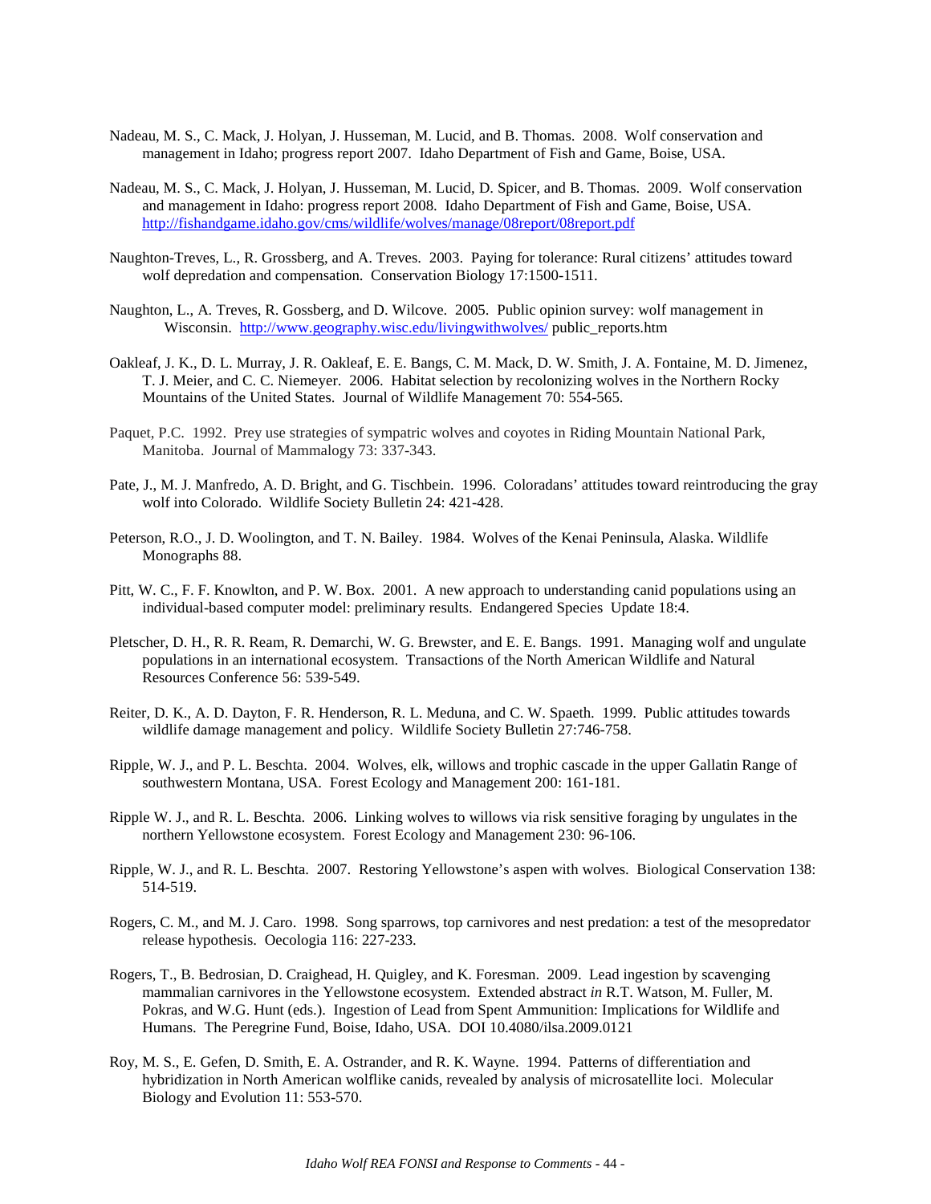Nadeau, M. S., C. Mack, J. Holyan, J. Husseman, M. Lucid, and B. Thomas. 2008. Wolf conservation and management in Idaho; progress report 2007. Idaho Department of Fish and Game, Boise, USA.

Nadeau, M. S., C. Mack, J. Holyan, J. Husseman, M. Lucid, D. Spicer, and B. Thomas. 2009. Wolf conservation and management in Idaho: progress report 2008. Idaho Department of Fish and Game, Boise, USA. http://fishandgame.idaho.gov/cms/wildlife/wolves/manage/08report/08report.pdf

Naughton-Treves, L., R. Grossberg, and A. Treves. 2003. Paying for tolerance: Rural citizens' attitudes toward wolf depredation and compensation. Conservation Biology 17:1500-1511.

Naughton, L., A. Treves, R. Gossberg, and D. Wilcove. 2005. Public opinion survey: wolf management in Wisconsin. http://www.geography.wisc.edu/livingwithwolves/ public_reports.htm

Oakleaf, J. K., D. L. Murray, J. R. Oakleaf, E. E. Bangs, C. M. Mack, D. W. Smith, J. A. Fontaine, M. D. Jimenez, T. J. Meier, and C. C. Niemeyer. 2006. Habitat selection by recolonizing wolves in the Northern Rocky Mountains of the United States. Journal of Wildlife Management 70: 554-565.

Paquet, P.C. 1992. Prey use strategies of sympatric wolves and coyotes in Riding Mountain National Park, Manitoba. Journal of Mammalogy 73: 337-343.

Pate, J., M. J. Manfredo, A. D. Bright, and G. Tischbein. 1996. Coloradans' attitudes toward reintroducing the gray wolf into Colorado. Wildlife Society Bulletin 24: 421-428.

Peterson, R.O., J. D. Woolington, and T. N. Bailey. 1984. Wolves of the Kenai Peninsula, Alaska. Wildlife Monographs 88.

Pitt, W. C., F. F. Knowlton, and P. W. Box. 2001. A new approach to understanding canid populations using an individual-based computer model: preliminary results. Endangered Species Update 18:4.

Pletscher, D. H., R. R. Ream, R. Demarchi, W. G. Brewster, and E. E. Bangs. 1991. Managing wolf and ungulate populations in an international ecosystem. Transactions of the North American Wildlife and Natural Resources Conference 56: 539-549.

Reiter, D. K., A. D. Dayton, F. R. Henderson, R. L. Meduna, and C. W. Spaeth. 1999. Public attitudes towards wildlife damage management and policy. Wildlife Society Bulletin 27:746-758.

Ripple, W. J., and P. L. Beschta. 2004. Wolves, elk, willows and trophic cascade in the upper Gallatin Range of southwestern Montana, USA. Forest Ecology and Management 200: 161-181.

Ripple W. J., and R. L. Beschta. 2006. Linking wolves to willows via risk sensitive foraging by ungulates in the northern Yellowstone ecosystem. Forest Ecology and Management 230: 96-106.

Ripple, W. J., and R. L. Beschta. 2007. Restoring Yellowstone's aspen with wolves. Biological Conservation 138: 514-519.

Rogers, C. M., and M. J. Caro. 1998. Song sparrows, top carnivores and nest predation: a test of the mesopredator release hypothesis. Oecologia 116: 227-233.

Rogers, T., B. Bedrosian, D. Craighead, H. Quigley, and K. Foresman. 2009. Lead ingestion by scavenging mammalian carnivores in the Yellowstone ecosystem. Extended abstract *in* R.T. Watson, M. Fuller, M. Pokras, and W.G. Hunt (eds.). Ingestion of Lead from Spent Ammunition: Implications for Wildlife and Humans. The Peregrine Fund, Boise, Idaho, USA. DOI 10.4080/ilsa.2009.0121

Roy, M. S., E. Gefen, D. Smith, E. A. Ostrander, and R. K. Wayne. 1994. Patterns of differentiation and hybridization in North American wolflike canids, revealed by analysis of microsatellite loci. Molecular Biology and Evolution 11: 553-570.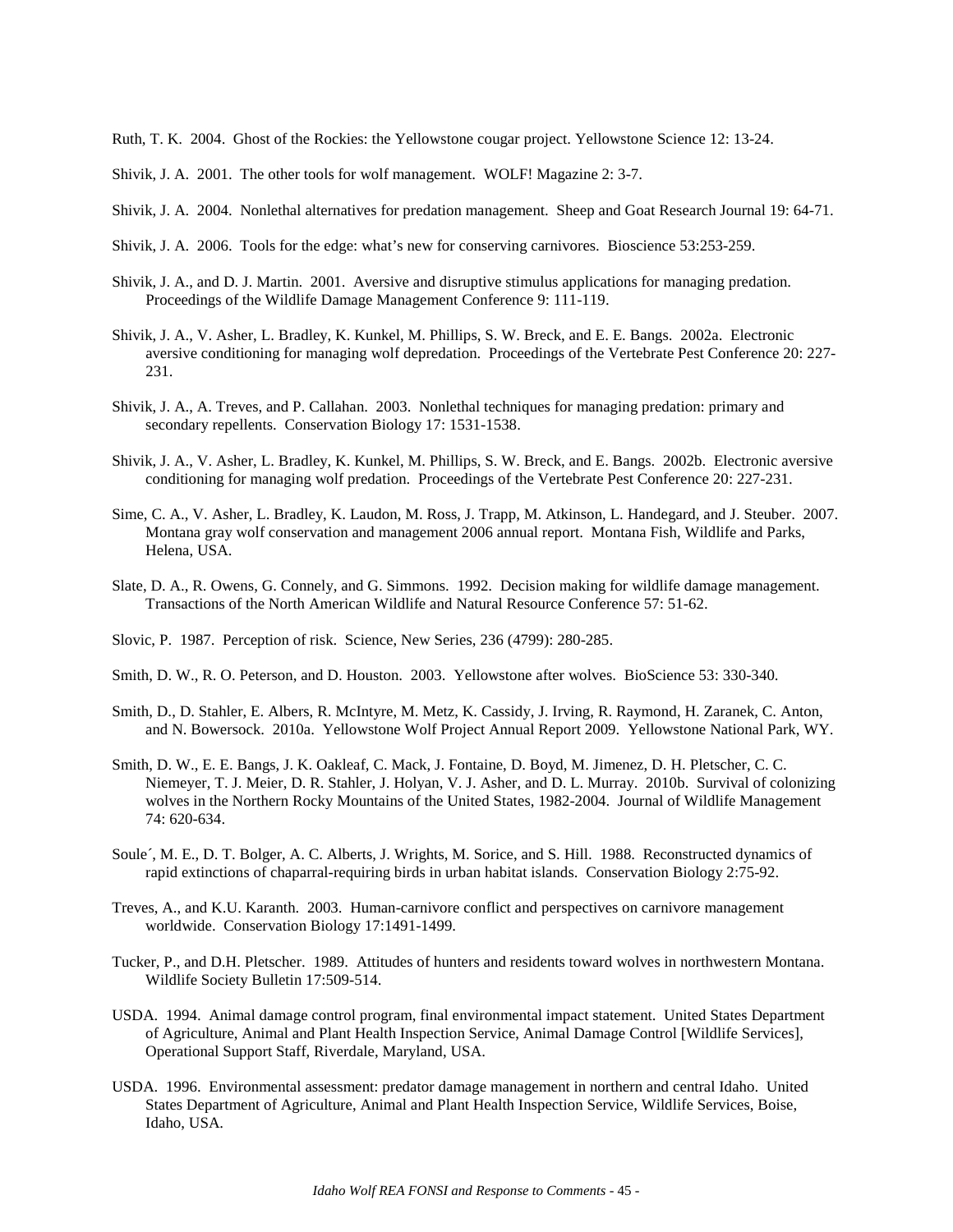Ruth, T. K. 2004. Ghost of the Rockies: the Yellowstone cougar project. Yellowstone Science 12: 13-24.

Shivik, J. A. 2001. The other tools for wolf management. WOLF! Magazine 2: 3-7.

Shivik, J. A. 2004. Nonlethal alternatives for predation management. Sheep and Goat Research Journal 19: 64-71.

Shivik, J. A. 2006. Tools for the edge: what's new for conserving carnivores. Bioscience 53:253-259.

Shivik, J. A., and D. J. Martin. 2001. Aversive and disruptive stimulus applications for managing predation. Proceedings of the Wildlife Damage Management Conference 9: 111-119.

Shivik, J. A., V. Asher, L. Bradley, K. Kunkel, M. Phillips, S. W. Breck, and E. E. Bangs. 2002a. Electronic aversive conditioning for managing wolf depredation. Proceedings of the Vertebrate Pest Conference 20: 227-231.

Shivik, J. A., A. Treves, and P. Callahan. 2003. Nonlethal techniques for managing predation: primary and secondary repellents. Conservation Biology 17: 1531-1538.

Shivik, J. A., V. Asher, L. Bradley, K. Kunkel, M. Phillips, S. W. Breck, and E. Bangs. 2002b. Electronic aversive conditioning for managing wolf predation. Proceedings of the Vertebrate Pest Conference 20: 227-231.

Sime, C. A., V. Asher, L. Bradley, K. Laudon, M. Ross, J. Trapp, M. Atkinson, L. Handegard, and J. Steuber. 2007. Montana gray wolf conservation and management 2006 annual report. Montana Fish, Wildlife and Parks, Helena, USA.

Slate, D. A., R. Owens, G. Connely, and G. Simmons. 1992. Decision making for wildlife damage management. Transactions of the North American Wildlife and Natural Resource Conference 57: 51-62.

Slovic, P. 1987. Perception of risk. Science, New Series, 236 (4799): 280-285.

Smith, D. W., R. O. Peterson, and D. Houston. 2003. Yellowstone after wolves. BioScience 53: 330-340.

Smith, D., D. Stahler, E. Albers, R. McIntyre, M. Metz, K. Cassidy, J. Irving, R. Raymond, H. Zaranek, C. Anton, and N. Bowersock. 2010a. Yellowstone Wolf Project Annual Report 2009. Yellowstone National Park, WY.

Smith, D. W., E. E. Bangs, J. K. Oakleaf, C. Mack, J. Fontaine, D. Boyd, M. Jimenez, D. H. Pletscher, C. C. Niemeyer, T. J. Meier, D. R. Stahler, J. Holyan, V. J. Asher, and D. L. Murray. 2010b. Survival of colonizing wolves in the Northern Rocky Mountains of the United States, 1982-2004. Journal of Wildlife Management 74: 620-634.

Soule´, M. E., D. T. Bolger, A. C. Alberts, J. Wrights, M. Sorice, and S. Hill. 1988. Reconstructed dynamics of rapid extinctions of chaparral-requiring birds in urban habitat islands. Conservation Biology 2:75-92.

Treves, A., and K.U. Karanth. 2003. Human-carnivore conflict and perspectives on carnivore management worldwide. Conservation Biology 17:1491-1499.

Tucker, P., and D.H. Pletscher. 1989. Attitudes of hunters and residents toward wolves in northwestern Montana. Wildlife Society Bulletin 17:509-514.

USDA. 1994. Animal damage control program, final environmental impact statement. United States Department of Agriculture, Animal and Plant Health Inspection Service, Animal Damage Control [Wildlife Services], Operational Support Staff, Riverdale, Maryland, USA.

USDA. 1996. Environmental assessment: predator damage management in northern and central Idaho. United States Department of Agriculture, Animal and Plant Health Inspection Service, Wildlife Services, Boise, Idaho, USA.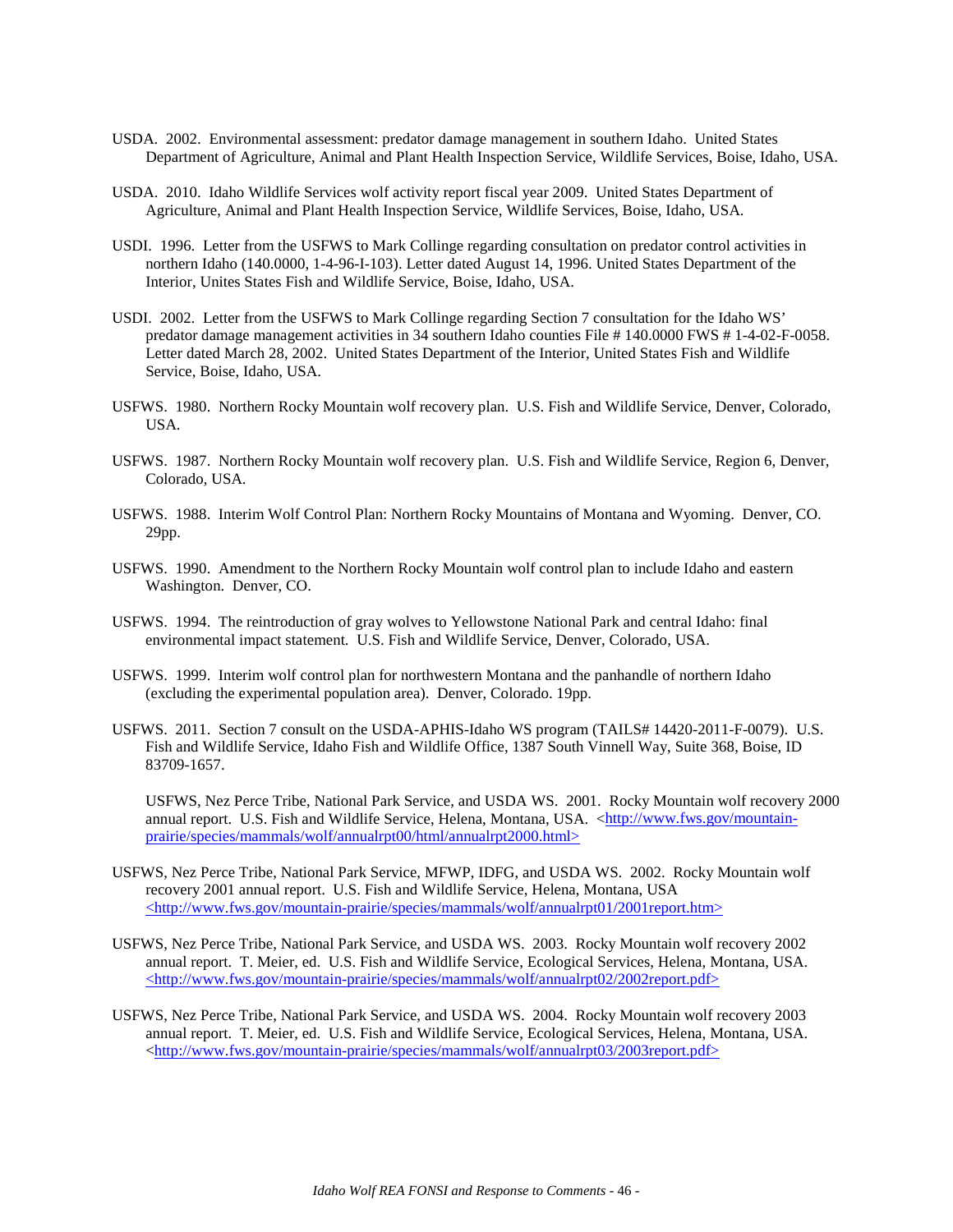USDA. 2002. Environmental assessment: predator damage management in southern Idaho. United States Department of Agriculture, Animal and Plant Health Inspection Service, Wildlife Services, Boise, Idaho, USA.

USDA. 2010. Idaho Wildlife Services wolf activity report fiscal year 2009. United States Department of Agriculture, Animal and Plant Health Inspection Service, Wildlife Services, Boise, Idaho, USA.

USDI. 1996. Letter from the USFWS to Mark Collinge regarding consultation on predator control activities in northern Idaho (140.0000, 1-4-96-I-103). Letter dated August 14, 1996. United States Department of the Interior, Unites States Fish and Wildlife Service, Boise, Idaho, USA.

USDI. 2002. Letter from the USFWS to Mark Collinge regarding Section 7 consultation for the Idaho WS' predator damage management activities in 34 southern Idaho counties File # 140.0000 FWS # 1-4-02-F-0058. Letter dated March 28, 2002. United States Department of the Interior, United States Fish and Wildlife Service, Boise, Idaho, USA.

USFWS. 1980. Northern Rocky Mountain wolf recovery plan. U.S. Fish and Wildlife Service, Denver, Colorado, USA.

USFWS. 1987. Northern Rocky Mountain wolf recovery plan. U.S. Fish and Wildlife Service, Region 6, Denver, Colorado, USA.

USFWS. 1988. Interim Wolf Control Plan: Northern Rocky Mountains of Montana and Wyoming. Denver, CO. 29pp.

USFWS. 1990. Amendment to the Northern Rocky Mountain wolf control plan to include Idaho and eastern Washington. Denver, CO.

USFWS. 1994. The reintroduction of gray wolves to Yellowstone National Park and central Idaho: final environmental impact statement. U.S. Fish and Wildlife Service, Denver, Colorado, USA.

USFWS. 1999. Interim wolf control plan for northwestern Montana and the panhandle of northern Idaho (excluding the experimental population area). Denver, Colorado. 19pp.

USFWS. 2011. Section 7 consult on the USDA-APHIS-Idaho WS program (TAILS# 14420-2011-F-0079). U.S. Fish and Wildlife Service, Idaho Fish and Wildlife Office, 1387 South Vinnell Way, Suite 368, Boise, ID 83709-1657.

USFWS, Nez Perce Tribe, National Park Service, and USDA WS. 2001. Rocky Mountain wolf recovery 2000 annual report. U.S. Fish and Wildlife Service, Helena, Montana, USA. <http://www.fws.gov/mountain-prairie/species/mammals/wolf/annualrpt00/html/annualrpt2000.html>

USFWS, Nez Perce Tribe, National Park Service, MFWP, IDFG, and USDA WS. 2002. Rocky Mountain wolf recovery 2001 annual report. U.S. Fish and Wildlife Service, Helena, Montana, USA <http://www.fws.gov/mountain-prairie/species/mammals/wolf/annualrpt01/2001report.htm>

USFWS, Nez Perce Tribe, National Park Service, and USDA WS. 2003. Rocky Mountain wolf recovery 2002 annual report. T. Meier, ed. U.S. Fish and Wildlife Service, Ecological Services, Helena, Montana, USA. <http://www.fws.gov/mountain-prairie/species/mammals/wolf/annualrpt02/2002report.pdf>

USFWS, Nez Perce Tribe, National Park Service, and USDA WS. 2004. Rocky Mountain wolf recovery 2003 annual report. T. Meier, ed. U.S. Fish and Wildlife Service, Ecological Services, Helena, Montana, USA. <http://www.fws.gov/mountain-prairie/species/mammals/wolf/annualrpt03/2003report.pdf>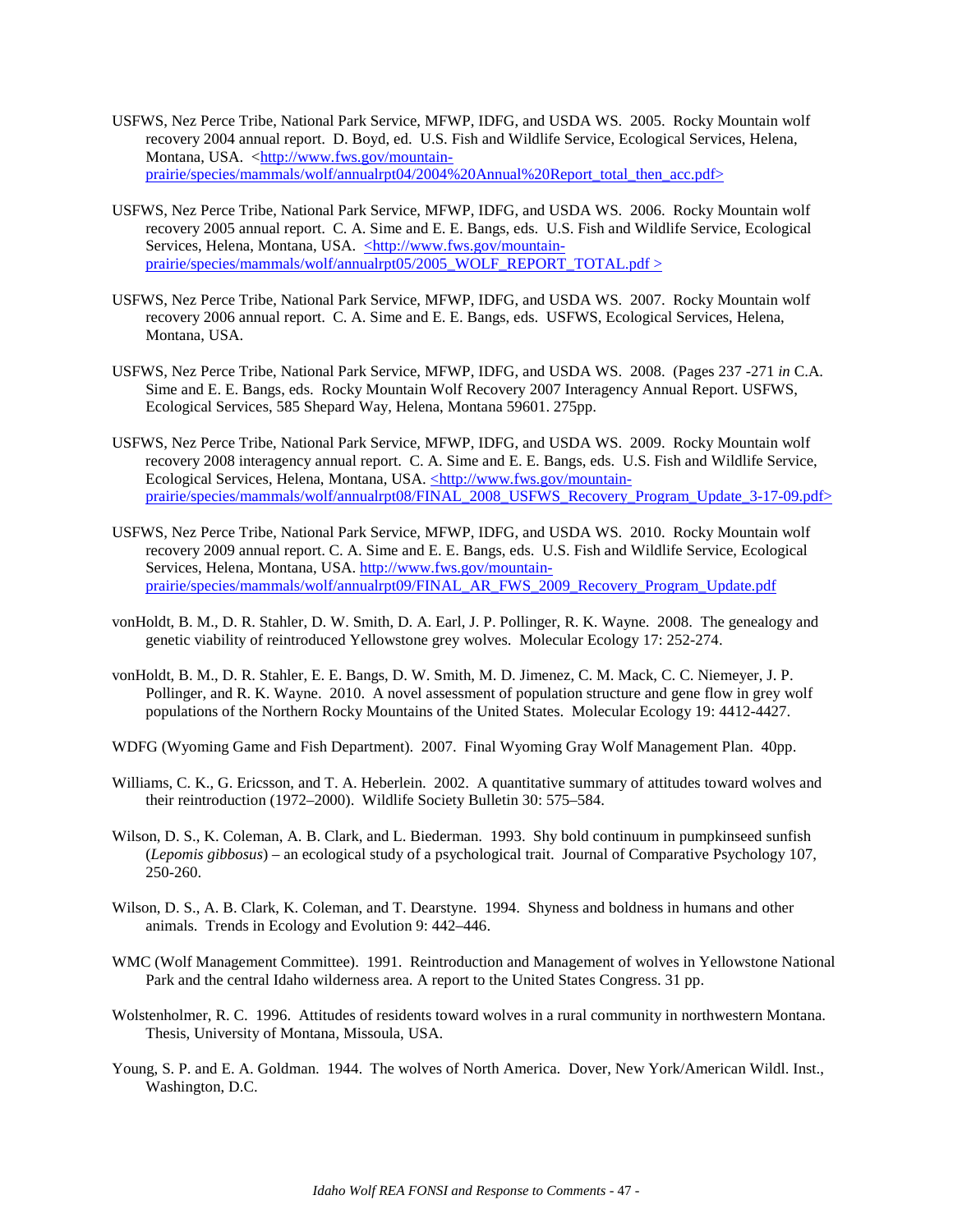USFWS, Nez Perce Tribe, National Park Service, MFWP, IDFG, and USDA WS. 2005. Rocky Mountain wolf recovery 2004 annual report. D. Boyd, ed. U.S. Fish and Wildlife Service, Ecological Services, Helena, Montana, USA. <http://www.fws.gov/mountain-prairie/species/mammals/wolf/annualrpt04/2004%20Annual%20Report_total_then_acc.pdf>

USFWS, Nez Perce Tribe, National Park Service, MFWP, IDFG, and USDA WS. 2006. Rocky Mountain wolf recovery 2005 annual report. C. A. Sime and E. E. Bangs, eds. U.S. Fish and Wildlife Service, Ecological Services, Helena, Montana, USA. <http://www.fws.gov/mountain-prairie/species/mammals/wolf/annualrpt05/2005_WOLF_REPORT_TOTAL.pdf >

USFWS, Nez Perce Tribe, National Park Service, MFWP, IDFG, and USDA WS. 2007. Rocky Mountain wolf recovery 2006 annual report. C. A. Sime and E. E. Bangs, eds. USFWS, Ecological Services, Helena, Montana, USA.

USFWS, Nez Perce Tribe, National Park Service, MFWP, IDFG, and USDA WS. 2008. (Pages 237 -271 *in* C.A. Sime and E. E. Bangs, eds. Rocky Mountain Wolf Recovery 2007 Interagency Annual Report. USFWS, Ecological Services, 585 Shepard Way, Helena, Montana 59601. 275pp.

USFWS, Nez Perce Tribe, National Park Service, MFWP, IDFG, and USDA WS. 2009. Rocky Mountain wolf recovery 2008 interagency annual report. C. A. Sime and E. E. Bangs, eds. U.S. Fish and Wildlife Service, Ecological Services, Helena, Montana, USA. <http://www.fws.gov/mountain-prairie/species/mammals/wolf/annualrpt08/FINAL_2008_USFWS_Recovery_Program_Update_3-17-09.pdf>

USFWS, Nez Perce Tribe, National Park Service, MFWP, IDFG, and USDA WS. 2010. Rocky Mountain wolf recovery 2009 annual report. C. A. Sime and E. E. Bangs, eds. U.S. Fish and Wildlife Service, Ecological Services, Helena, Montana, USA. http://www.fws.gov/mountain-prairie/species/mammals/wolf/annualrpt09/FINAL_AR_FWS_2009_Recovery_Program_Update.pdf

vonHoldt, B. M., D. R. Stahler, D. W. Smith, D. A. Earl, J. P. Pollinger, R. K. Wayne. 2008. The genealogy and genetic viability of reintroduced Yellowstone grey wolves. Molecular Ecology 17: 252-274.

vonHoldt, B. M., D. R. Stahler, E. E. Bangs, D. W. Smith, M. D. Jimenez, C. M. Mack, C. C. Niemeyer, J. P. Pollinger, and R. K. Wayne. 2010. A novel assessment of population structure and gene flow in grey wolf populations of the Northern Rocky Mountains of the United States. Molecular Ecology 19: 4412-4427.

WDFG (Wyoming Game and Fish Department). 2007. Final Wyoming Gray Wolf Management Plan. 40pp.

Williams, C. K., G. Ericsson, and T. A. Heberlein. 2002. A quantitative summary of attitudes toward wolves and their reintroduction (1972–2000). Wildlife Society Bulletin 30: 575–584.

Wilson, D. S., K. Coleman, A. B. Clark, and L. Biederman. 1993. Shy bold continuum in pumpkinseed sunfish (*Lepomis gibbosus*) – an ecological study of a psychological trait. Journal of Comparative Psychology 107, 250-260.

Wilson, D. S., A. B. Clark, K. Coleman, and T. Dearstyne. 1994. Shyness and boldness in humans and other animals. Trends in Ecology and Evolution 9: 442–446.

WMC (Wolf Management Committee). 1991. Reintroduction and Management of wolves in Yellowstone National Park and the central Idaho wilderness area. A report to the United States Congress. 31 pp.

Wolstenholmer, R. C. 1996. Attitudes of residents toward wolves in a rural community in northwestern Montana. Thesis, University of Montana, Missoula, USA.

Young, S. P. and E. A. Goldman. 1944. The wolves of North America. Dover, New York/American Wildl. Inst., Washington, D.C.